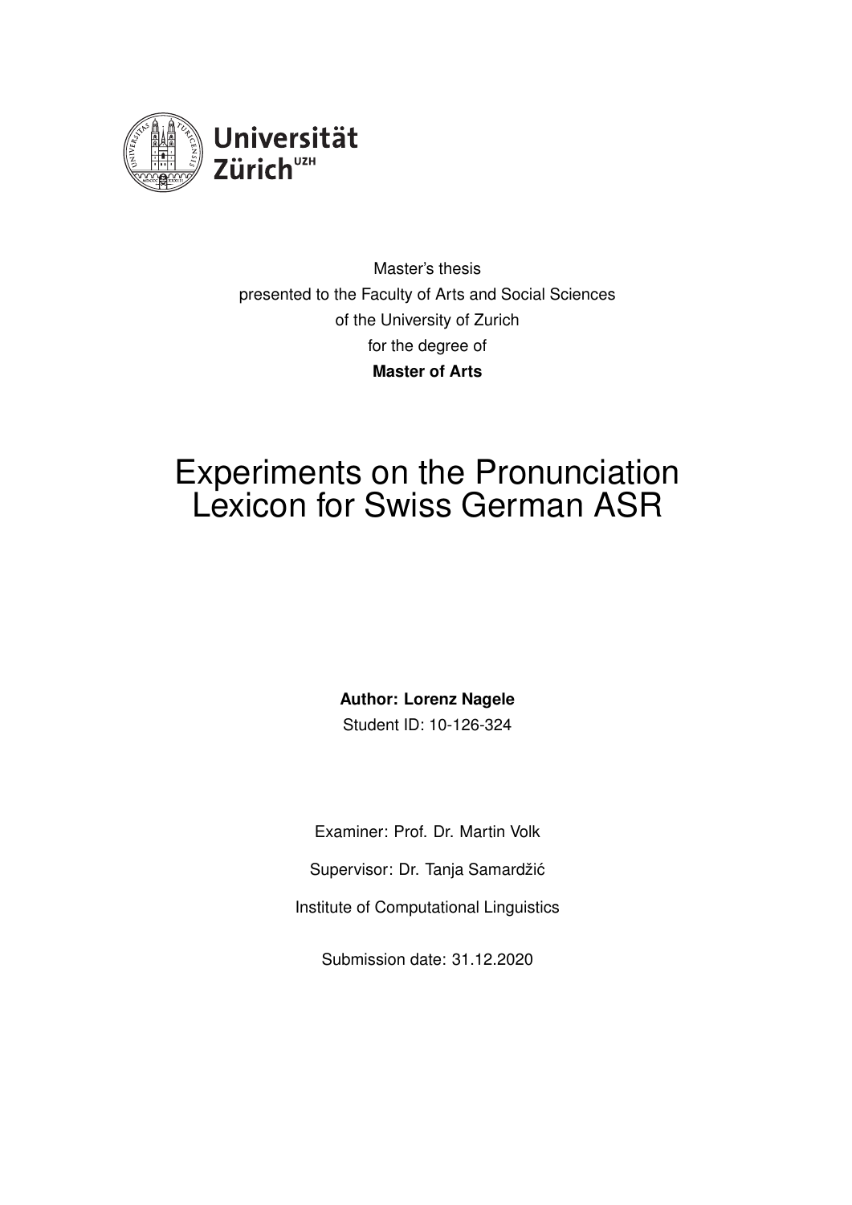Universität Zürich[UZH]

Master's thesis
presented to the Faculty of Arts and Social Sciences
of the University of Zurich
for the degree of
**Master of Arts**

# Experiments on the Pronunciation Lexicon for Swiss German ASR

**Author: Lorenz Nagele**
Student ID: 10-126-324

Examiner: Prof. Dr. Martin Volk

Supervisor: Dr. Tanja Samardžić

Institute of Computational Linguistics

Submission date: 31.12.2020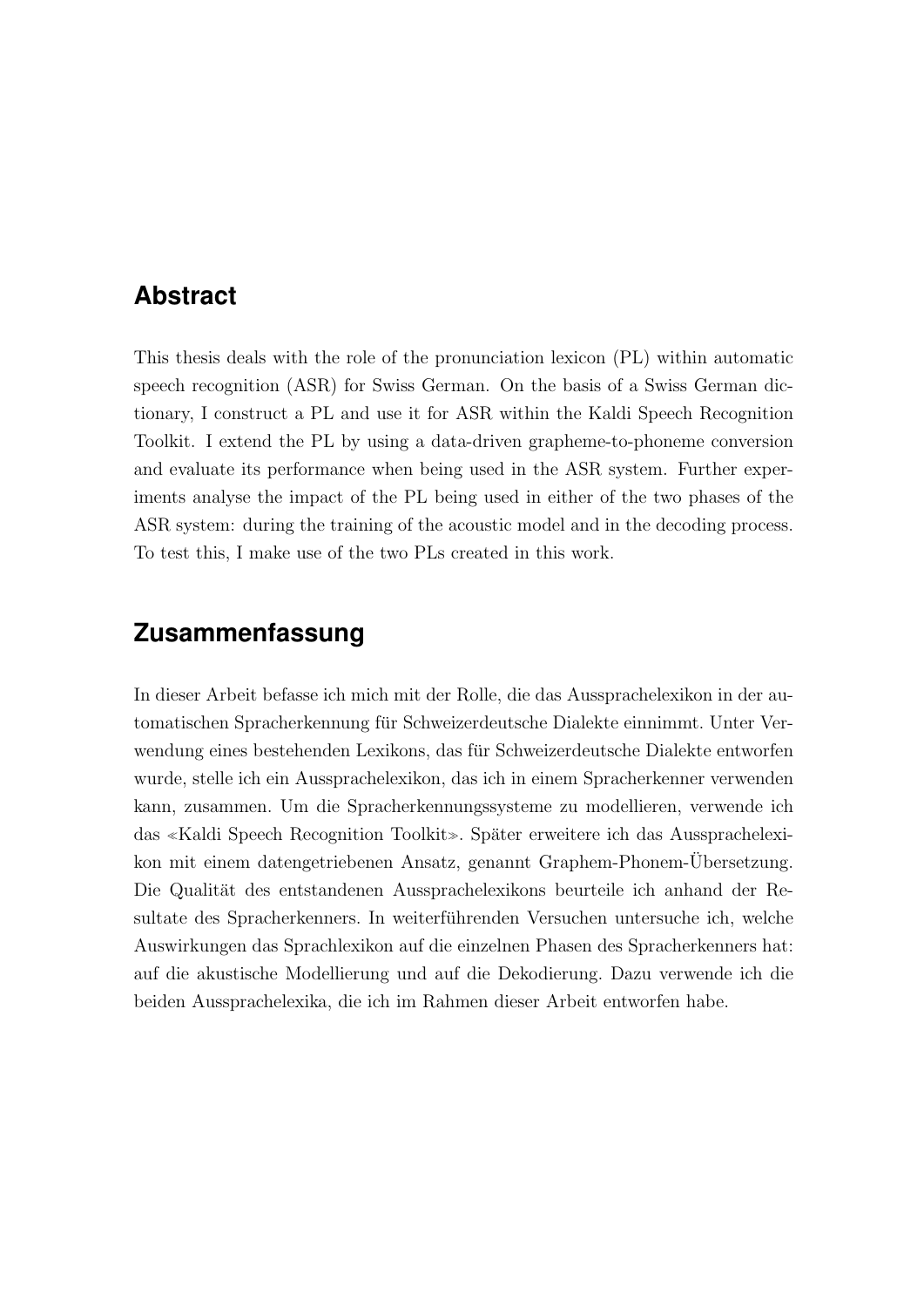## Abstract

This thesis deals with the role of the pronunciation lexicon (PL) within automatic speech recognition (ASR) for Swiss German. On the basis of a Swiss German dictionary, I construct a PL and use it for ASR within the Kaldi Speech Recognition Toolkit. I extend the PL by using a data-driven grapheme-to-phoneme conversion and evaluate its performance when being used in the ASR system. Further experiments analyse the impact of the PL being used in either of the two phases of the ASR system: during the training of the acoustic model and in the decoding process. To test this, I make use of the two PLs created in this work.

## Zusammenfassung

In dieser Arbeit befasse ich mich mit der Rolle, die das Aussprachelexikon in der automatischen Spracherkennung für Schweizerdeutsche Dialekte einnimmt. Unter Verwendung eines bestehenden Lexikons, das für Schweizerdeutsche Dialekte entworfen wurde, stelle ich ein Aussprachelexikon, das ich in einem Spracherkenner verwenden kann, zusammen. Um die Spracherkennungssysteme zu modellieren, verwende ich das «Kaldi Speech Recognition Toolkit». Später erweitere ich das Aussprachelexikon mit einem datengetriebenen Ansatz, genannt Graphem-Phonem-Übersetzung. Die Qualität des entstandenen Aussprachelexikons beurteile ich anhand der Resultate des Spracherkenners. In weiterführenden Versuchen untersuche ich, welche Auswirkungen das Sprachlexikon auf die einzelnen Phasen des Spracherkenners hat: auf die akustische Modellierung und auf die Dekodierung. Dazu verwende ich die beiden Aussprachelexika, die ich im Rahmen dieser Arbeit entworfen habe.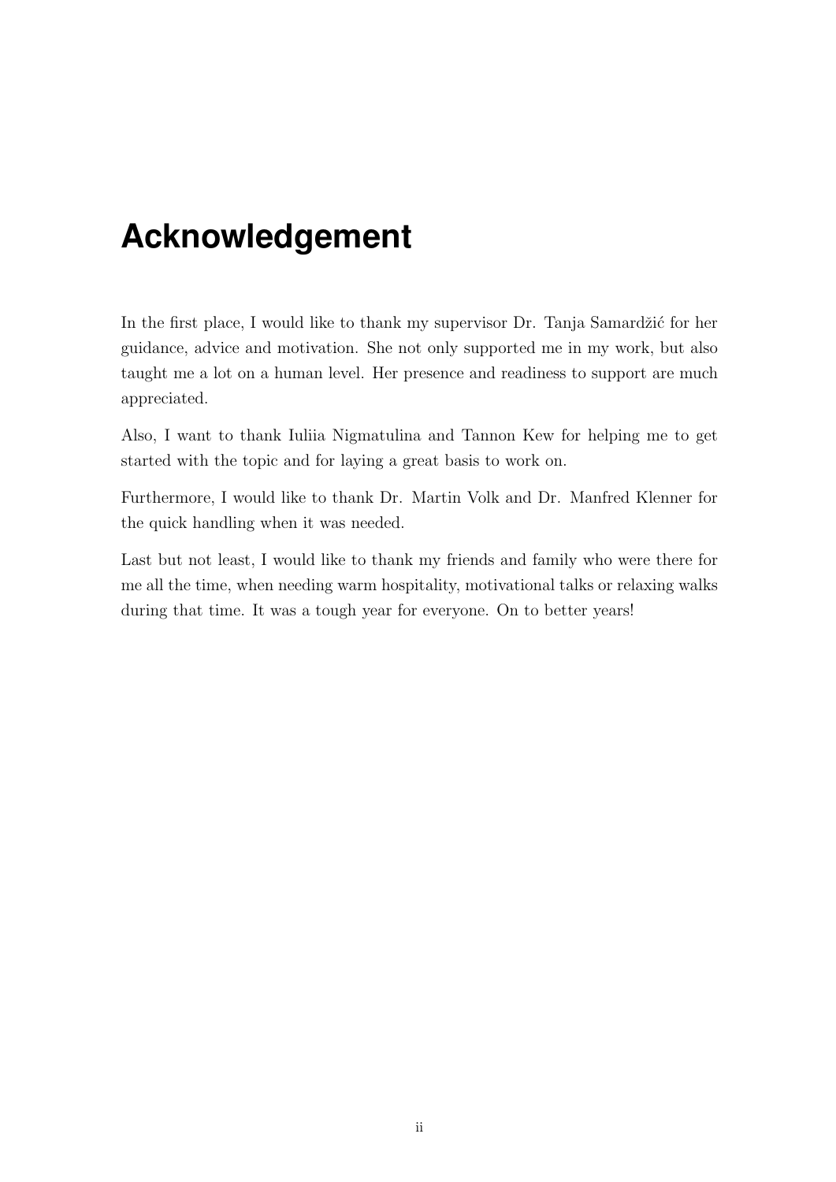# Acknowledgement

In the first place, I would like to thank my supervisor Dr. Tanja Samardžić for her guidance, advice and motivation. She not only supported me in my work, but also taught me a lot on a human level. Her presence and readiness to support are much appreciated.

Also, I want to thank Iuliia Nigmatulina and Tannon Kew for helping me to get started with the topic and for laying a great basis to work on.

Furthermore, I would like to thank Dr. Martin Volk and Dr. Manfred Klenner for the quick handling when it was needed.

Last but not least, I would like to thank my friends and family who were there for me all the time, when needing warm hospitality, motivational talks or relaxing walks during that time. It was a tough year for everyone. On to better years!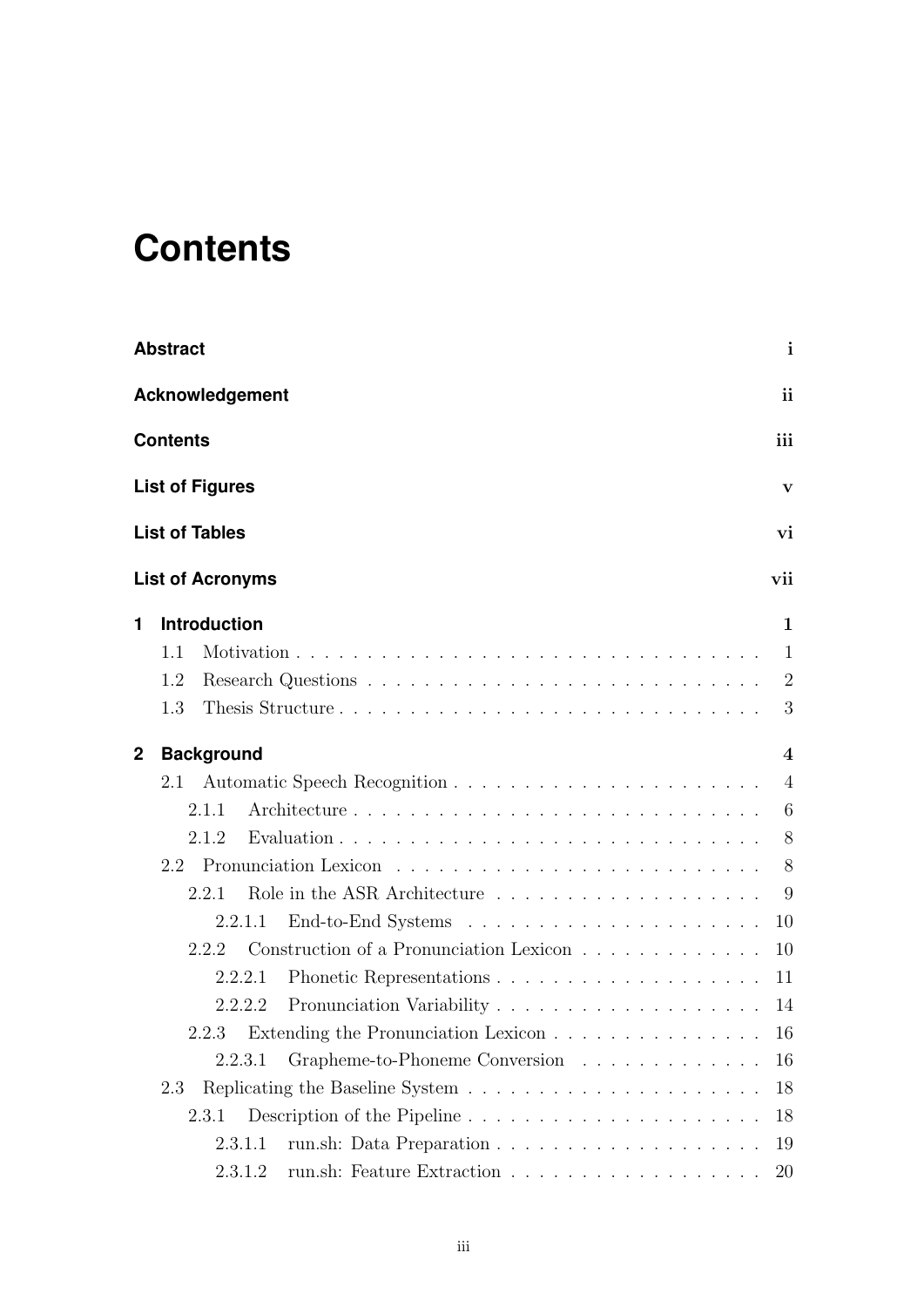# Contents

**Abstract** i

**Acknowledgement** ii

**Contents** iii

**List of Figures** v

**List of Tables** vi

**List of Acronyms** vii

**1 Introduction** 1

- 1.1 Motivation . . . 1
- 1.2 Research Questions . . . 2
- 1.3 Thesis Structure . . . 3

**2 Background** 4

- 2.1 Automatic Speech Recognition . . . 4
  - 2.1.1 Architecture . . . 6
  - 2.1.2 Evaluation . . . 8
- 2.2 Pronunciation Lexicon . . . 8
  - 2.2.1 Role in the ASR Architecture . . . 9
    - 2.2.1.1 End-to-End Systems . . . 10
  - 2.2.2 Construction of a Pronunciation Lexicon . . . 10
    - 2.2.2.1 Phonetic Representations . . . 11
    - 2.2.2.2 Pronunciation Variability . . . 14
  - 2.2.3 Extending the Pronunciation Lexicon . . . 16
    - 2.2.3.1 Grapheme-to-Phoneme Conversion . . . 16
- 2.3 Replicating the Baseline System . . . 18
  - 2.3.1 Description of the Pipeline . . . 18
    - 2.3.1.1 run.sh: Data Preparation . . . 19
    - 2.3.1.2 run.sh: Feature Extraction . . . 20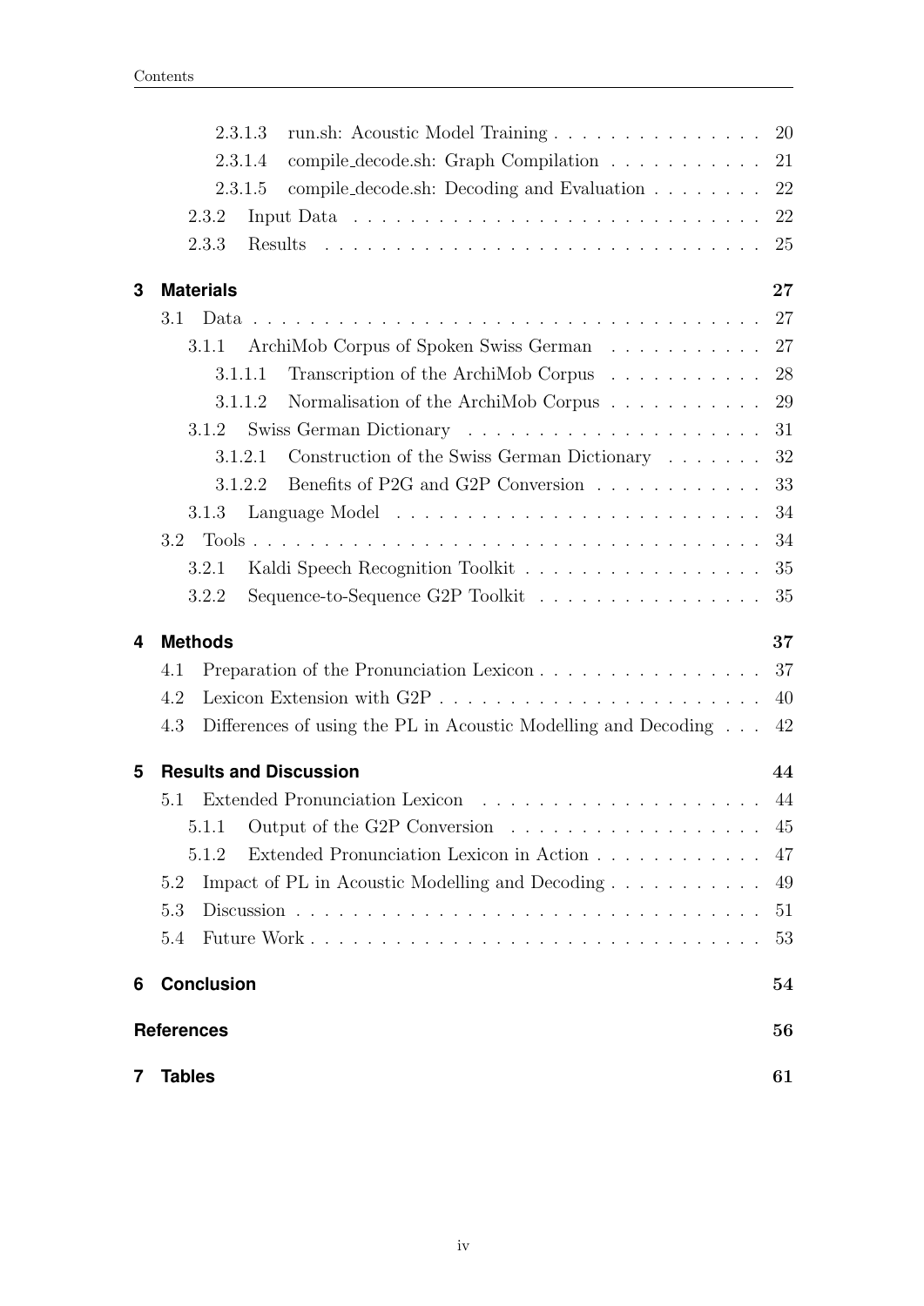- 2.3.1.3 run.sh: Acoustic Model Training . . . . . . . . . . . . . . . 20
- 2.3.1.4 compile_decode.sh: Graph Compilation . . . . . . . . . . . 21
- 2.3.1.5 compile_decode.sh: Decoding and Evaluation . . . . . . . . 22
- 2.3.2 Input Data . . . . . . . . . . . . . . . . . . . . . . . . . . . 22
- 2.3.3 Results . . . . . . . . . . . . . . . . . . . . . . . . . . . . . 25

**3 Materials** **27**

- 3.1 Data . . . . . . . . . . . . . . . . . . . . . . . . . . . . . . . . . . 27
  - 3.1.1 ArchiMob Corpus of Spoken Swiss German . . . . . . . . . . . 27
    - 3.1.1.1 Transcription of the ArchiMob Corpus . . . . . . . . . . . 28
    - 3.1.1.2 Normalisation of the ArchiMob Corpus . . . . . . . . . . . 29
  - 3.1.2 Swiss German Dictionary . . . . . . . . . . . . . . . . . . . . 31
    - 3.1.2.1 Construction of the Swiss German Dictionary . . . . . . . 32
    - 3.1.2.2 Benefits of P2G and G2P Conversion . . . . . . . . . . . . 33
  - 3.1.3 Language Model . . . . . . . . . . . . . . . . . . . . . . . . . 34
- 3.2 Tools . . . . . . . . . . . . . . . . . . . . . . . . . . . . . . . . . . 34
  - 3.2.1 Kaldi Speech Recognition Toolkit . . . . . . . . . . . . . . . . 35
  - 3.2.2 Sequence-to-Sequence G2P Toolkit . . . . . . . . . . . . . . . 35

**4 Methods** **37**

- 4.1 Preparation of the Pronunciation Lexicon . . . . . . . . . . . . . . . 37
- 4.2 Lexicon Extension with G2P . . . . . . . . . . . . . . . . . . . . . . 40
- 4.3 Differences of using the PL in Acoustic Modelling and Decoding . . . 42

**5 Results and Discussion** **44**

- 5.1 Extended Pronunciation Lexicon . . . . . . . . . . . . . . . . . . . . 44
  - 5.1.1 Output of the G2P Conversion . . . . . . . . . . . . . . . . . . 45
  - 5.1.2 Extended Pronunciation Lexicon in Action . . . . . . . . . . . . 47
- 5.2 Impact of PL in Acoustic Modelling and Decoding . . . . . . . . . . . 49
- 5.3 Discussion . . . . . . . . . . . . . . . . . . . . . . . . . . . . . . . . 51
- 5.4 Future Work . . . . . . . . . . . . . . . . . . . . . . . . . . . . . . . 53

**6 Conclusion** **54**

**References** **56**

**7 Tables** **61**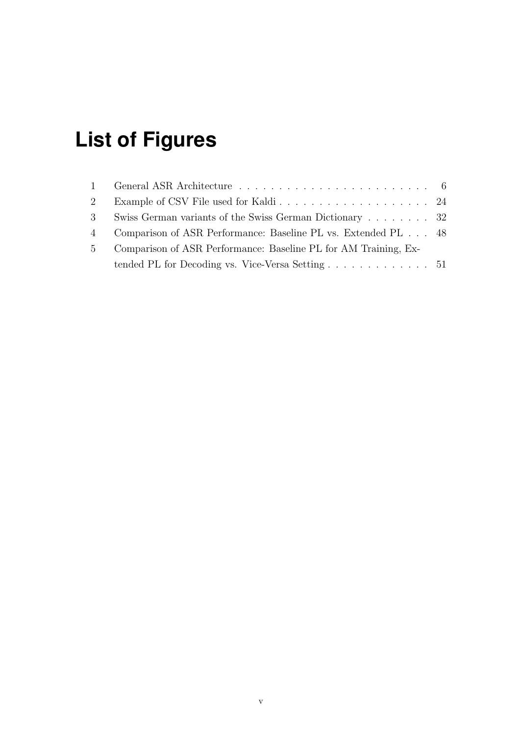# List of Figures

| | | |
|---|---|---|
| 1 | General ASR Architecture | 6 |
| 2 | Example of CSV File used for Kaldi | 24 |
| 3 | Swiss German variants of the Swiss German Dictionary | 32 |
| 4 | Comparison of ASR Performance: Baseline PL vs. Extended PL | 48 |
| 5 | Comparison of ASR Performance: Baseline PL for AM Training, Extended PL for Decoding vs. Vice-Versa Setting | 51 |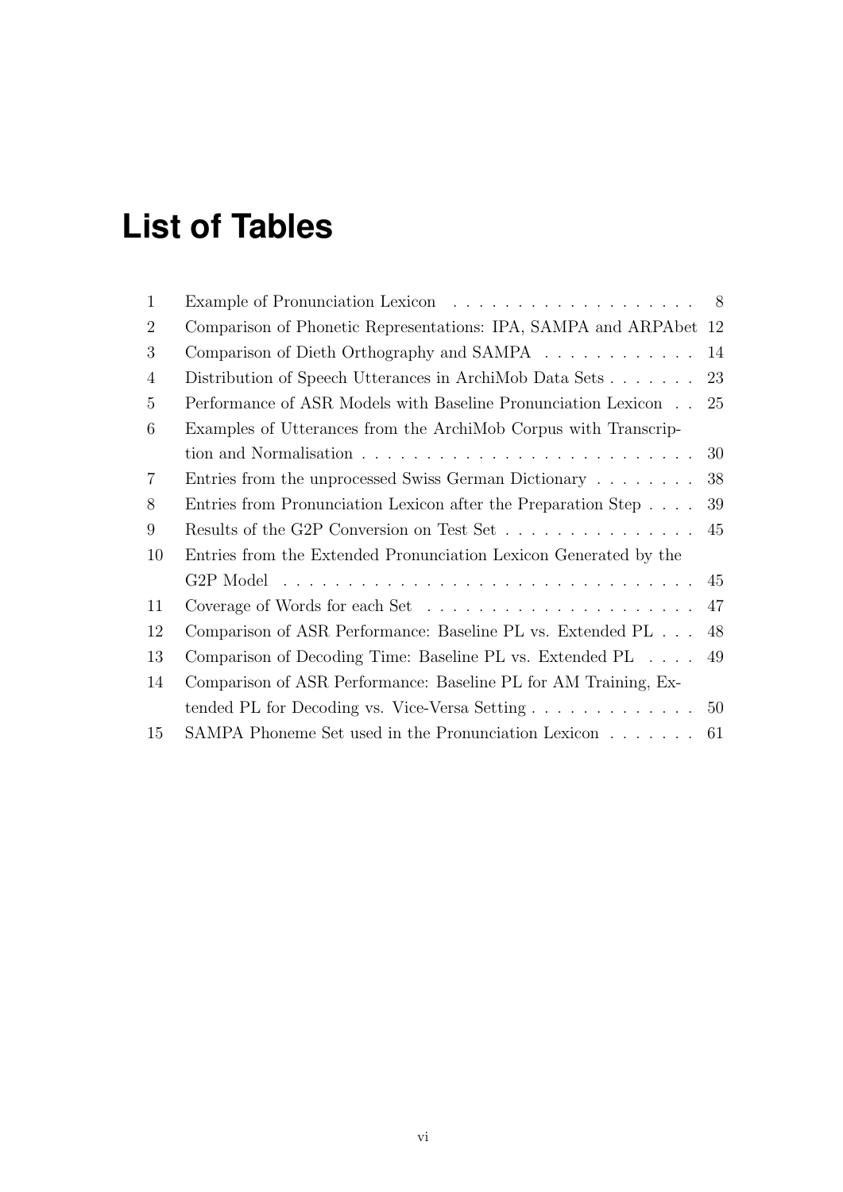# List of Tables

| | | |
|---|---|---|
| 1 | Example of Pronunciation Lexicon | 8 |
| 2 | Comparison of Phonetic Representations: IPA, SAMPA and ARPAbet | 12 |
| 3 | Comparison of Dieth Orthography and SAMPA | 14 |
| 4 | Distribution of Speech Utterances in ArchiMob Data Sets | 23 |
| 5 | Performance of ASR Models with Baseline Pronunciation Lexicon | 25 |
| 6 | Examples of Utterances from the ArchiMob Corpus with Transcription and Normalisation | 30 |
| 7 | Entries from the unprocessed Swiss German Dictionary | 38 |
| 8 | Entries from Pronunciation Lexicon after the Preparation Step | 39 |
| 9 | Results of the G2P Conversion on Test Set | 45 |
| 10 | Entries from the Extended Pronunciation Lexicon Generated by the G2P Model | 45 |
| 11 | Coverage of Words for each Set | 47 |
| 12 | Comparison of ASR Performance: Baseline PL vs. Extended PL | 48 |
| 13 | Comparison of Decoding Time: Baseline PL vs. Extended PL | 49 |
| 14 | Comparison of ASR Performance: Baseline PL for AM Training, Extended PL for Decoding vs. Vice-Versa Setting | 50 |
| 15 | SAMPA Phoneme Set used in the Pronunciation Lexicon | 61 |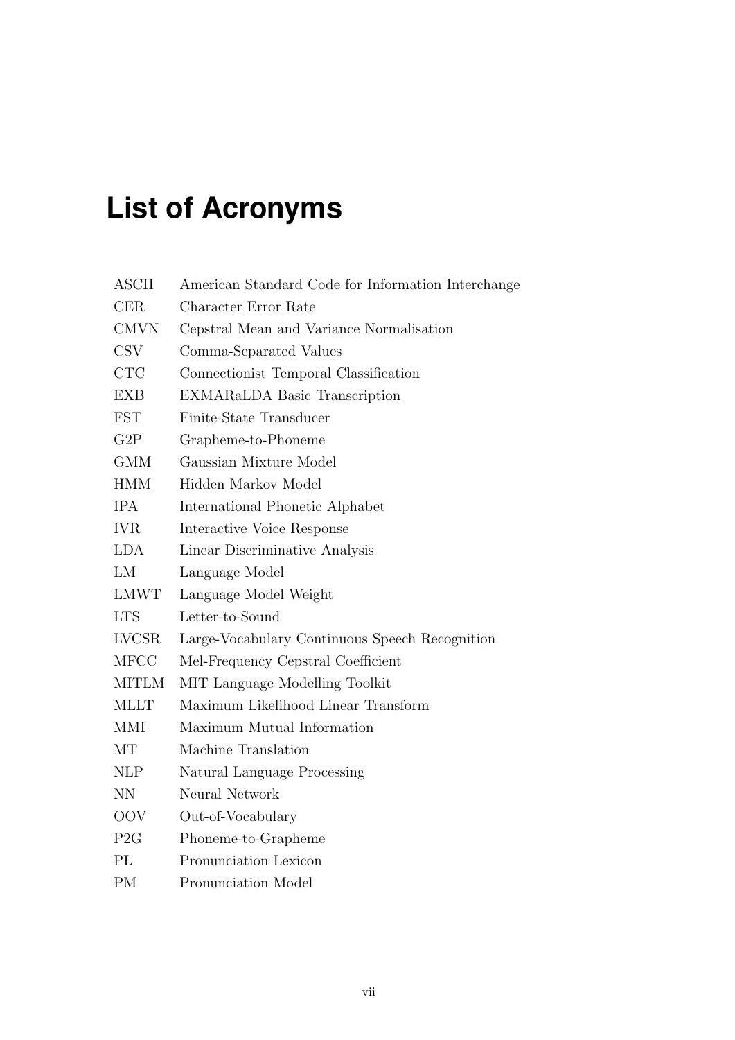# List of Acronyms

| | |
|---|---|
| ASCII | American Standard Code for Information Interchange |
| CER | Character Error Rate |
| CMVN | Cepstral Mean and Variance Normalisation |
| CSV | Comma-Separated Values |
| CTC | Connectionist Temporal Classification |
| EXB | EXMARaLDA Basic Transcription |
| FST | Finite-State Transducer |
| G2P | Grapheme-to-Phoneme |
| GMM | Gaussian Mixture Model |
| HMM | Hidden Markov Model |
| IPA | International Phonetic Alphabet |
| IVR | Interactive Voice Response |
| LDA | Linear Discriminative Analysis |
| LM | Language Model |
| LMWT | Language Model Weight |
| LTS | Letter-to-Sound |
| LVCSR | Large-Vocabulary Continuous Speech Recognition |
| MFCC | Mel-Frequency Cepstral Coefficient |
| MITLM | MIT Language Modelling Toolkit |
| MLLT | Maximum Likelihood Linear Transform |
| MMI | Maximum Mutual Information |
| MT | Machine Translation |
| NLP | Natural Language Processing |
| NN | Neural Network |
| OOV | Out-of-Vocabulary |
| P2G | Phoneme-to-Grapheme |
| PL | Pronunciation Lexicon |
| PM | Pronunciation Model |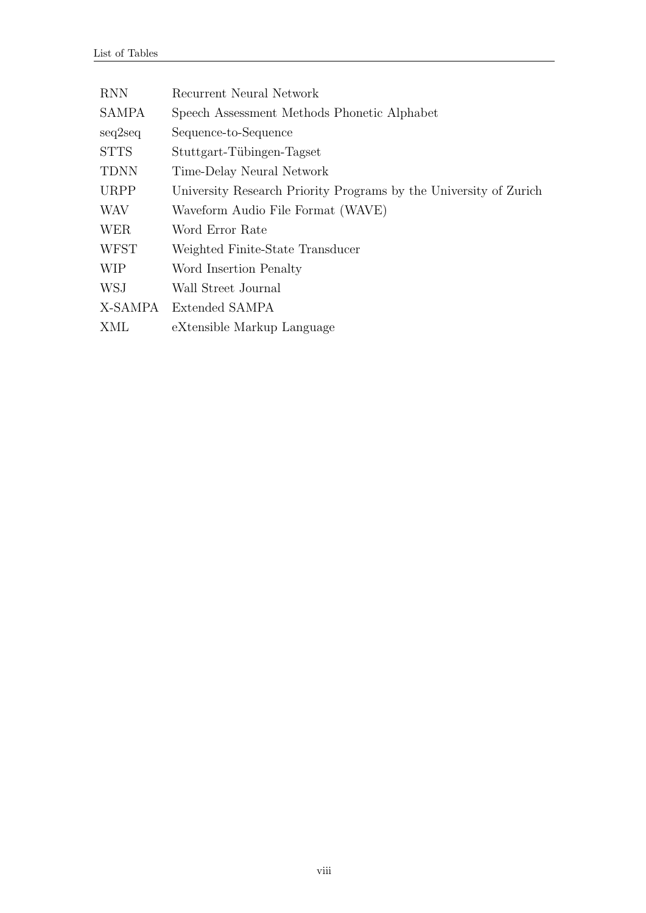| | |
|---|---|
| RNN | Recurrent Neural Network |
| SAMPA | Speech Assessment Methods Phonetic Alphabet |
| seq2seq | Sequence-to-Sequence |
| STTS | Stuttgart-Tübingen-Tagset |
| TDNN | Time-Delay Neural Network |
| URPP | University Research Priority Programs by the University of Zurich |
| WAV | Waveform Audio File Format (WAVE) |
| WER | Word Error Rate |
| WFST | Weighted Finite-State Transducer |
| WIP | Word Insertion Penalty |
| WSJ | Wall Street Journal |
| X-SAMPA | Extended SAMPA |
| XML | eXtensible Markup Language |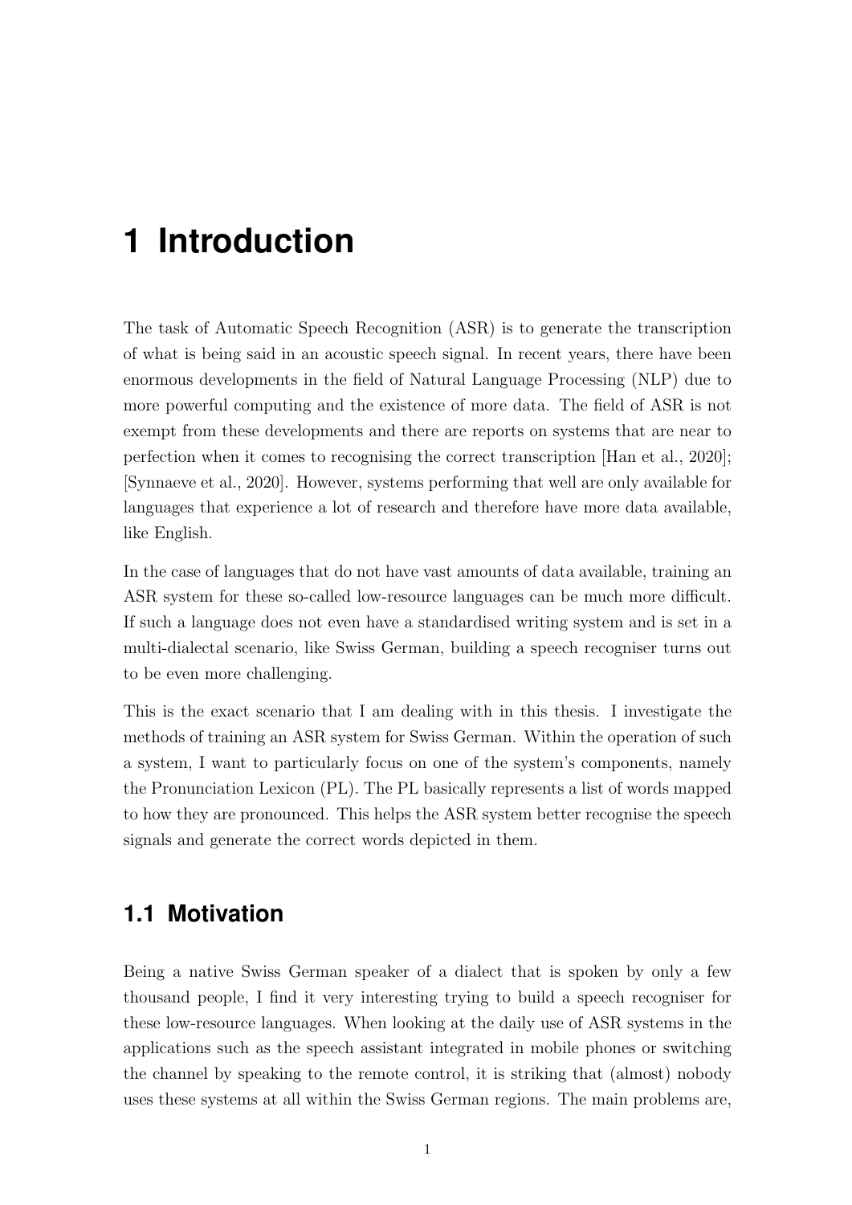# 1 Introduction

The task of Automatic Speech Recognition (ASR) is to generate the transcription of what is being said in an acoustic speech signal. In recent years, there have been enormous developments in the field of Natural Language Processing (NLP) due to more powerful computing and the existence of more data. The field of ASR is not exempt from these developments and there are reports on systems that are near to perfection when it comes to recognising the correct transcription [Han et al., 2020]; [Synnaeve et al., 2020]. However, systems performing that well are only available for languages that experience a lot of research and therefore have more data available, like English.

In the case of languages that do not have vast amounts of data available, training an ASR system for these so-called low-resource languages can be much more difficult. If such a language does not even have a standardised writing system and is set in a multi-dialectal scenario, like Swiss German, building a speech recogniser turns out to be even more challenging.

This is the exact scenario that I am dealing with in this thesis. I investigate the methods of training an ASR system for Swiss German. Within the operation of such a system, I want to particularly focus on one of the system's components, namely the Pronunciation Lexicon (PL). The PL basically represents a list of words mapped to how they are pronounced. This helps the ASR system better recognise the speech signals and generate the correct words depicted in them.

## 1.1 Motivation

Being a native Swiss German speaker of a dialect that is spoken by only a few thousand people, I find it very interesting trying to build a speech recogniser for these low-resource languages. When looking at the daily use of ASR systems in the applications such as the speech assistant integrated in mobile phones or switching the channel by speaking to the remote control, it is striking that (almost) nobody uses these systems at all within the Swiss German regions. The main problems are,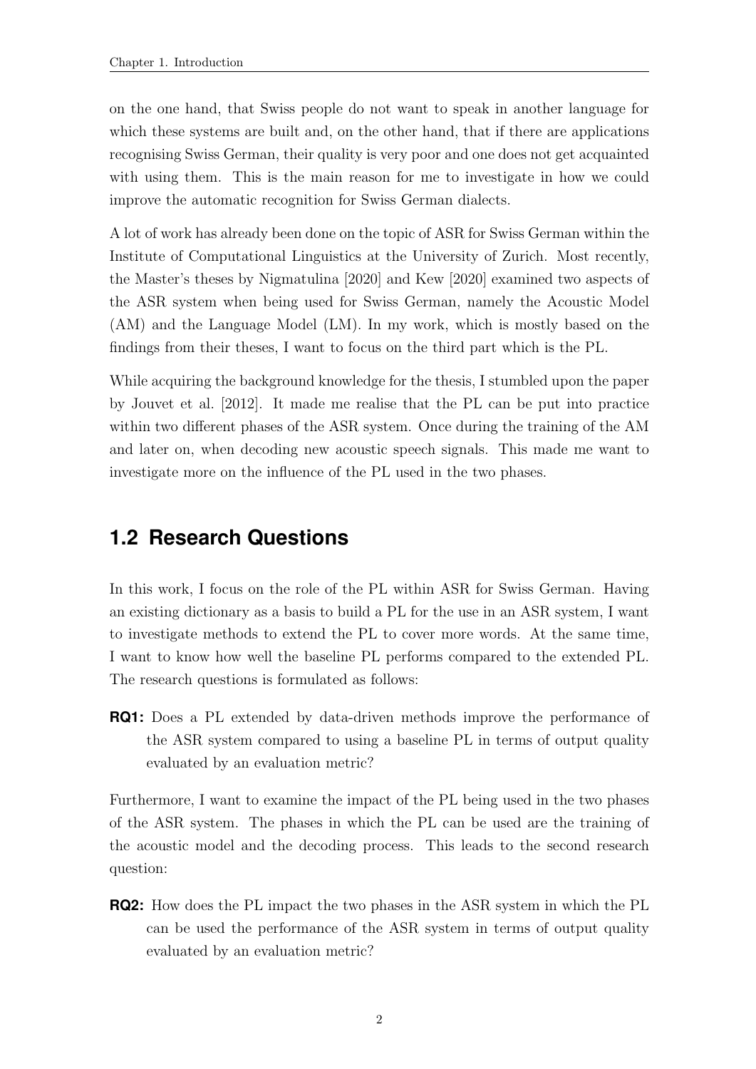on the one hand, that Swiss people do not want to speak in another language for which these systems are built and, on the other hand, that if there are applications recognising Swiss German, their quality is very poor and one does not get acquainted with using them. This is the main reason for me to investigate in how we could improve the automatic recognition for Swiss German dialects.

A lot of work has already been done on the topic of ASR for Swiss German within the Institute of Computational Linguistics at the University of Zurich. Most recently, the Master's theses by Nigmatulina [2020] and Kew [2020] examined two aspects of the ASR system when being used for Swiss German, namely the Acoustic Model (AM) and the Language Model (LM). In my work, which is mostly based on the findings from their theses, I want to focus on the third part which is the PL.

While acquiring the background knowledge for the thesis, I stumbled upon the paper by Jouvet et al. [2012]. It made me realise that the PL can be put into practice within two different phases of the ASR system. Once during the training of the AM and later on, when decoding new acoustic speech signals. This made me want to investigate more on the influence of the PL used in the two phases.

## 1.2 Research Questions

In this work, I focus on the role of the PL within ASR for Swiss German. Having an existing dictionary as a basis to build a PL for the use in an ASR system, I want to investigate methods to extend the PL to cover more words. At the same time, I want to know how well the baseline PL performs compared to the extended PL. The research questions is formulated as follows:

**RQ1:** Does a PL extended by data-driven methods improve the performance of the ASR system compared to using a baseline PL in terms of output quality evaluated by an evaluation metric?

Furthermore, I want to examine the impact of the PL being used in the two phases of the ASR system. The phases in which the PL can be used are the training of the acoustic model and the decoding process. This leads to the second research question:

**RQ2:** How does the PL impact the two phases in the ASR system in which the PL can be used the performance of the ASR system in terms of output quality evaluated by an evaluation metric?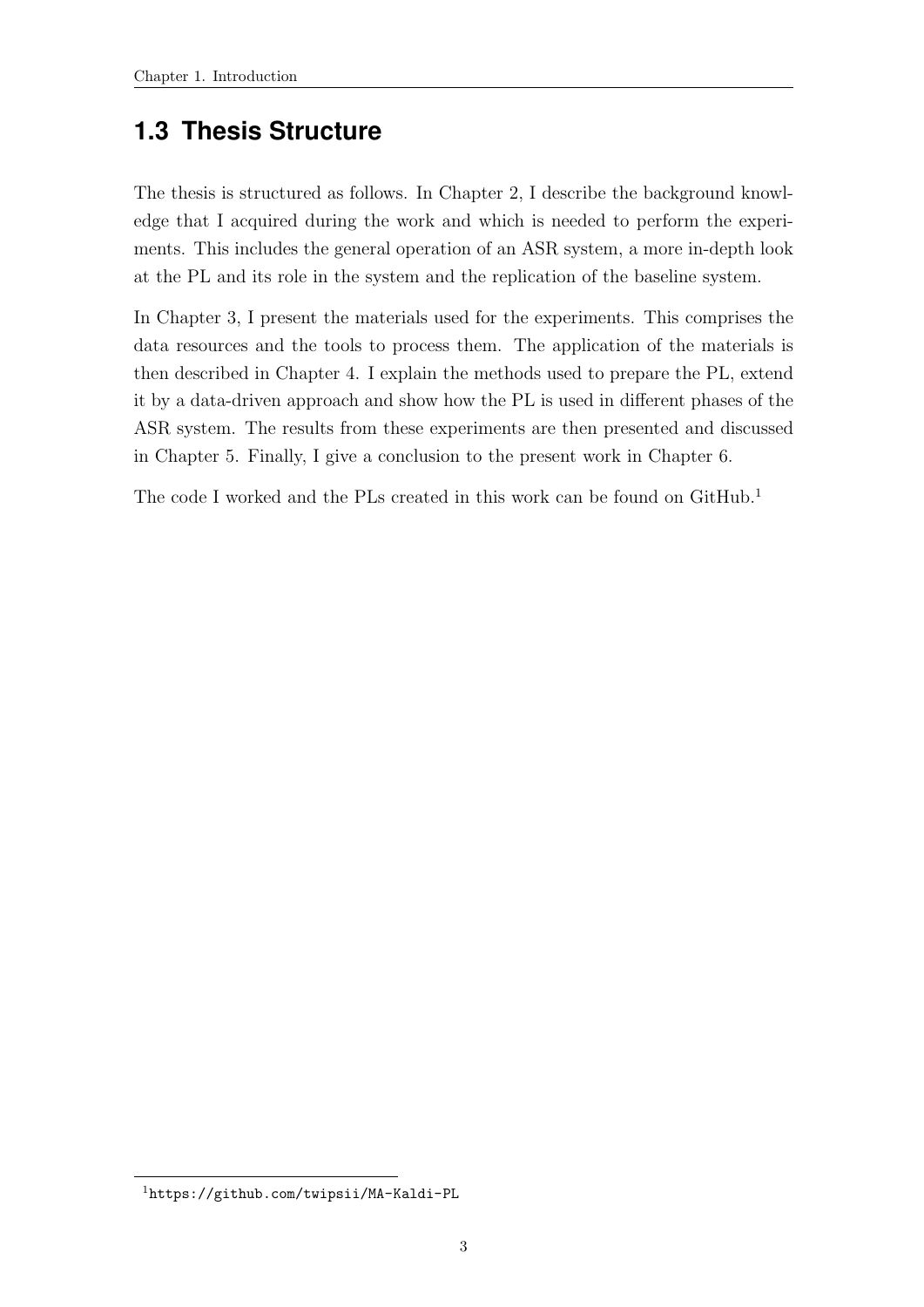## 1.3 Thesis Structure

The thesis is structured as follows. In Chapter 2, I describe the background knowledge that I acquired during the work and which is needed to perform the experiments. This includes the general operation of an ASR system, a more in-depth look at the PL and its role in the system and the replication of the baseline system.

In Chapter 3, I present the materials used for the experiments. This comprises the data resources and the tools to process them. The application of the materials is then described in Chapter 4. I explain the methods used to prepare the PL, extend it by a data-driven approach and show how the PL is used in different phases of the ASR system. The results from these experiments are then presented and discussed in Chapter 5. Finally, I give a conclusion to the present work in Chapter 6.

The code I worked and the PLs created in this work can be found on GitHub.[1]

[1] https://github.com/twipsii/MA-Kaldi-PL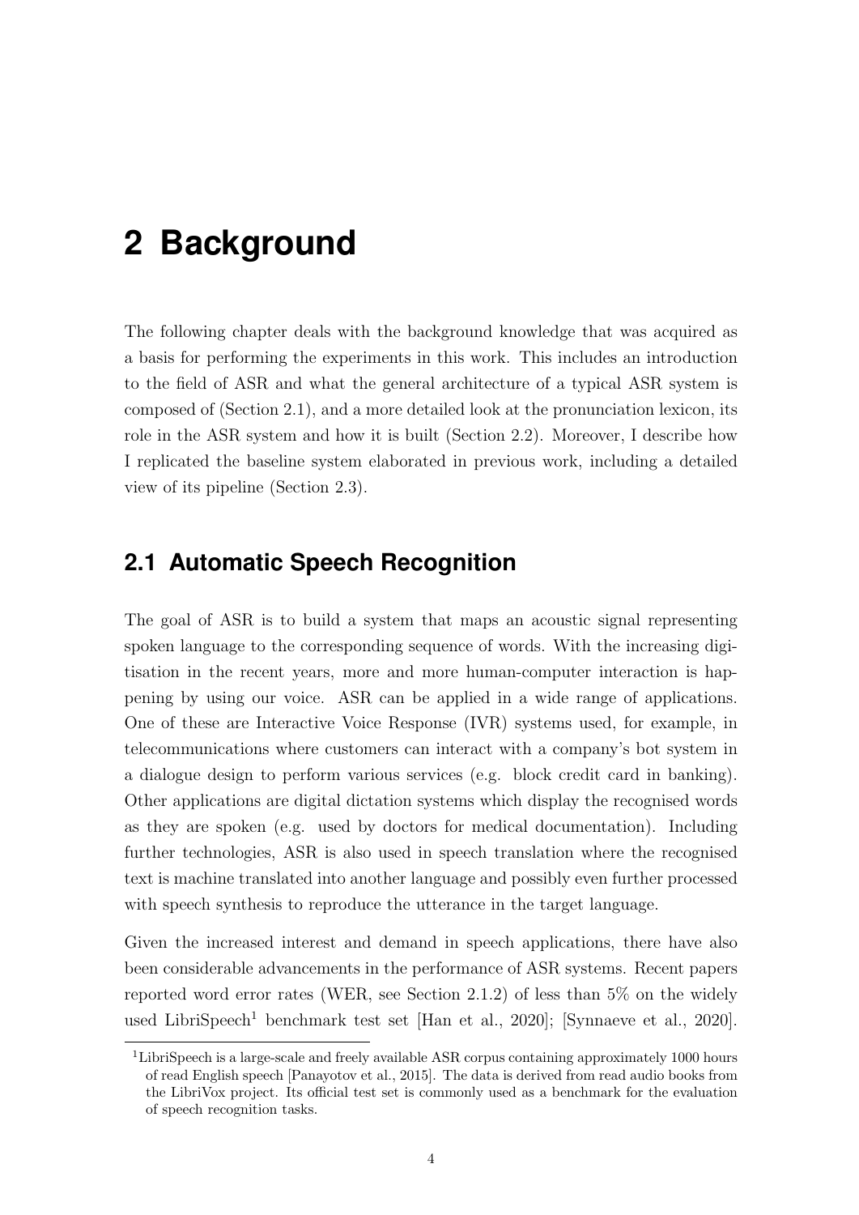# 2 Background

The following chapter deals with the background knowledge that was acquired as a basis for performing the experiments in this work. This includes an introduction to the field of ASR and what the general architecture of a typical ASR system is composed of (Section 2.1), and a more detailed look at the pronunciation lexicon, its role in the ASR system and how it is built (Section 2.2). Moreover, I describe how I replicated the baseline system elaborated in previous work, including a detailed view of its pipeline (Section 2.3).

## 2.1 Automatic Speech Recognition

The goal of ASR is to build a system that maps an acoustic signal representing spoken language to the corresponding sequence of words. With the increasing digitisation in the recent years, more and more human-computer interaction is happening by using our voice. ASR can be applied in a wide range of applications. One of these are Interactive Voice Response (IVR) systems used, for example, in telecommunications where customers can interact with a company's bot system in a dialogue design to perform various services (e.g. block credit card in banking). Other applications are digital dictation systems which display the recognised words as they are spoken (e.g. used by doctors for medical documentation). Including further technologies, ASR is also used in speech translation where the recognised text is machine translated into another language and possibly even further processed with speech synthesis to reproduce the utterance in the target language.

Given the increased interest and demand in speech applications, there have also been considerable advancements in the performance of ASR systems. Recent papers reported word error rates (WER, see Section 2.1.2) of less than 5% on the widely used LibriSpeech[1] benchmark test set [Han et al., 2020]; [Synnaeve et al., 2020].

[1] LibriSpeech is a large-scale and freely available ASR corpus containing approximately 1000 hours of read English speech [Panayotov et al., 2015]. The data is derived from read audio books from the LibriVox project. Its official test set is commonly used as a benchmark for the evaluation of speech recognition tasks.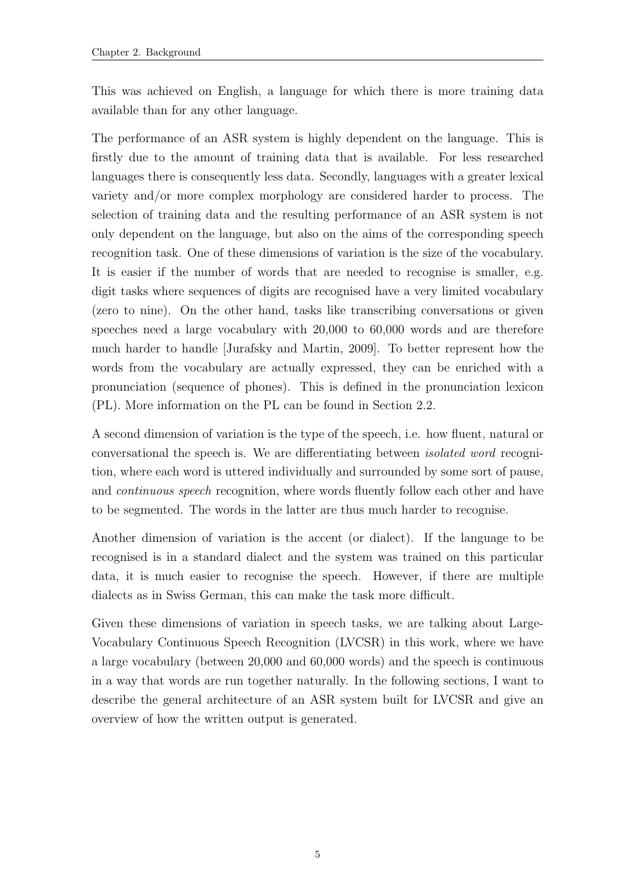This was achieved on English, a language for which there is more training data available than for any other language.

The performance of an ASR system is highly dependent on the language. This is firstly due to the amount of training data that is available. For less researched languages there is consequently less data. Secondly, languages with a greater lexical variety and/or more complex morphology are considered harder to process. The selection of training data and the resulting performance of an ASR system is not only dependent on the language, but also on the aims of the corresponding speech recognition task. One of these dimensions of variation is the size of the vocabulary. It is easier if the number of words that are needed to recognise is smaller, e.g. digit tasks where sequences of digits are recognised have a very limited vocabulary (zero to nine). On the other hand, tasks like transcribing conversations or given speeches need a large vocabulary with 20,000 to 60,000 words and are therefore much harder to handle [Jurafsky and Martin, 2009]. To better represent how the words from the vocabulary are actually expressed, they can be enriched with a pronunciation (sequence of phones). This is defined in the pronunciation lexicon (PL). More information on the PL can be found in Section 2.2.

A second dimension of variation is the type of the speech, i.e. how fluent, natural or conversational the speech is. We are differentiating between *isolated word* recognition, where each word is uttered individually and surrounded by some sort of pause, and *continuous speech* recognition, where words fluently follow each other and have to be segmented. The words in the latter are thus much harder to recognise.

Another dimension of variation is the accent (or dialect). If the language to be recognised is in a standard dialect and the system was trained on this particular data, it is much easier to recognise the speech. However, if there are multiple dialects as in Swiss German, this can make the task more difficult.

Given these dimensions of variation in speech tasks, we are talking about Large-Vocabulary Continuous Speech Recognition (LVCSR) in this work, where we have a large vocabulary (between 20,000 and 60,000 words) and the speech is continuous in a way that words are run together naturally. In the following sections, I want to describe the general architecture of an ASR system built for LVCSR and give an overview of how the written output is generated.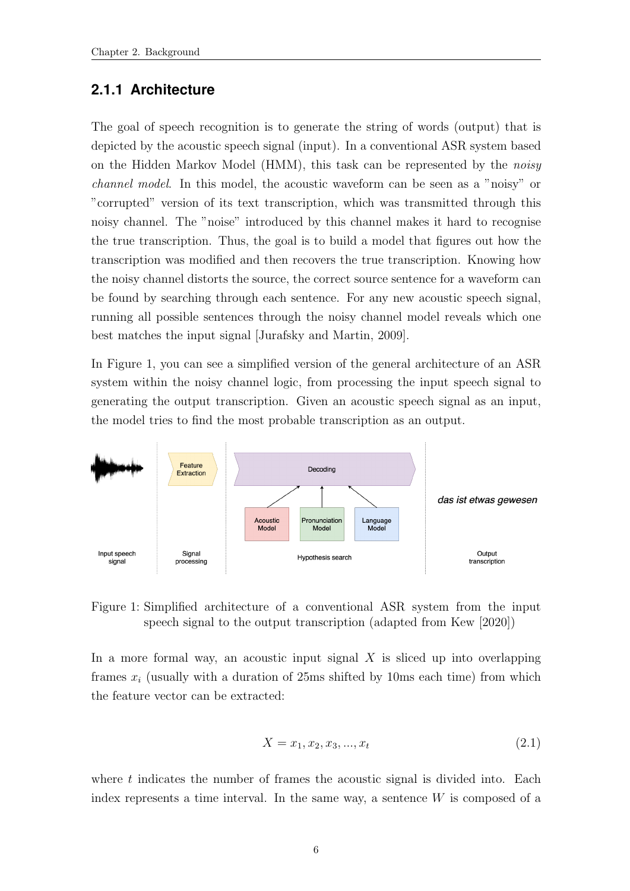### 2.1.1 Architecture

The goal of speech recognition is to generate the string of words (output) that is depicted by the acoustic speech signal (input). In a conventional ASR system based on the Hidden Markov Model (HMM), this task can be represented by the *noisy channel model*. In this model, the acoustic waveform can be seen as a "noisy" or "corrupted" version of its text transcription, which was transmitted through this noisy channel. The "noise" introduced by this channel makes it hard to recognise the true transcription. Thus, the goal is to build a model that figures out how the transcription was modified and then recovers the true transcription. Knowing how the noisy channel distorts the source, the correct source sentence for a waveform can be found by searching through each sentence. For any new acoustic speech signal, running all possible sentences through the noisy channel model reveals which one best matches the input signal [Jurafsky and Martin, 2009].

In Figure 1, you can see a simplified version of the general architecture of an ASR system within the noisy channel logic, from processing the input speech signal to generating the output transcription. Given an acoustic speech signal as an input, the model tries to find the most probable transcription as an output.

Figure 1: Simplified architecture of a conventional ASR system from the input speech signal to the output transcription (adapted from Kew [2020])

In a more formal way, an acoustic input signal $X$ is sliced up into overlapping frames $x_i$ (usually with a duration of 25ms shifted by 10ms each time) from which the feature vector can be extracted:

$$X = x_1, x_2, x_3, ..., x_t \tag{2.1}$$

where $t$ indicates the number of frames the acoustic signal is divided into. Each index represents a time interval. In the same way, a sentence $W$ is composed of a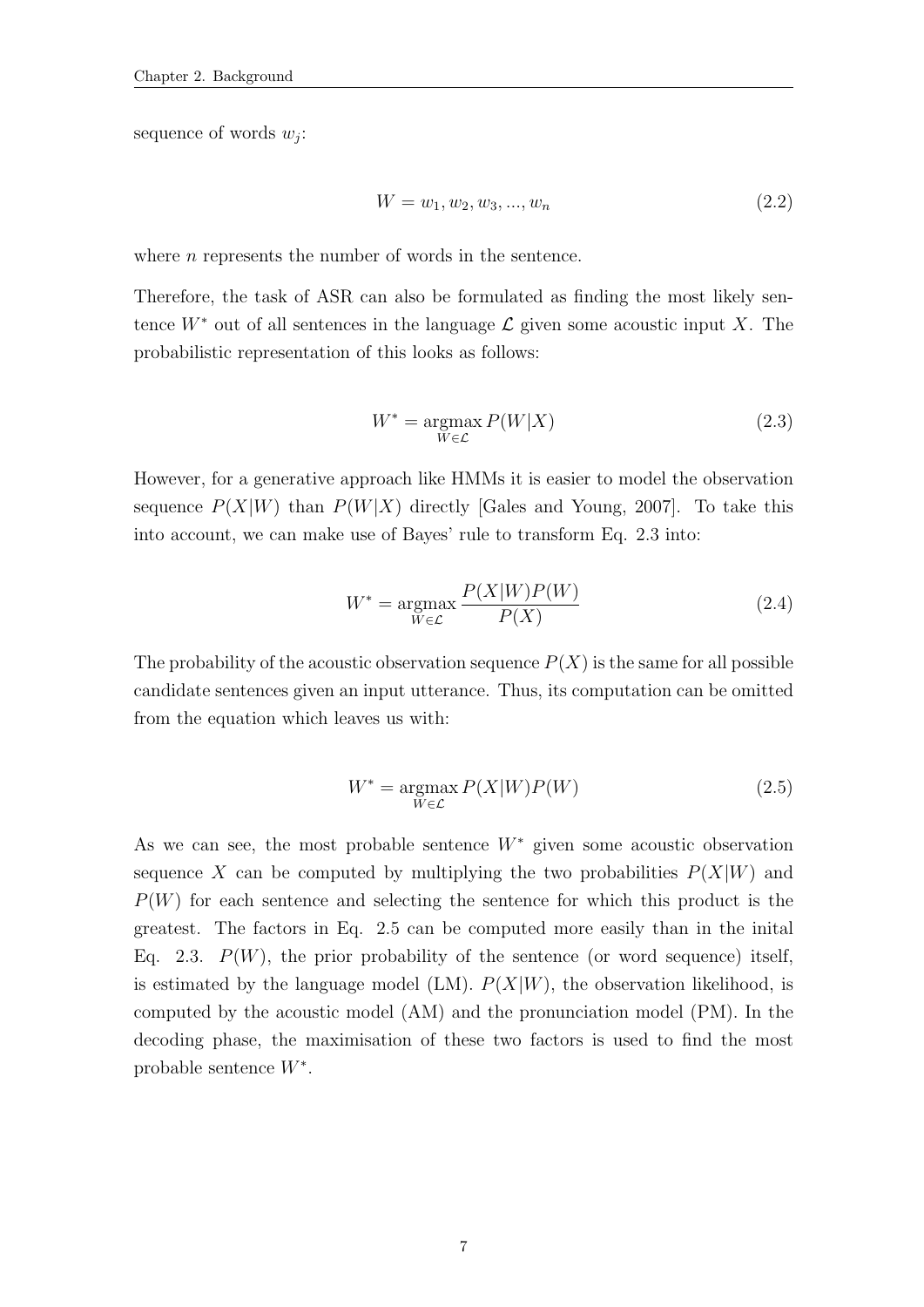sequence of words $w_j$:

$$W = w_1, w_2, w_3, ..., w_n \tag{2.2}$$

where $n$ represents the number of words in the sentence.

Therefore, the task of ASR can also be formulated as finding the most likely sentence $W^*$ out of all sentences in the language $\mathcal{L}$ given some acoustic input $X$. The probabilistic representation of this looks as follows:

$$W^* = \operatorname*{argmax}_{W \in \mathcal{L}} P(W|X) \tag{2.3}$$

However, for a generative approach like HMMs it is easier to model the observation sequence $P(X|W)$ than $P(W|X)$ directly [Gales and Young, 2007]. To take this into account, we can make use of Bayes' rule to transform Eq. 2.3 into:

$$W^* = \operatorname*{argmax}_{W \in \mathcal{L}} \frac{P(X|W)P(W)}{P(X)} \tag{2.4}$$

The probability of the acoustic observation sequence $P(X)$ is the same for all possible candidate sentences given an input utterance. Thus, its computation can be omitted from the equation which leaves us with:

$$W^* = \operatorname*{argmax}_{W \in \mathcal{L}} P(X|W)P(W) \tag{2.5}$$

As we can see, the most probable sentence $W^*$ given some acoustic observation sequence $X$ can be computed by multiplying the two probabilities $P(X|W)$ and $P(W)$ for each sentence and selecting the sentence for which this product is the greatest. The factors in Eq. 2.5 can be computed more easily than in the inital Eq. 2.3. $P(W)$, the prior probability of the sentence (or word sequence) itself, is estimated by the language model (LM). $P(X|W)$, the observation likelihood, is computed by the acoustic model (AM) and the pronunciation model (PM). In the decoding phase, the maximisation of these two factors is used to find the most probable sentence $W^*$.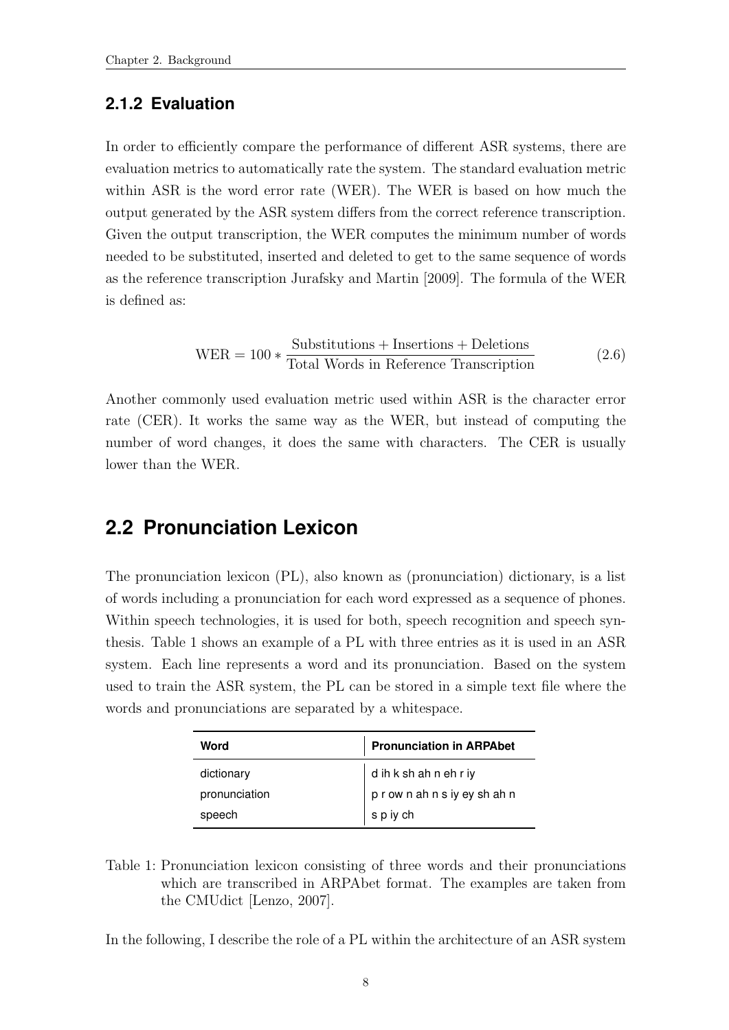### 2.1.2 Evaluation

In order to efficiently compare the performance of different ASR systems, there are evaluation metrics to automatically rate the system. The standard evaluation metric within ASR is the word error rate (WER). The WER is based on how much the output generated by the ASR system differs from the correct reference transcription. Given the output transcription, the WER computes the minimum number of words needed to be substituted, inserted and deleted to get to the same sequence of words as the reference transcription Jurafsky and Martin [2009]. The formula of the WER is defined as:

$$\text{WER} = 100 * \frac{\text{Substitutions} + \text{Insertions} + \text{Deletions}}{\text{Total Words in Reference Transcription}} \tag{2.6}$$

Another commonly used evaluation metric used within ASR is the character error rate (CER). It works the same way as the WER, but instead of computing the number of word changes, it does the same with characters. The CER is usually lower than the WER.

## 2.2 Pronunciation Lexicon

The pronunciation lexicon (PL), also known as (pronunciation) dictionary, is a list of words including a pronunciation for each word expressed as a sequence of phones. Within speech technologies, it is used for both, speech recognition and speech synthesis. Table 1 shows an example of a PL with three entries as it is used in an ASR system. Each line represents a word and its pronunciation. Based on the system used to train the ASR system, the PL can be stored in a simple text file where the words and pronunciations are separated by a whitespace.

| Word | Pronunciation in ARPAbet |
|---|---|
| dictionary | d ih k sh ah n eh r iy |
| pronunciation | p r ow n ah n s iy ey sh ah n |
| speech | s p iy ch |

Table 1: Pronunciation lexicon consisting of three words and their pronunciations which are transcribed in ARPAbet format. The examples are taken from the CMUdict [Lenzo, 2007].

In the following, I describe the role of a PL within the architecture of an ASR system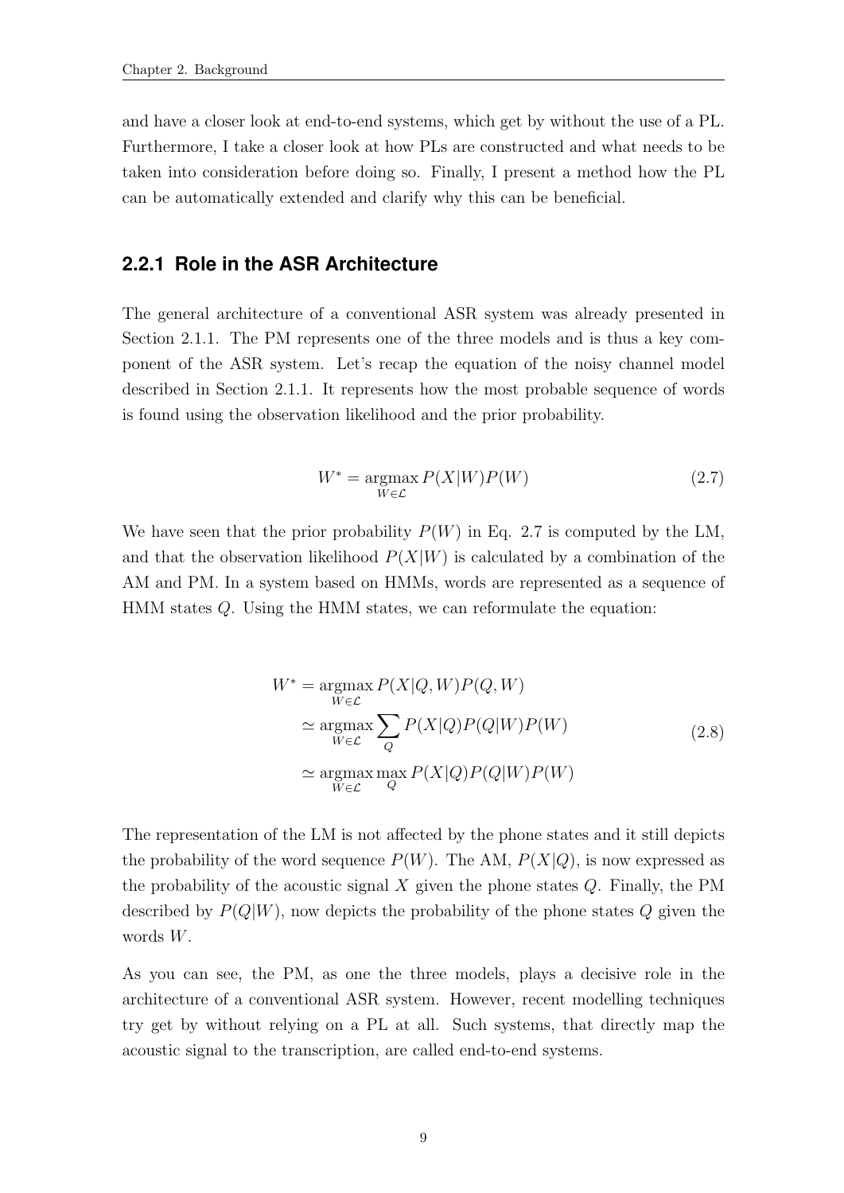and have a closer look at end-to-end systems, which get by without the use of a PL. Furthermore, I take a closer look at how PLs are constructed and what needs to be taken into consideration before doing so. Finally, I present a method how the PL can be automatically extended and clarify why this can be beneficial.

### 2.2.1 Role in the ASR Architecture

The general architecture of a conventional ASR system was already presented in Section 2.1.1. The PM represents one of the three models and is thus a key component of the ASR system. Let's recap the equation of the noisy channel model described in Section 2.1.1. It represents how the most probable sequence of words is found using the observation likelihood and the prior probability.

$$W^* = \underset{W \in \mathcal{L}}{\operatorname{argmax}}\, P(X|W)P(W) \tag{2.7}$$

We have seen that the prior probability $P(W)$ in Eq. 2.7 is computed by the LM, and that the observation likelihood $P(X|W)$ is calculated by a combination of the AM and PM. In a system based on HMMs, words are represented as a sequence of HMM states $Q$. Using the HMM states, we can reformulate the equation:

$$\begin{aligned}
W^* &= \underset{W \in \mathcal{L}}{\operatorname{argmax}}\, P(X|Q,W)P(Q,W) \\
&\simeq \underset{W \in \mathcal{L}}{\operatorname{argmax}} \sum_{Q} P(X|Q)P(Q|W)P(W) \\
&\simeq \underset{W \in \mathcal{L}}{\operatorname{argmax}}\, \max_{Q} P(X|Q)P(Q|W)P(W)
\end{aligned} \tag{2.8}$$

The representation of the LM is not affected by the phone states and it still depicts the probability of the word sequence $P(W)$. The AM, $P(X|Q)$, is now expressed as the probability of the acoustic signal $X$ given the phone states $Q$. Finally, the PM described by $P(Q|W)$, now depicts the probability of the phone states $Q$ given the words $W$.

As you can see, the PM, as one the three models, plays a decisive role in the architecture of a conventional ASR system. However, recent modelling techniques try get by without relying on a PL at all. Such systems, that directly map the acoustic signal to the transcription, are called end-to-end systems.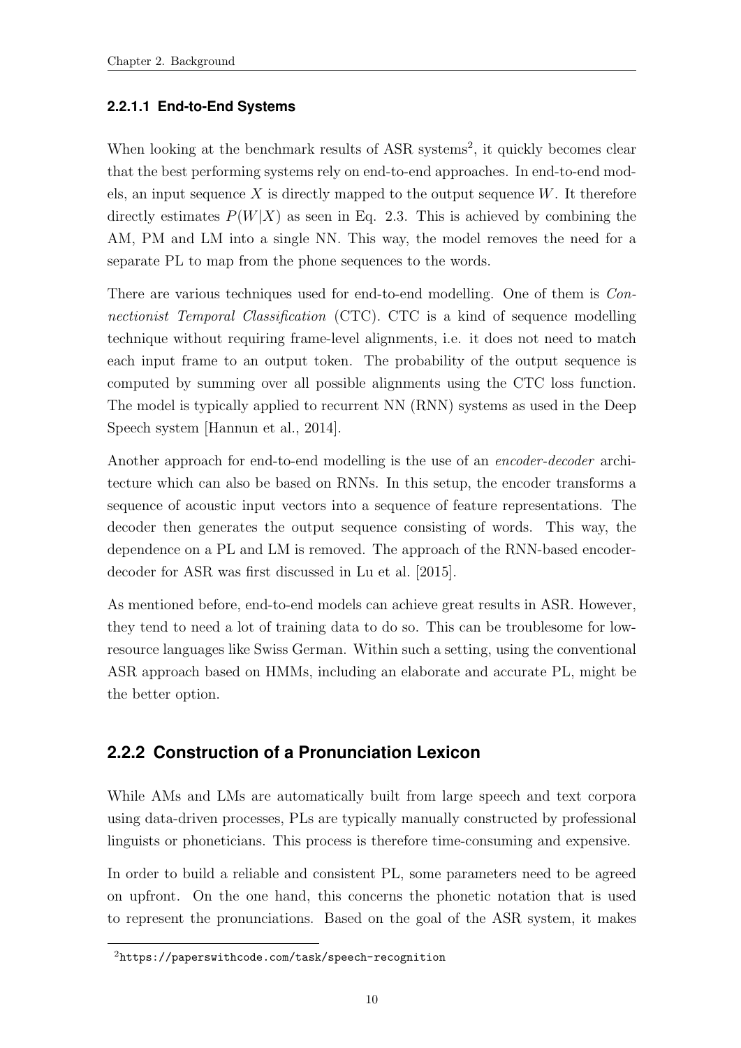#### 2.2.1.1 End-to-End Systems

When looking at the benchmark results of ASR systems[2], it quickly becomes clear that the best performing systems rely on end-to-end approaches. In end-to-end models, an input sequence $X$ is directly mapped to the output sequence $W$. It therefore directly estimates $P(W|X)$ as seen in Eq. 2.3. This is achieved by combining the AM, PM and LM into a single NN. This way, the model removes the need for a separate PL to map from the phone sequences to the words.

There are various techniques used for end-to-end modelling. One of them is *Connectionist Temporal Classification* (CTC). CTC is a kind of sequence modelling technique without requiring frame-level alignments, i.e. it does not need to match each input frame to an output token. The probability of the output sequence is computed by summing over all possible alignments using the CTC loss function. The model is typically applied to recurrent NN (RNN) systems as used in the Deep Speech system [Hannun et al., 2014].

Another approach for end-to-end modelling is the use of an *encoder-decoder* architecture which can also be based on RNNs. In this setup, the encoder transforms a sequence of acoustic input vectors into a sequence of feature representations. The decoder then generates the output sequence consisting of words. This way, the dependence on a PL and LM is removed. The approach of the RNN-based encoder-decoder for ASR was first discussed in Lu et al. [2015].

As mentioned before, end-to-end models can achieve great results in ASR. However, they tend to need a lot of training data to do so. This can be troublesome for low-resource languages like Swiss German. Within such a setting, using the conventional ASR approach based on HMMs, including an elaborate and accurate PL, might be the better option.

### 2.2.2 Construction of a Pronunciation Lexicon

While AMs and LMs are automatically built from large speech and text corpora using data-driven processes, PLs are typically manually constructed by professional linguists or phoneticians. This process is therefore time-consuming and expensive.

In order to build a reliable and consistent PL, some parameters need to be agreed on upfront. On the one hand, this concerns the phonetic notation that is used to represent the pronunciations. Based on the goal of the ASR system, it makes

---

[2] https://paperswithcode.com/task/speech-recognition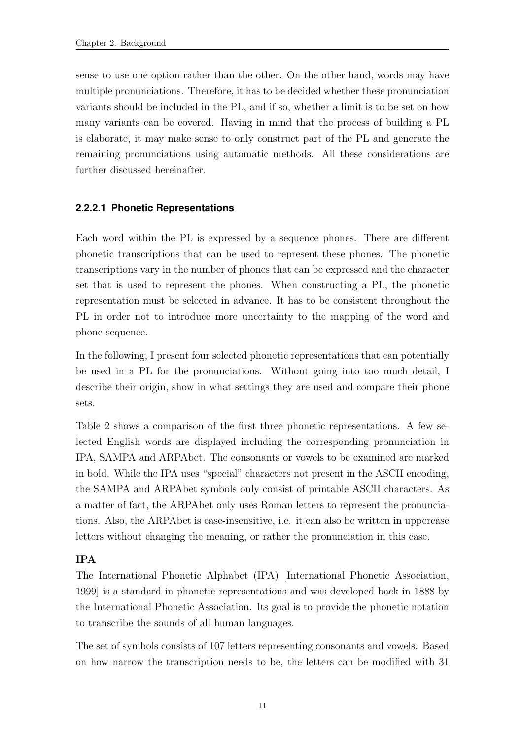sense to use one option rather than the other. On the other hand, words may have multiple pronunciations. Therefore, it has to be decided whether these pronunciation variants should be included in the PL, and if so, whether a limit is to be set on how many variants can be covered. Having in mind that the process of building a PL is elaborate, it may make sense to only construct part of the PL and generate the remaining pronunciations using automatic methods. All these considerations are further discussed hereinafter.

#### 2.2.2.1 Phonetic Representations

Each word within the PL is expressed by a sequence phones. There are different phonetic transcriptions that can be used to represent these phones. The phonetic transcriptions vary in the number of phones that can be expressed and the character set that is used to represent the phones. When constructing a PL, the phonetic representation must be selected in advance. It has to be consistent throughout the PL in order not to introduce more uncertainty to the mapping of the word and phone sequence.

In the following, I present four selected phonetic representations that can potentially be used in a PL for the pronunciations. Without going into too much detail, I describe their origin, show in what settings they are used and compare their phone sets.

Table 2 shows a comparison of the first three phonetic representations. A few selected English words are displayed including the corresponding pronunciation in IPA, SAMPA and ARPAbet. The consonants or vowels to be examined are marked in bold. While the IPA uses "special" characters not present in the ASCII encoding, the SAMPA and ARPAbet symbols only consist of printable ASCII characters. As a matter of fact, the ARPAbet only uses Roman letters to represent the pronunciations. Also, the ARPAbet is case-insensitive, i.e. it can also be written in uppercase letters without changing the meaning, or rather the pronunciation in this case.

**IPA**

The International Phonetic Alphabet (IPA) [International Phonetic Association, 1999] is a standard in phonetic representations and was developed back in 1888 by the International Phonetic Association. Its goal is to provide the phonetic notation to transcribe the sounds of all human languages.

The set of symbols consists of 107 letters representing consonants and vowels. Based on how narrow the transcription needs to be, the letters can be modified with 31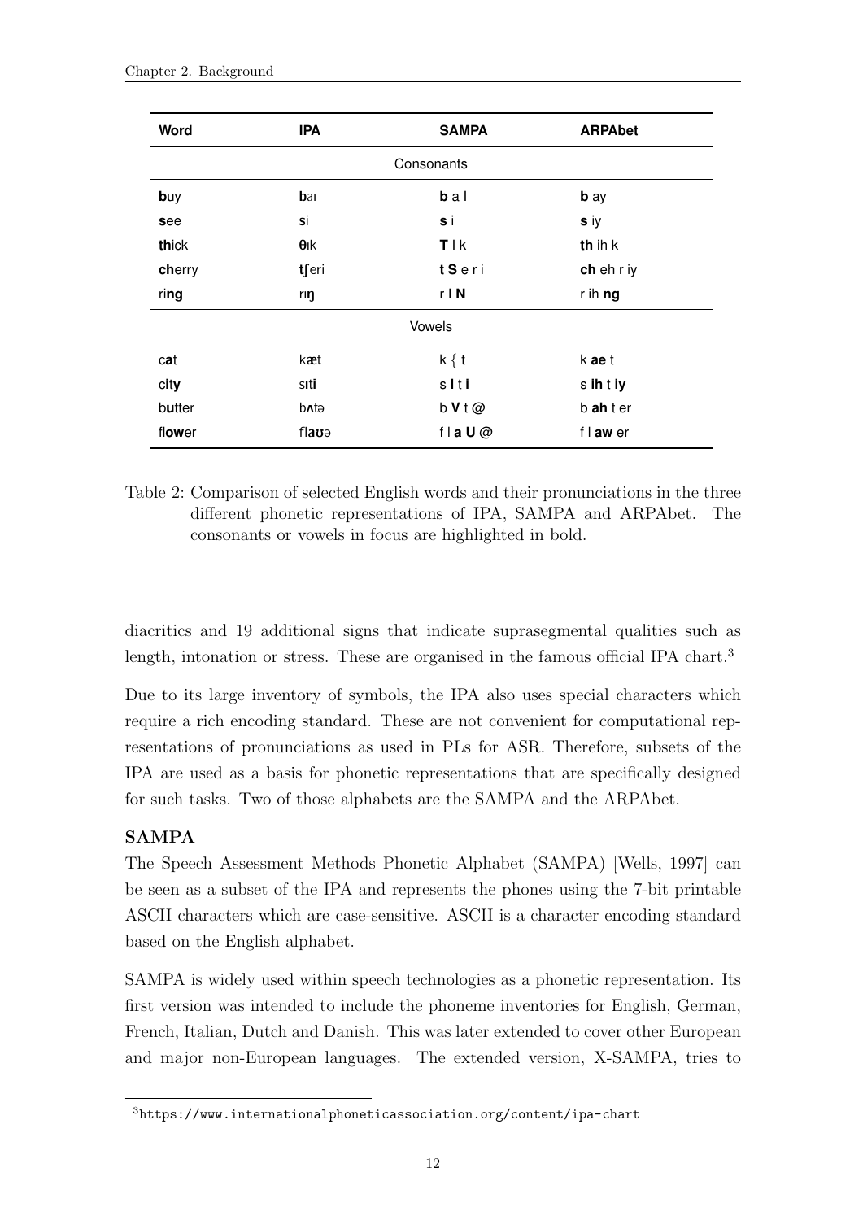| Word | IPA | SAMPA | ARPAbet |
|---|---|---|---|
| | | Consonants | |
| **b**uy | **b**aɪ | **b** a I | **b** ay |
| **s**ee | **s**i | **s** i | **s** iy |
| **th**ick | **θ**ɪk | **T** I k | **th** ih k |
| **ch**erry | **tʃ**eri | **t S** e r i | **ch** eh r iy |
| ri**ng** | rɪ**ŋ** | r I **N** | r ih **ng** |
| | | Vowels | |
| c**a**t | k**æ**t | k **{** t | k **ae** t |
| c**i**t**y** | s**ɪ**t**i** | s **I** t **i** | s **ih** t **iy** |
| b**u**tter | b**ʌ**tə | b **V** t @ | b **ah** t er |
| fl**ow**er | fl**aʊ**ə | f l **a U** @ | f l **aw** er |

Table 2: Comparison of selected English words and their pronunciations in the three different phonetic representations of IPA, SAMPA and ARPAbet. The consonants or vowels in focus are highlighted in bold.

diacritics and 19 additional signs that indicate suprasegmental qualities such as length, intonation or stress. These are organised in the famous official IPA chart.[3]

Due to its large inventory of symbols, the IPA also uses special characters which require a rich encoding standard. These are not convenient for computational representations of pronunciations as used in PLs for ASR. Therefore, subsets of the IPA are used as a basis for phonetic representations that are specifically designed for such tasks. Two of those alphabets are the SAMPA and the ARPAbet.

**SAMPA**

The Speech Assessment Methods Phonetic Alphabet (SAMPA) [Wells, 1997] can be seen as a subset of the IPA and represents the phones using the 7-bit printable ASCII characters which are case-sensitive. ASCII is a character encoding standard based on the English alphabet.

SAMPA is widely used within speech technologies as a phonetic representation. Its first version was intended to include the phoneme inventories for English, German, French, Italian, Dutch and Danish. This was later extended to cover other European and major non-European languages. The extended version, X-SAMPA, tries to

[3] https://www.internationalphoneticassociation.org/content/ipa-chart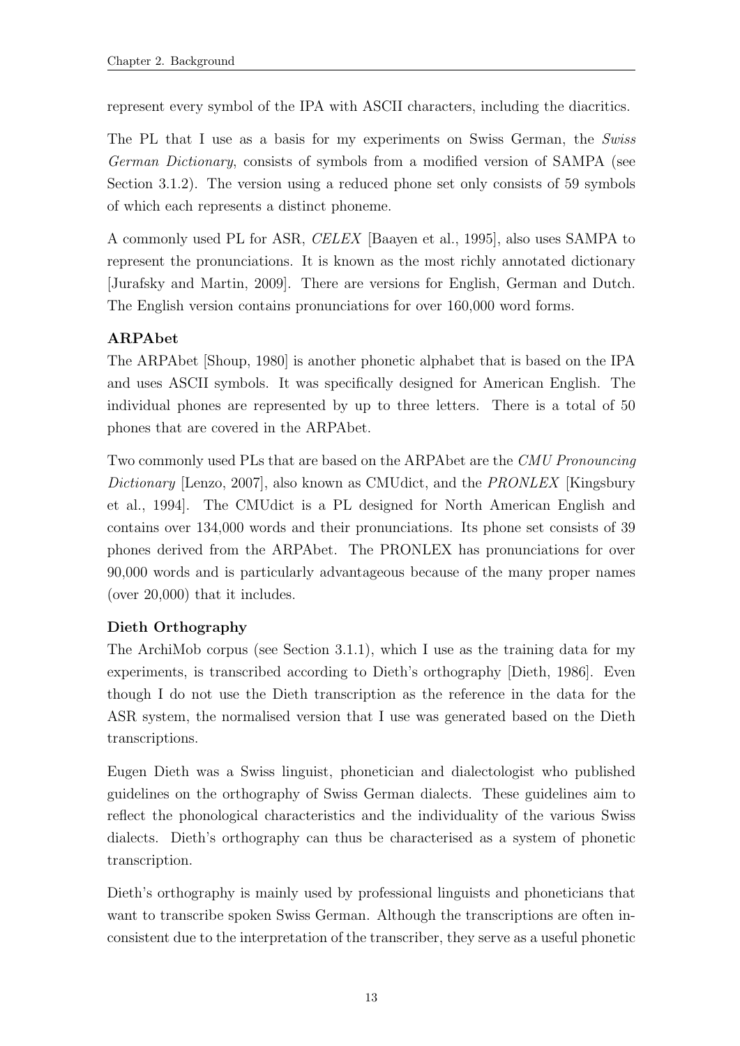represent every symbol of the IPA with ASCII characters, including the diacritics.

The PL that I use as a basis for my experiments on Swiss German, the *Swiss German Dictionary*, consists of symbols from a modified version of SAMPA (see Section 3.1.2). The version using a reduced phone set only consists of 59 symbols of which each represents a distinct phoneme.

A commonly used PL for ASR, *CELEX* [Baayen et al., 1995], also uses SAMPA to represent the pronunciations. It is known as the most richly annotated dictionary [Jurafsky and Martin, 2009]. There are versions for English, German and Dutch. The English version contains pronunciations for over 160,000 word forms.

**ARPAbet**

The ARPAbet [Shoup, 1980] is another phonetic alphabet that is based on the IPA and uses ASCII symbols. It was specifically designed for American English. The individual phones are represented by up to three letters. There is a total of 50 phones that are covered in the ARPAbet.

Two commonly used PLs that are based on the ARPAbet are the *CMU Pronouncing Dictionary* [Lenzo, 2007], also known as CMUdict, and the *PRONLEX* [Kingsbury et al., 1994]. The CMUdict is a PL designed for North American English and contains over 134,000 words and their pronunciations. Its phone set consists of 39 phones derived from the ARPAbet. The PRONLEX has pronunciations for over 90,000 words and is particularly advantageous because of the many proper names (over 20,000) that it includes.

**Dieth Orthography**

The ArchiMob corpus (see Section 3.1.1), which I use as the training data for my experiments, is transcribed according to Dieth's orthography [Dieth, 1986]. Even though I do not use the Dieth transcription as the reference in the data for the ASR system, the normalised version that I use was generated based on the Dieth transcriptions.

Eugen Dieth was a Swiss linguist, phonetician and dialectologist who published guidelines on the orthography of Swiss German dialects. These guidelines aim to reflect the phonological characteristics and the individuality of the various Swiss dialects. Dieth's orthography can thus be characterised as a system of phonetic transcription.

Dieth's orthography is mainly used by professional linguists and phoneticians that want to transcribe spoken Swiss German. Although the transcriptions are often inconsistent due to the interpretation of the transcriber, they serve as a useful phonetic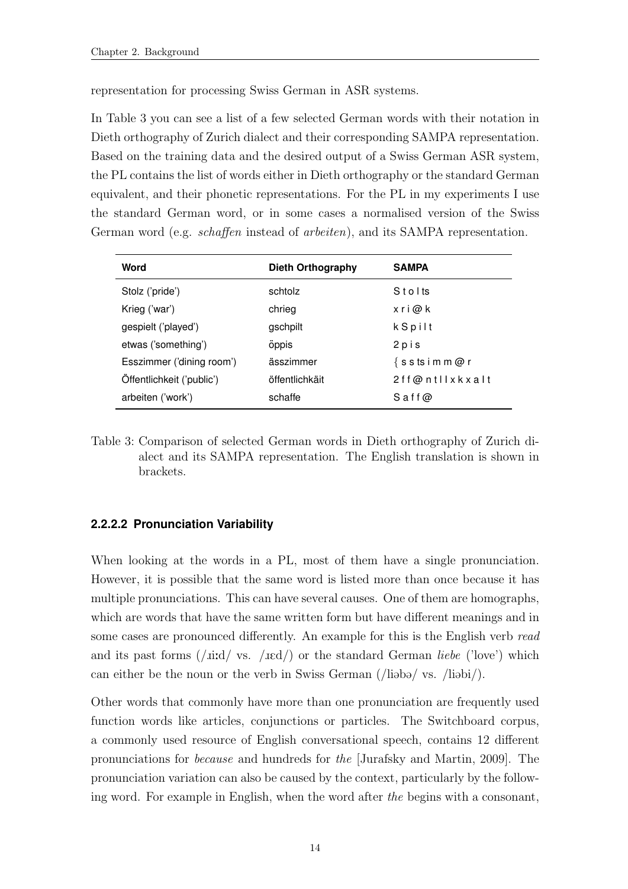representation for processing Swiss German in ASR systems.

In Table 3 you can see a list of a few selected German words with their notation in Dieth orthography of Zurich dialect and their corresponding SAMPA representation. Based on the training data and the desired output of a Swiss German ASR system, the PL contains the list of words either in Dieth orthography or the standard German equivalent, and their phonetic representations. For the PL in my experiments I use the standard German word, or in some cases a normalised version of the Swiss German word (e.g. *schaffen* instead of *arbeiten*), and its SAMPA representation.

| Word | Dieth Orthography | SAMPA |
|---|---|---|
| Stolz ('pride') | schtolz | S t o l ts |
| Krieg ('war') | chrieg | x r i @ k |
| gespielt ('played') | gschpilt | k S p i l t |
| etwas ('something') | öppis | 2 p i s |
| Esszimmer ('dining room') | ässzimmer | { s s ts i m m @ r |
| Öffentlichkeit ('public') | öffentlichkäit | 2 f f @ n t l I x k x a l t |
| arbeiten ('work') | schaffe | S a f f @ |

Table 3: Comparison of selected German words in Dieth orthography of Zurich dialect and its SAMPA representation. The English translation is shown in brackets.

#### 2.2.2.2 Pronunciation Variability

When looking at the words in a PL, most of them have a single pronunciation. However, it is possible that the same word is listed more than once because it has multiple pronunciations. This can have several causes. One of them are homographs, which are words that have the same written form but have different meanings and in some cases are pronounced differently. An example for this is the English verb *read* and its past forms (/ɹiːd/ vs. /ɹɛd/) or the standard German *liebe* ('love') which can either be the noun or the verb in Swiss German (/liəbə/ vs. /liəbi/).

Other words that commonly have more than one pronunciation are frequently used function words like articles, conjunctions or particles. The Switchboard corpus, a commonly used resource of English conversational speech, contains 12 different pronunciations for *because* and hundreds for *the* [Jurafsky and Martin, 2009]. The pronunciation variation can also be caused by the context, particularly by the following word. For example in English, when the word after *the* begins with a consonant,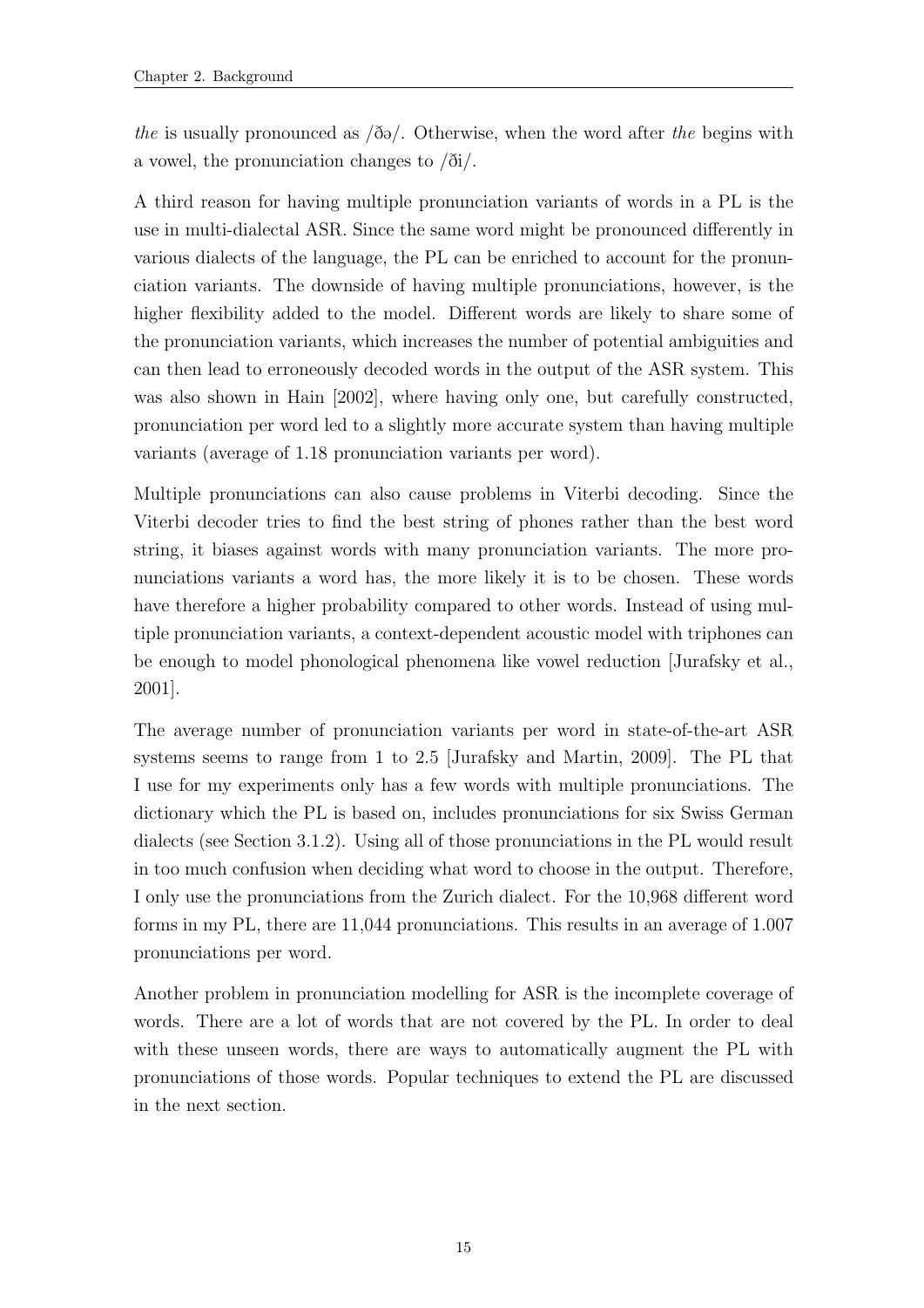*the* is usually pronounced as /ðə/. Otherwise, when the word after *the* begins with a vowel, the pronunciation changes to /ði/.

A third reason for having multiple pronunciation variants of words in a PL is the use in multi-dialectal ASR. Since the same word might be pronounced differently in various dialects of the language, the PL can be enriched to account for the pronunciation variants. The downside of having multiple pronunciations, however, is the higher flexibility added to the model. Different words are likely to share some of the pronunciation variants, which increases the number of potential ambiguities and can then lead to erroneously decoded words in the output of the ASR system. This was also shown in Hain [2002], where having only one, but carefully constructed, pronunciation per word led to a slightly more accurate system than having multiple variants (average of 1.18 pronunciation variants per word).

Multiple pronunciations can also cause problems in Viterbi decoding. Since the Viterbi decoder tries to find the best string of phones rather than the best word string, it biases against words with many pronunciation variants. The more pronunciations variants a word has, the more likely it is to be chosen. These words have therefore a higher probability compared to other words. Instead of using multiple pronunciation variants, a context-dependent acoustic model with triphones can be enough to model phonological phenomena like vowel reduction [Jurafsky et al., 2001].

The average number of pronunciation variants per word in state-of-the-art ASR systems seems to range from 1 to 2.5 [Jurafsky and Martin, 2009]. The PL that I use for my experiments only has a few words with multiple pronunciations. The dictionary which the PL is based on, includes pronunciations for six Swiss German dialects (see Section 3.1.2). Using all of those pronunciations in the PL would result in too much confusion when deciding what word to choose in the output. Therefore, I only use the pronunciations from the Zurich dialect. For the 10,968 different word forms in my PL, there are 11,044 pronunciations. This results in an average of 1.007 pronunciations per word.

Another problem in pronunciation modelling for ASR is the incomplete coverage of words. There are a lot of words that are not covered by the PL. In order to deal with these unseen words, there are ways to automatically augment the PL with pronunciations of those words. Popular techniques to extend the PL are discussed in the next section.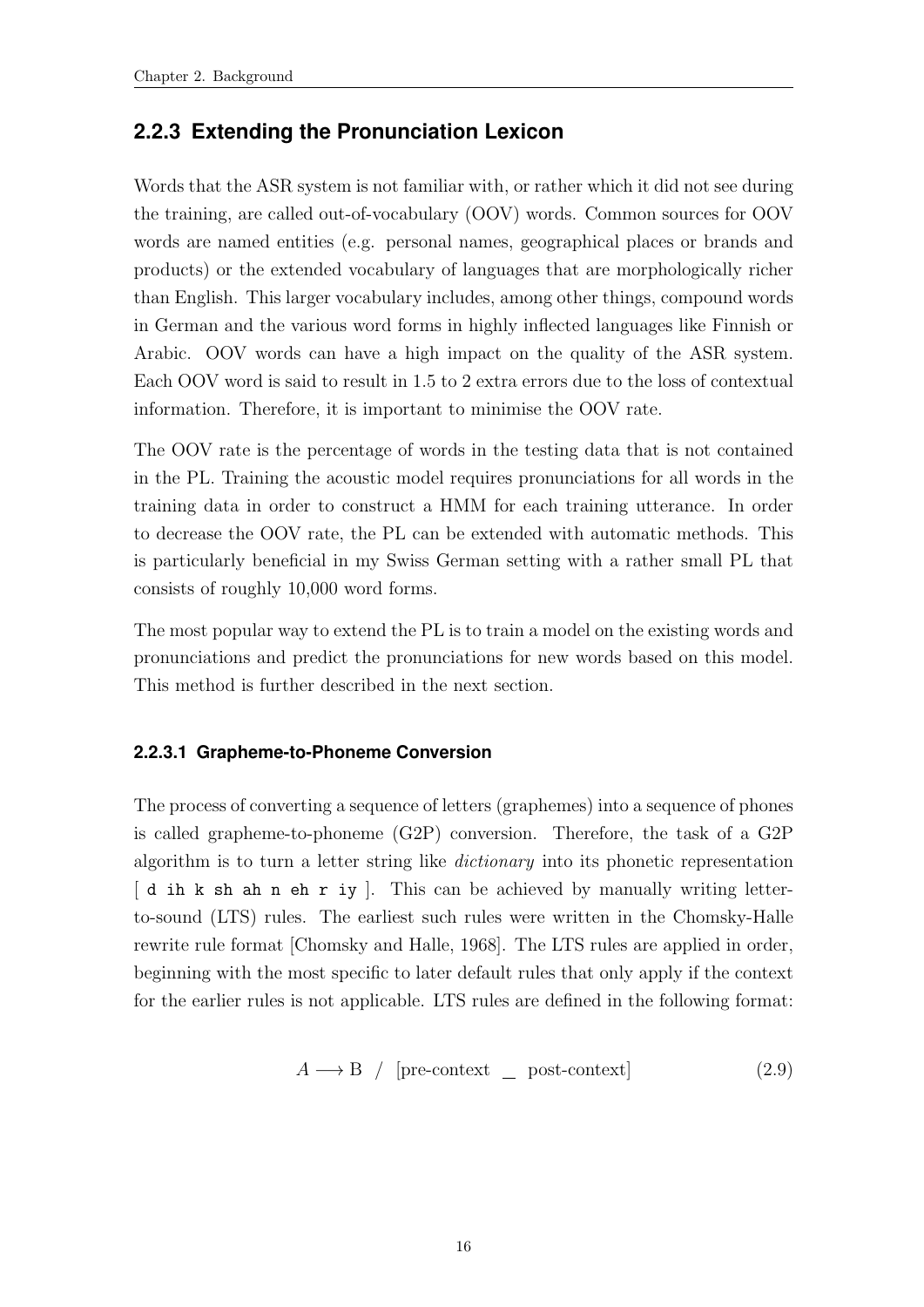### 2.2.3 Extending the Pronunciation Lexicon

Words that the ASR system is not familiar with, or rather which it did not see during the training, are called out-of-vocabulary (OOV) words. Common sources for OOV words are named entities (e.g. personal names, geographical places or brands and products) or the extended vocabulary of languages that are morphologically richer than English. This larger vocabulary includes, among other things, compound words in German and the various word forms in highly inflected languages like Finnish or Arabic. OOV words can have a high impact on the quality of the ASR system. Each OOV word is said to result in 1.5 to 2 extra errors due to the loss of contextual information. Therefore, it is important to minimise the OOV rate.

The OOV rate is the percentage of words in the testing data that is not contained in the PL. Training the acoustic model requires pronunciations for all words in the training data in order to construct a HMM for each training utterance. In order to decrease the OOV rate, the PL can be extended with automatic methods. This is particularly beneficial in my Swiss German setting with a rather small PL that consists of roughly 10,000 word forms.

The most popular way to extend the PL is to train a model on the existing words and pronunciations and predict the pronunciations for new words based on this model. This method is further described in the next section.

#### 2.2.3.1 Grapheme-to-Phoneme Conversion

The process of converting a sequence of letters (graphemes) into a sequence of phones is called grapheme-to-phoneme (G2P) conversion. Therefore, the task of a G2P algorithm is to turn a letter string like *dictionary* into its phonetic representation [ `d ih k sh ah n eh r iy` ]. This can be achieved by manually writing letter-to-sound (LTS) rules. The earliest such rules were written in the Chomsky-Halle rewrite rule format [Chomsky and Halle, 1968]. The LTS rules are applied in order, beginning with the most specific to later default rules that only apply if the context for the earlier rules is not applicable. LTS rules are defined in the following format:

$$A \longrightarrow \text{B} \;\; / \;\; [\text{pre-context} \;\; \_ \;\; \text{post-context}] \tag{2.9}$$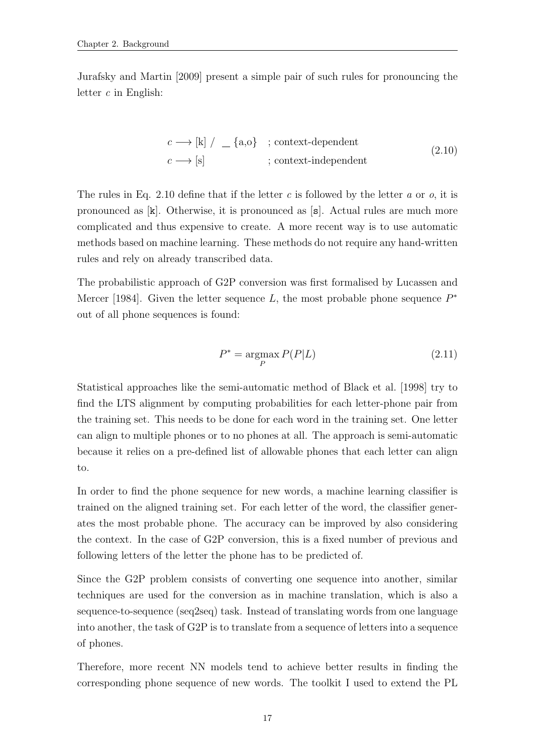Jurafsky and Martin [2009] present a simple pair of such rules for pronouncing the letter $c$ in English:

$$
\begin{aligned}
c &\longrightarrow [\text{k}] \;/\; \_\_ \{\text{a,o}\} \quad &&\text{; context-dependent} \\
c &\longrightarrow [\text{s}] &&\text{; context-independent}
\end{aligned}
\tag{2.10}
$$

The rules in Eq. 2.10 define that if the letter $c$ is followed by the letter $a$ or $o$, it is pronounced as [k]. Otherwise, it is pronounced as [s]. Actual rules are much more complicated and thus expensive to create. A more recent way is to use automatic methods based on machine learning. These methods do not require any hand-written rules and rely on already transcribed data.

The probabilistic approach of G2P conversion was first formalised by Lucassen and Mercer [1984]. Given the letter sequence $L$, the most probable phone sequence $P^*$ out of all phone sequences is found:

$$
P^* = \underset{P}{\operatorname{argmax}}\, P(P|L) \tag{2.11}
$$

Statistical approaches like the semi-automatic method of Black et al. [1998] try to find the LTS alignment by computing probabilities for each letter-phone pair from the training set. This needs to be done for each word in the training set. One letter can align to multiple phones or to no phones at all. The approach is semi-automatic because it relies on a pre-defined list of allowable phones that each letter can align to.

In order to find the phone sequence for new words, a machine learning classifier is trained on the aligned training set. For each letter of the word, the classifier generates the most probable phone. The accuracy can be improved by also considering the context. In the case of G2P conversion, this is a fixed number of previous and following letters of the letter the phone has to be predicted of.

Since the G2P problem consists of converting one sequence into another, similar techniques are used for the conversion as in machine translation, which is also a sequence-to-sequence (seq2seq) task. Instead of translating words from one language into another, the task of G2P is to translate from a sequence of letters into a sequence of phones.

Therefore, more recent NN models tend to achieve better results in finding the corresponding phone sequence of new words. The toolkit I used to extend the PL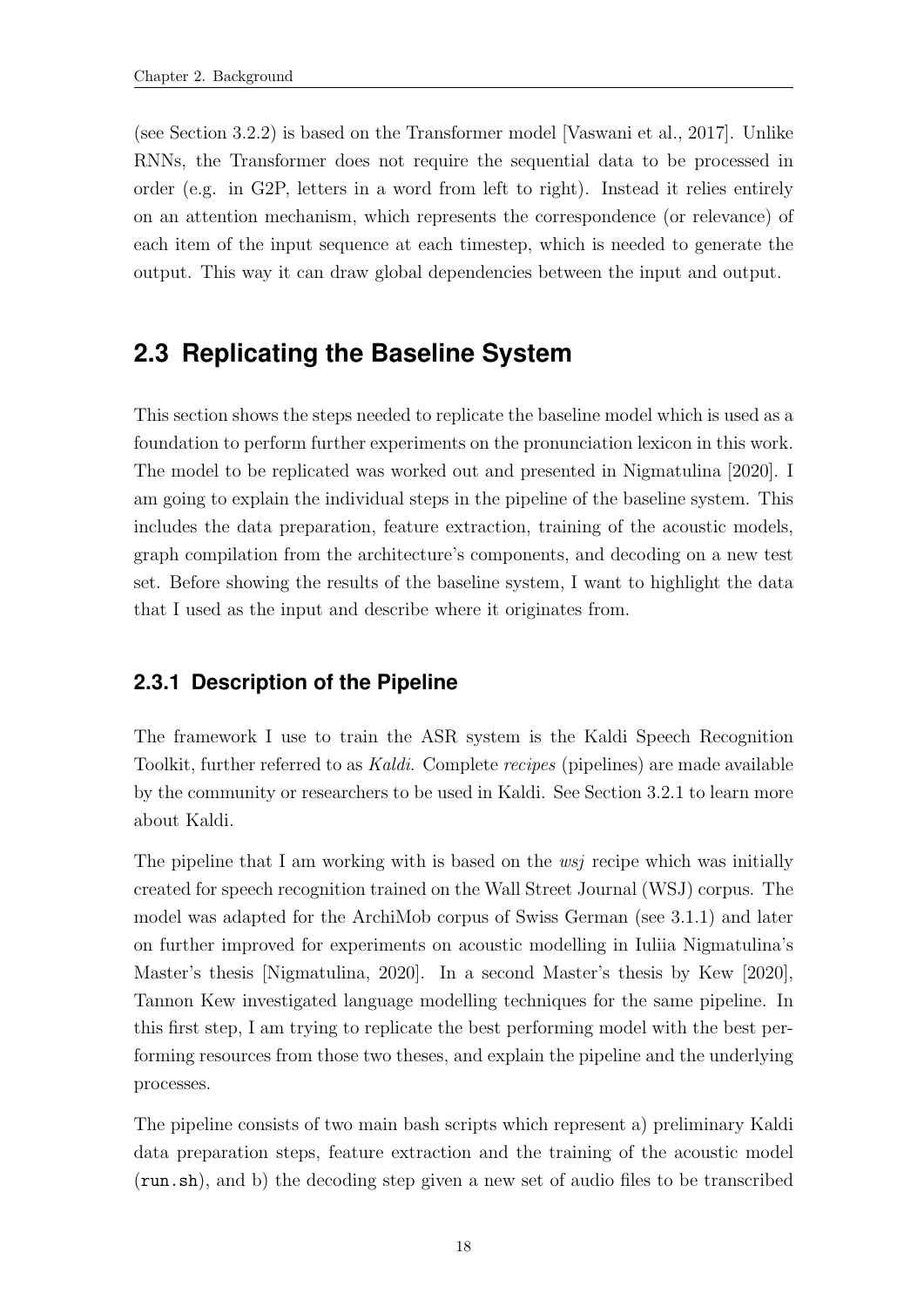(see Section 3.2.2) is based on the Transformer model [Vaswani et al., 2017]. Unlike RNNs, the Transformer does not require the sequential data to be processed in order (e.g. in G2P, letters in a word from left to right). Instead it relies entirely on an attention mechanism, which represents the correspondence (or relevance) of each item of the input sequence at each timestep, which is needed to generate the output. This way it can draw global dependencies between the input and output.

## 2.3 Replicating the Baseline System

This section shows the steps needed to replicate the baseline model which is used as a foundation to perform further experiments on the pronunciation lexicon in this work. The model to be replicated was worked out and presented in Nigmatulina [2020]. I am going to explain the individual steps in the pipeline of the baseline system. This includes the data preparation, feature extraction, training of the acoustic models, graph compilation from the architecture's components, and decoding on a new test set. Before showing the results of the baseline system, I want to highlight the data that I used as the input and describe where it originates from.

### 2.3.1 Description of the Pipeline

The framework I use to train the ASR system is the Kaldi Speech Recognition Toolkit, further referred to as *Kaldi*. Complete *recipes* (pipelines) are made available by the community or researchers to be used in Kaldi. See Section 3.2.1 to learn more about Kaldi.

The pipeline that I am working with is based on the *wsj* recipe which was initially created for speech recognition trained on the Wall Street Journal (WSJ) corpus. The model was adapted for the ArchiMob corpus of Swiss German (see 3.1.1) and later on further improved for experiments on acoustic modelling in Iuliia Nigmatulina's Master's thesis [Nigmatulina, 2020]. In a second Master's thesis by Kew [2020], Tannon Kew investigated language modelling techniques for the same pipeline. In this first step, I am trying to replicate the best performing model with the best performing resources from those two theses, and explain the pipeline and the underlying processes.

The pipeline consists of two main bash scripts which represent a) preliminary Kaldi data preparation steps, feature extraction and the training of the acoustic model (`run.sh`), and b) the decoding step given a new set of audio files to be transcribed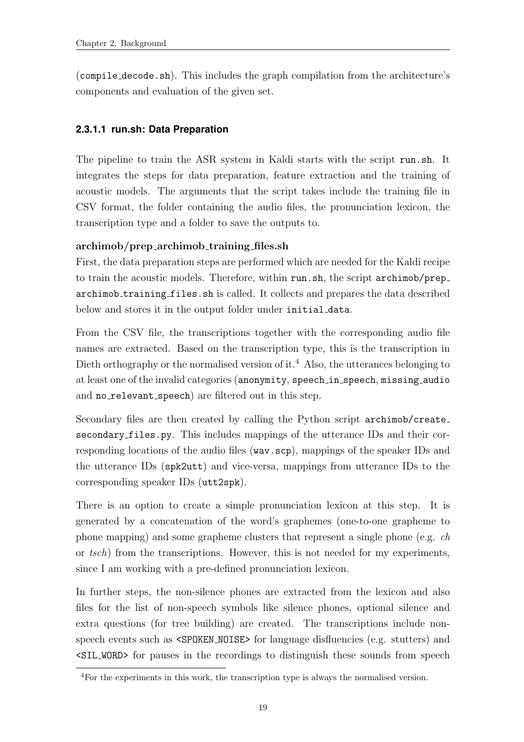(`compile_decode.sh`). This includes the graph compilation from the architecture's components and evaluation of the given set.

#### 2.3.1.1 run.sh: Data Preparation

The pipeline to train the ASR system in Kaldi starts with the script `run.sh`. It integrates the steps for data preparation, feature extraction and the training of acoustic models. The arguments that the script takes include the training file in CSV format, the folder containing the audio files, the pronunciation lexicon, the transcription type and a folder to save the outputs to.

**archimob/prep_archimob_training_files.sh**

First, the data preparation steps are performed which are needed for the Kaldi recipe to train the acoustic models. Therefore, within `run.sh`, the script `archimob/prep_archimob_training_files.sh` is called. It collects and prepares the data described below and stores it in the output folder under `initial_data`.

From the CSV file, the transcriptions together with the corresponding audio file names are extracted. Based on the transcription type, this is the transcription in Dieth orthography or the normalised version of it.[4] Also, the utterances belonging to at least one of the invalid categories (`anonymity`, `speech_in_speech`, `missing_audio` and `no_relevant_speech`) are filtered out in this step.

Secondary files are then created by calling the Python script `archimob/create_secondary_files.py`. This includes mappings of the utterance IDs and their corresponding locations of the audio files (`wav.scp`), mappings of the speaker IDs and the utterance IDs (`spk2utt`) and vice-versa, mappings from utterance IDs to the corresponding speaker IDs (`utt2spk`).

There is an option to create a simple pronunciation lexicon at this step. It is generated by a concatenation of the word's graphemes (one-to-one grapheme to phone mapping) and some grapheme clusters that represent a single phone (e.g. *ch* or *tsch*) from the transcriptions. However, this is not needed for my experiments, since I am working with a pre-defined pronunciation lexicon.

In further steps, the non-silence phones are extracted from the lexicon and also files for the list of non-speech symbols like silence phones, optional silence and extra questions (for tree building) are created. The transcriptions include non-speech events such as `<SPOKEN_NOISE>` for language disfluencies (e.g. stutters) and `<SIL_WORD>` for pauses in the recordings to distinguish these sounds from speech

[4] For the experiments in this work, the transcription type is always the normalised version.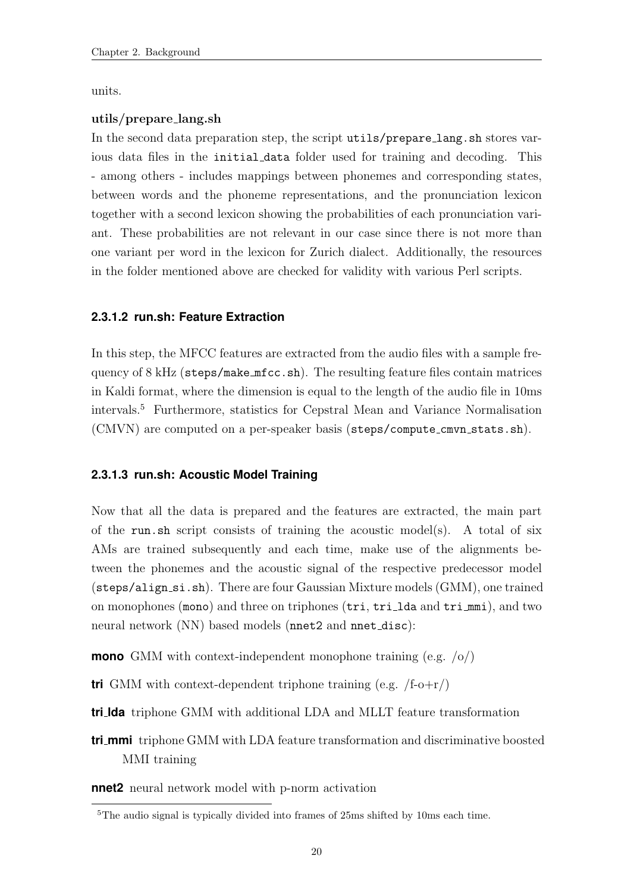units.

**utils/prepare_lang.sh**
In the second data preparation step, the script `utils/prepare_lang.sh` stores various data files in the `initial_data` folder used for training and decoding. This - among others - includes mappings between phonemes and corresponding states, between words and the phoneme representations, and the pronunciation lexicon together with a second lexicon showing the probabilities of each pronunciation variant. These probabilities are not relevant in our case since there is not more than one variant per word in the lexicon for Zurich dialect. Additionally, the resources in the folder mentioned above are checked for validity with various Perl scripts.

#### 2.3.1.2 run.sh: Feature Extraction

In this step, the MFCC features are extracted from the audio files with a sample frequency of 8 kHz (`steps/make_mfcc.sh`). The resulting feature files contain matrices in Kaldi format, where the dimension is equal to the length of the audio file in 10ms intervals.[5] Furthermore, statistics for Cepstral Mean and Variance Normalisation (CMVN) are computed on a per-speaker basis (`steps/compute_cmvn_stats.sh`).

#### 2.3.1.3 run.sh: Acoustic Model Training

Now that all the data is prepared and the features are extracted, the main part of the `run.sh` script consists of training the acoustic model(s). A total of six AMs are trained subsequently and each time, make use of the alignments between the phonemes and the acoustic signal of the respective predecessor model (`steps/align_si.sh`). There are four Gaussian Mixture models (GMM), one trained on monophones (`mono`) and three on triphones (`tri`, `tri_lda` and `tri_mmi`), and two neural network (NN) based models (`nnet2` and `nnet_disc`):

**mono** GMM with context-independent monophone training (e.g. /o/)

**tri** GMM with context-dependent triphone training (e.g. /f-o+r/)

**tri_lda** triphone GMM with additional LDA and MLLT feature transformation

**tri_mmi** triphone GMM with LDA feature transformation and discriminative boosted MMI training

**nnet2** neural network model with p-norm activation

[5] The audio signal is typically divided into frames of 25ms shifted by 10ms each time.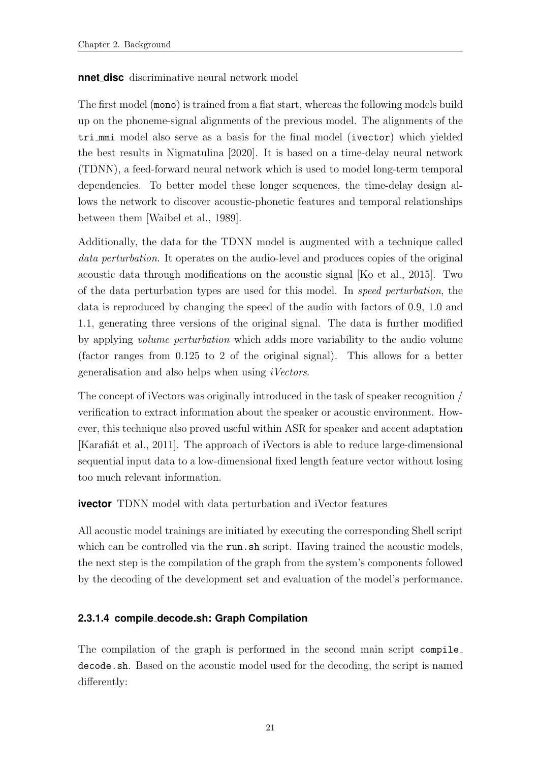**nnet_disc** discriminative neural network model

The first model (`mono`) is trained from a flat start, whereas the following models build up on the phoneme-signal alignments of the previous model. The alignments of the `tri_mmi` model also serve as a basis for the final model (`ivector`) which yielded the best results in Nigmatulina [2020]. It is based on a time-delay neural network (TDNN), a feed-forward neural network which is used to model long-term temporal dependencies. To better model these longer sequences, the time-delay design allows the network to discover acoustic-phonetic features and temporal relationships between them [Waibel et al., 1989].

Additionally, the data for the TDNN model is augmented with a technique called *data perturbation*. It operates on the audio-level and produces copies of the original acoustic data through modifications on the acoustic signal [Ko et al., 2015]. Two of the data perturbation types are used for this model. In *speed perturbation*, the data is reproduced by changing the speed of the audio with factors of 0.9, 1.0 and 1.1, generating three versions of the original signal. The data is further modified by applying *volume perturbation* which adds more variability to the audio volume (factor ranges from 0.125 to 2 of the original signal). This allows for a better generalisation and also helps when using *iVectors*.

The concept of iVectors was originally introduced in the task of speaker recognition / verification to extract information about the speaker or acoustic environment. However, this technique also proved useful within ASR for speaker and accent adaptation [Karafiát et al., 2011]. The approach of iVectors is able to reduce large-dimensional sequential input data to a low-dimensional fixed length feature vector without losing too much relevant information.

**ivector** TDNN model with data perturbation and iVector features

All acoustic model trainings are initiated by executing the corresponding Shell script which can be controlled via the `run.sh` script. Having trained the acoustic models, the next step is the compilation of the graph from the system's components followed by the decoding of the development set and evaluation of the model's performance.

#### 2.3.1.4 compile_decode.sh: Graph Compilation

The compilation of the graph is performed in the second main script `compile_decode.sh`. Based on the acoustic model used for the decoding, the script is named differently: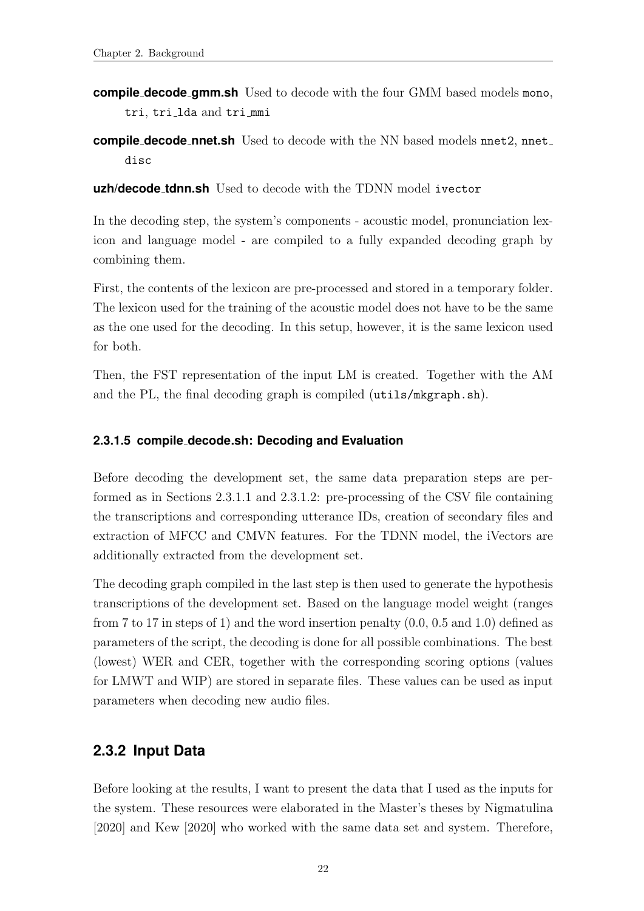**compile_decode_gmm.sh** Used to decode with the four GMM based models `mono`, `tri`, `tri_lda` and `tri_mmi`

**compile_decode_nnet.sh** Used to decode with the NN based models `nnet2`, `nnet_disc`

**uzh/decode_tdnn.sh** Used to decode with the TDNN model `ivector`

In the decoding step, the system's components - acoustic model, pronunciation lexicon and language model - are compiled to a fully expanded decoding graph by combining them.

First, the contents of the lexicon are pre-processed and stored in a temporary folder. The lexicon used for the training of the acoustic model does not have to be the same as the one used for the decoding. In this setup, however, it is the same lexicon used for both.

Then, the FST representation of the input LM is created. Together with the AM and the PL, the final decoding graph is compiled (`utils/mkgraph.sh`).

#### 2.3.1.5 compile_decode.sh: Decoding and Evaluation

Before decoding the development set, the same data preparation steps are performed as in Sections 2.3.1.1 and 2.3.1.2: pre-processing of the CSV file containing the transcriptions and corresponding utterance IDs, creation of secondary files and extraction of MFCC and CMVN features. For the TDNN model, the iVectors are additionally extracted from the development set.

The decoding graph compiled in the last step is then used to generate the hypothesis transcriptions of the development set. Based on the language model weight (ranges from 7 to 17 in steps of 1) and the word insertion penalty (0.0, 0.5 and 1.0) defined as parameters of the script, the decoding is done for all possible combinations. The best (lowest) WER and CER, together with the corresponding scoring options (values for LMWT and WIP) are stored in separate files. These values can be used as input parameters when decoding new audio files.

### 2.3.2 Input Data

Before looking at the results, I want to present the data that I used as the inputs for the system. These resources were elaborated in the Master's theses by Nigmatulina [2020] and Kew [2020] who worked with the same data set and system. Therefore,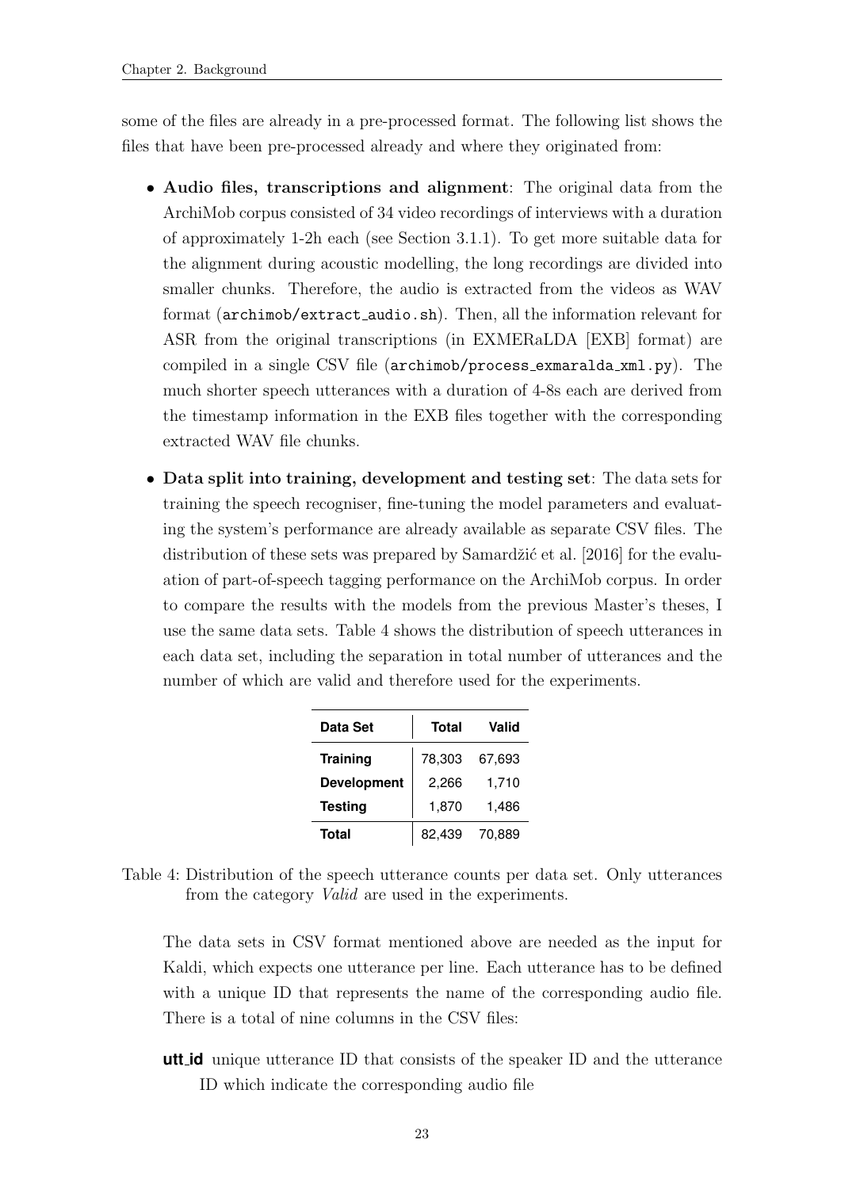some of the files are already in a pre-processed format. The following list shows the files that have been pre-processed already and where they originated from:

- **Audio files, transcriptions and alignment**: The original data from the ArchiMob corpus consisted of 34 video recordings of interviews with a duration of approximately 1-2h each (see Section 3.1.1). To get more suitable data for the alignment during acoustic modelling, the long recordings are divided into smaller chunks. Therefore, the audio is extracted from the videos as WAV format (`archimob/extract_audio.sh`). Then, all the information relevant for ASR from the original transcriptions (in EXMERaLDA [EXB] format) are compiled in a single CSV file (`archimob/process_exmaralda_xml.py`). The much shorter speech utterances with a duration of 4-8s each are derived from the timestamp information in the EXB files together with the corresponding extracted WAV file chunks.

- **Data split into training, development and testing set**: The data sets for training the speech recogniser, fine-tuning the model parameters and evaluating the system's performance are already available as separate CSV files. The distribution of these sets was prepared by Samardžić et al. [2016] for the evaluation of part-of-speech tagging performance on the ArchiMob corpus. In order to compare the results with the models from the previous Master's theses, I use the same data sets. Table 4 shows the distribution of speech utterances in each data set, including the separation in total number of utterances and the number of which are valid and therefore used for the experiments.

| Data Set | Total | Valid |
|---|---|---|
| **Training** | 78,303 | 67,693 |
| **Development** | 2,266 | 1,710 |
| **Testing** | 1,870 | 1,486 |
| **Total** | 82,439 | 70,889 |

Table 4: Distribution of the speech utterance counts per data set. Only utterances from the category *Valid* are used in the experiments.

The data sets in CSV format mentioned above are needed as the input for Kaldi, which expects one utterance per line. Each utterance has to be defined with a unique ID that represents the name of the corresponding audio file. There is a total of nine columns in the CSV files:

**utt_id** unique utterance ID that consists of the speaker ID and the utterance ID which indicate the corresponding audio file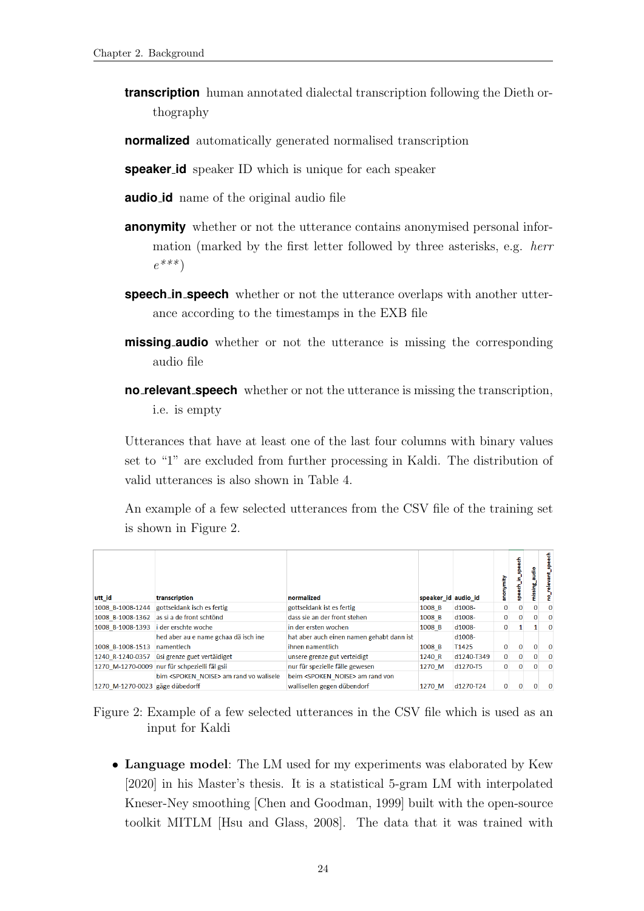**transcription** human annotated dialectal transcription following the Dieth orthography

**normalized** automatically generated normalised transcription

**speaker_id** speaker ID which is unique for each speaker

**audio_id** name of the original audio file

**anonymity** whether or not the utterance contains anonymised personal information (marked by the first letter followed by three asterisks, e.g. *herr e****)

**speech_in_speech** whether or not the utterance overlaps with another utterance according to the timestamps in the EXB file

**missing_audio** whether or not the utterance is missing the corresponding audio file

**no_relevant_speech** whether or not the utterance is missing the transcription, i.e. is empty

Utterances that have at least one of the last four columns with binary values set to "1" are excluded from further processing in Kaldi. The distribution of valid utterances is also shown in Table 4.

An example of a few selected utterances from the CSV file of the training set is shown in Figure 2.

| utt_id | transcription | normalized | speaker_id | audio_id | anonymity | speech_in_speech | missing_audio | no_relevant_speech |
|---|---|---|---|---|---|---|---|---|
| 1008_B-1008-1244 | gottseidank isch es fertig | gottseidank ist es fertig | 1008_B | d1008- | 0 | 0 | 0 | 0 |
| 1008_B-1008-1362 | as si a de front schtönd | dass sie an der front stehen | 1008_B | d1008- | 0 | 0 | 0 | 0 |
| 1008_B-1008-1393 | i der erschte woche | in der ersten wochen | 1008_B | d1008- | 0 | 1 | 1 | 0 |
| 1008_B-1008-1513 | hed aber au e name gchaa dä isch ine namentlech | hat aber auch einen namen gehabt dann ist ihnen namentlich | 1008_B | d1008-T1425 | 0 | 0 | 0 | 0 |
| 1240_R-1240-0357 | üsi grenze guet vertäidiget | unsere grenze gut verteidigt | 1240_R | d1240-T349 | 0 | 0 | 0 | 0 |
| 1270_M-1270-0009 | nur für schpezielli fäl gsii | nur für spezielle fälle gewesen | 1270_M | d1270-T5 | 0 | 0 | 0 | 0 |
| 1270_M-1270-0023 | bim <SPOKEN_NOISE> am rand vo walisele gäge dübedorff | beim <SPOKEN_NOISE> am rand von wallisellen gegen dübendorf | 1270_M | d1270-T24 | 0 | 0 | 0 | 0 |

Figure 2: Example of a few selected utterances in the CSV file which is used as an input for Kaldi

- **Language model**: The LM used for my experiments was elaborated by Kew [2020] in his Master's thesis. It is a statistical 5-gram LM with interpolated Kneser-Ney smoothing [Chen and Goodman, 1999] built with the open-source toolkit MITLM [Hsu and Glass, 2008]. The data that it was trained with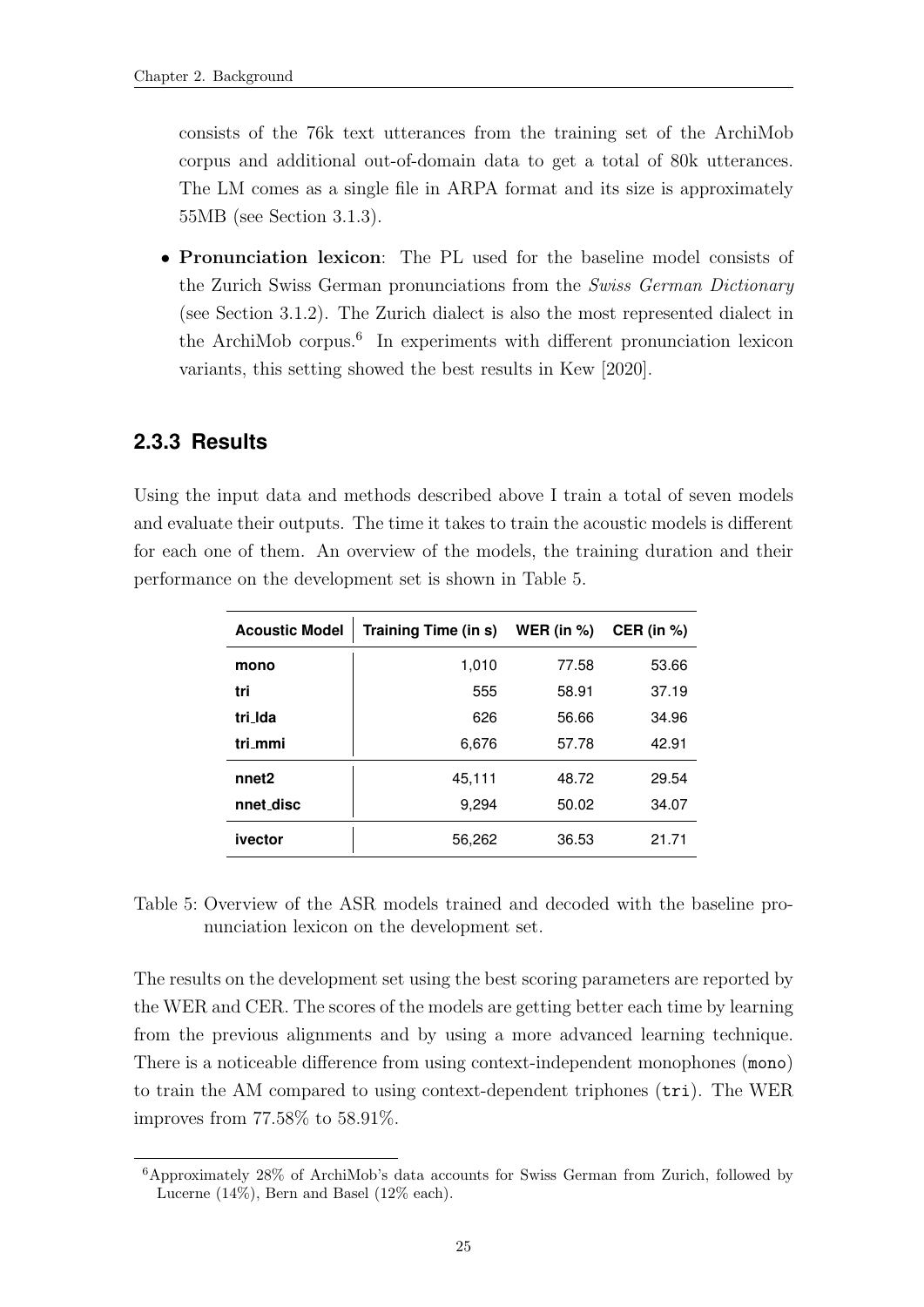consists of the 76k text utterances from the training set of the ArchiMob corpus and additional out-of-domain data to get a total of 80k utterances. The LM comes as a single file in ARPA format and its size is approximately 55MB (see Section 3.1.3).

- **Pronunciation lexicon**: The PL used for the baseline model consists of the Zurich Swiss German pronunciations from the *Swiss German Dictionary* (see Section 3.1.2). The Zurich dialect is also the most represented dialect in the ArchiMob corpus.[6] In experiments with different pronunciation lexicon variants, this setting showed the best results in Kew [2020].

### 2.3.3 Results

Using the input data and methods described above I train a total of seven models and evaluate their outputs. The time it takes to train the acoustic models is different for each one of them. An overview of the models, the training duration and their performance on the development set is shown in Table 5.

| Acoustic Model | Training Time (in s) | WER (in %) | CER (in %) |
|---|---|---|---|
| **mono** | 1,010 | 77.58 | 53.66 |
| **tri** | 555 | 58.91 | 37.19 |
| **tri_lda** | 626 | 56.66 | 34.96 |
| **tri_mmi** | 6,676 | 57.78 | 42.91 |
| **nnet2** | 45,111 | 48.72 | 29.54 |
| **nnet_disc** | 9,294 | 50.02 | 34.07 |
| **ivector** | 56,262 | 36.53 | 21.71 |

Table 5: Overview of the ASR models trained and decoded with the baseline pronunciation lexicon on the development set.

The results on the development set using the best scoring parameters are reported by the WER and CER. The scores of the models are getting better each time by learning from the previous alignments and by using a more advanced learning technique. There is a noticeable difference from using context-independent monophones (`mono`) to train the AM compared to using context-dependent triphones (`tri`). The WER improves from 77.58% to 58.91%.

[6] Approximately 28% of ArchiMob's data accounts for Swiss German from Zurich, followed by Lucerne (14%), Bern and Basel (12% each).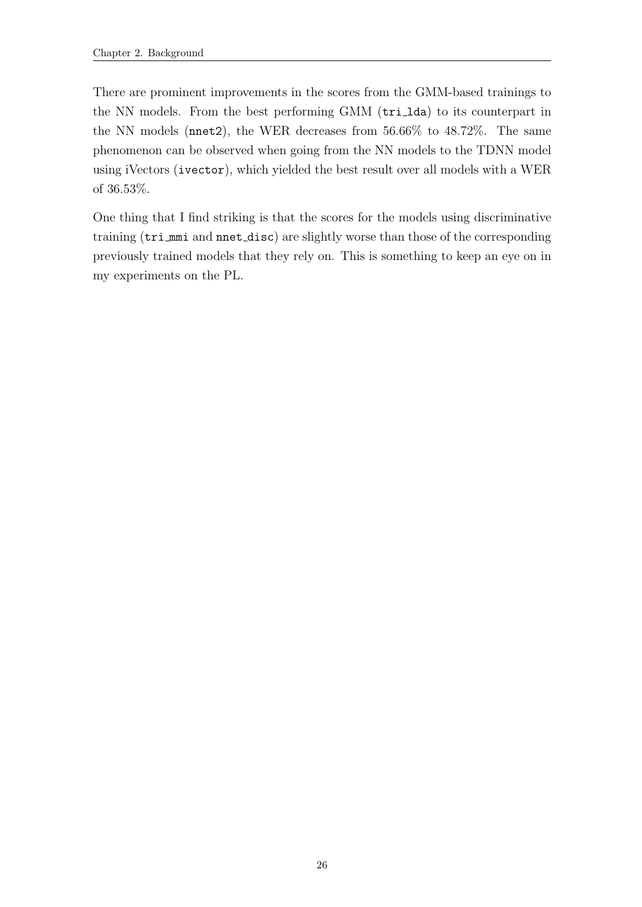There are prominent improvements in the scores from the GMM-based trainings to the NN models. From the best performing GMM (`tri_lda`) to its counterpart in the NN models (`nnet2`), the WER decreases from 56.66% to 48.72%. The same phenomenon can be observed when going from the NN models to the TDNN model using iVectors (`ivector`), which yielded the best result over all models with a WER of 36.53%.

One thing that I find striking is that the scores for the models using discriminative training (`tri_mmi` and `nnet_disc`) are slightly worse than those of the corresponding previously trained models that they rely on. This is something to keep an eye on in my experiments on the PL.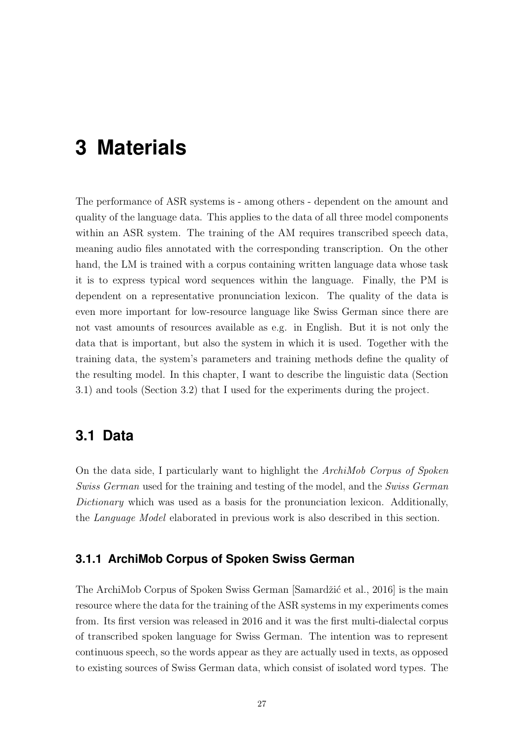# 3 Materials

The performance of ASR systems is - among others - dependent on the amount and quality of the language data. This applies to the data of all three model components within an ASR system. The training of the AM requires transcribed speech data, meaning audio files annotated with the corresponding transcription. On the other hand, the LM is trained with a corpus containing written language data whose task it is to express typical word sequences within the language. Finally, the PM is dependent on a representative pronunciation lexicon. The quality of the data is even more important for low-resource language like Swiss German since there are not vast amounts of resources available as e.g. in English. But it is not only the data that is important, but also the system in which it is used. Together with the training data, the system's parameters and training methods define the quality of the resulting model. In this chapter, I want to describe the linguistic data (Section 3.1) and tools (Section 3.2) that I used for the experiments during the project.

## 3.1 Data

On the data side, I particularly want to highlight the *ArchiMob Corpus of Spoken Swiss German* used for the training and testing of the model, and the *Swiss German Dictionary* which was used as a basis for the pronunciation lexicon. Additionally, the *Language Model* elaborated in previous work is also described in this section.

### 3.1.1 ArchiMob Corpus of Spoken Swiss German

The ArchiMob Corpus of Spoken Swiss German [Samardžić et al., 2016] is the main resource where the data for the training of the ASR systems in my experiments comes from. Its first version was released in 2016 and it was the first multi-dialectal corpus of transcribed spoken language for Swiss German. The intention was to represent continuous speech, so the words appear as they are actually used in texts, as opposed to existing sources of Swiss German data, which consist of isolated word types. The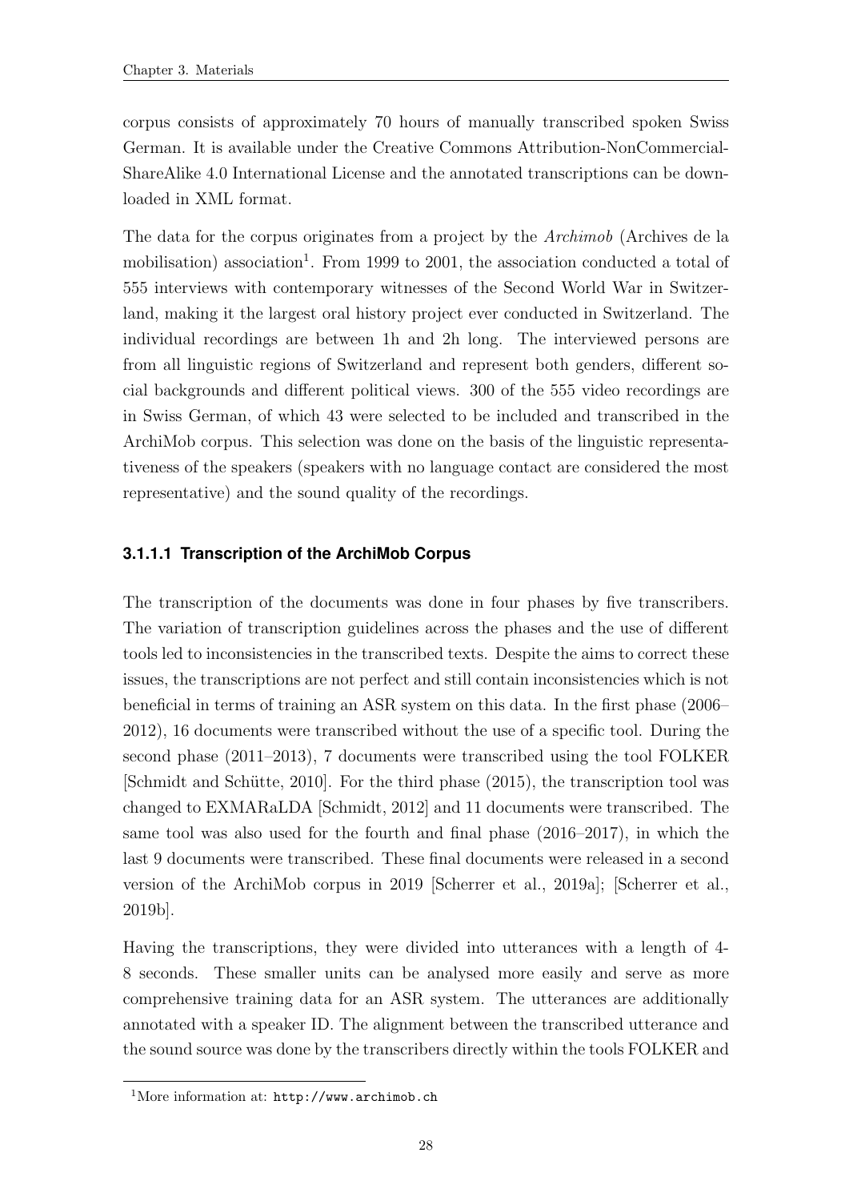corpus consists of approximately 70 hours of manually transcribed spoken Swiss German. It is available under the Creative Commons Attribution-NonCommercial-ShareAlike 4.0 International License and the annotated transcriptions can be downloaded in XML format.

The data for the corpus originates from a project by the *Archimob* (Archives de la mobilisation) association[1]. From 1999 to 2001, the association conducted a total of 555 interviews with contemporary witnesses of the Second World War in Switzerland, making it the largest oral history project ever conducted in Switzerland. The individual recordings are between 1h and 2h long. The interviewed persons are from all linguistic regions of Switzerland and represent both genders, different social backgrounds and different political views. 300 of the 555 video recordings are in Swiss German, of which 43 were selected to be included and transcribed in the ArchiMob corpus. This selection was done on the basis of the linguistic representativeness of the speakers (speakers with no language contact are considered the most representative) and the sound quality of the recordings.

#### 3.1.1.1 Transcription of the ArchiMob Corpus

The transcription of the documents was done in four phases by five transcribers. The variation of transcription guidelines across the phases and the use of different tools led to inconsistencies in the transcribed texts. Despite the aims to correct these issues, the transcriptions are not perfect and still contain inconsistencies which is not beneficial in terms of training an ASR system on this data. In the first phase (2006–2012), 16 documents were transcribed without the use of a specific tool. During the second phase (2011–2013), 7 documents were transcribed using the tool FOLKER [Schmidt and Schütte, 2010]. For the third phase (2015), the transcription tool was changed to EXMARaLDA [Schmidt, 2012] and 11 documents were transcribed. The same tool was also used for the fourth and final phase (2016–2017), in which the last 9 documents were transcribed. These final documents were released in a second version of the ArchiMob corpus in 2019 [Scherrer et al., 2019a]; [Scherrer et al., 2019b].

Having the transcriptions, they were divided into utterances with a length of 4-8 seconds. These smaller units can be analysed more easily and serve as more comprehensive training data for an ASR system. The utterances are additionally annotated with a speaker ID. The alignment between the transcribed utterance and the sound source was done by the transcribers directly within the tools FOLKER and

[1]More information at: `http://www.archimob.ch`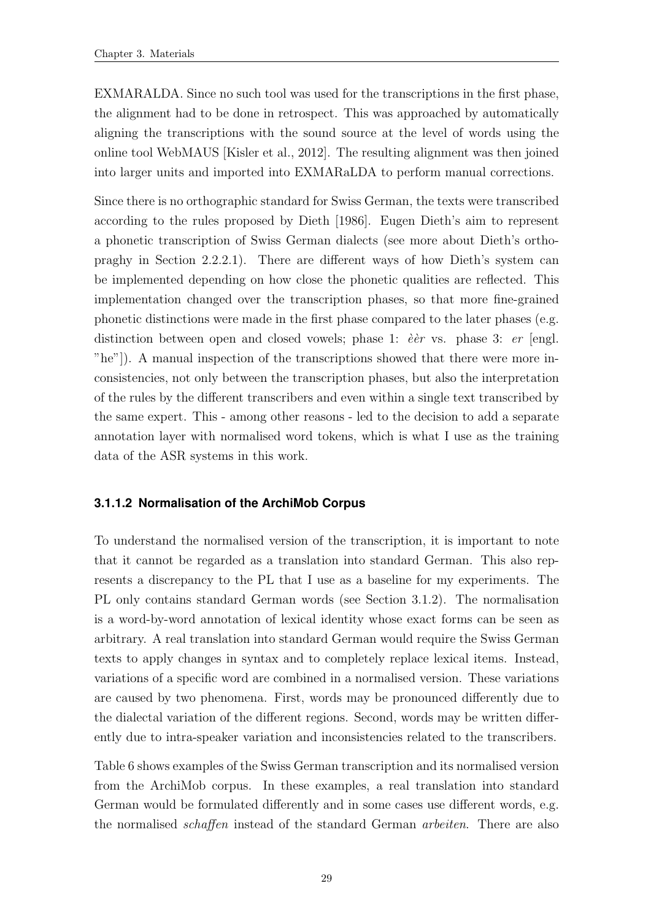EXMARALDA. Since no such tool was used for the transcriptions in the first phase, the alignment had to be done in retrospect. This was approached by automatically aligning the transcriptions with the sound source at the level of words using the online tool WebMAUS [Kisler et al., 2012]. The resulting alignment was then joined into larger units and imported into EXMARaLDA to perform manual corrections.

Since there is no orthographic standard for Swiss German, the texts were transcribed according to the rules proposed by Dieth [1986]. Eugen Dieth's aim to represent a phonetic transcription of Swiss German dialects (see more about Dieth's orthopraghy in Section 2.2.2.1). There are different ways of how Dieth's system can be implemented depending on how close the phonetic qualities are reflected. This implementation changed over the transcription phases, so that more fine-grained phonetic distinctions were made in the first phase compared to the later phases (e.g. distinction between open and closed vowels; phase 1: *èèr* vs. phase 3: *er* [engl. "he"]). A manual inspection of the transcriptions showed that there were more inconsistencies, not only between the transcription phases, but also the interpretation of the rules by the different transcribers and even within a single text transcribed by the same expert. This - among other reasons - led to the decision to add a separate annotation layer with normalised word tokens, which is what I use as the training data of the ASR systems in this work.

#### 3.1.1.2 Normalisation of the ArchiMob Corpus

To understand the normalised version of the transcription, it is important to note that it cannot be regarded as a translation into standard German. This also represents a discrepancy to the PL that I use as a baseline for my experiments. The PL only contains standard German words (see Section 3.1.2). The normalisation is a word-by-word annotation of lexical identity whose exact forms can be seen as arbitrary. A real translation into standard German would require the Swiss German texts to apply changes in syntax and to completely replace lexical items. Instead, variations of a specific word are combined in a normalised version. These variations are caused by two phenomena. First, words may be pronounced differently due to the dialectal variation of the different regions. Second, words may be written differently due to intra-speaker variation and inconsistencies related to the transcribers.

Table 6 shows examples of the Swiss German transcription and its normalised version from the ArchiMob corpus. In these examples, a real translation into standard German would be formulated differently and in some cases use different words, e.g. the normalised *schaffen* instead of the standard German *arbeiten*. There are also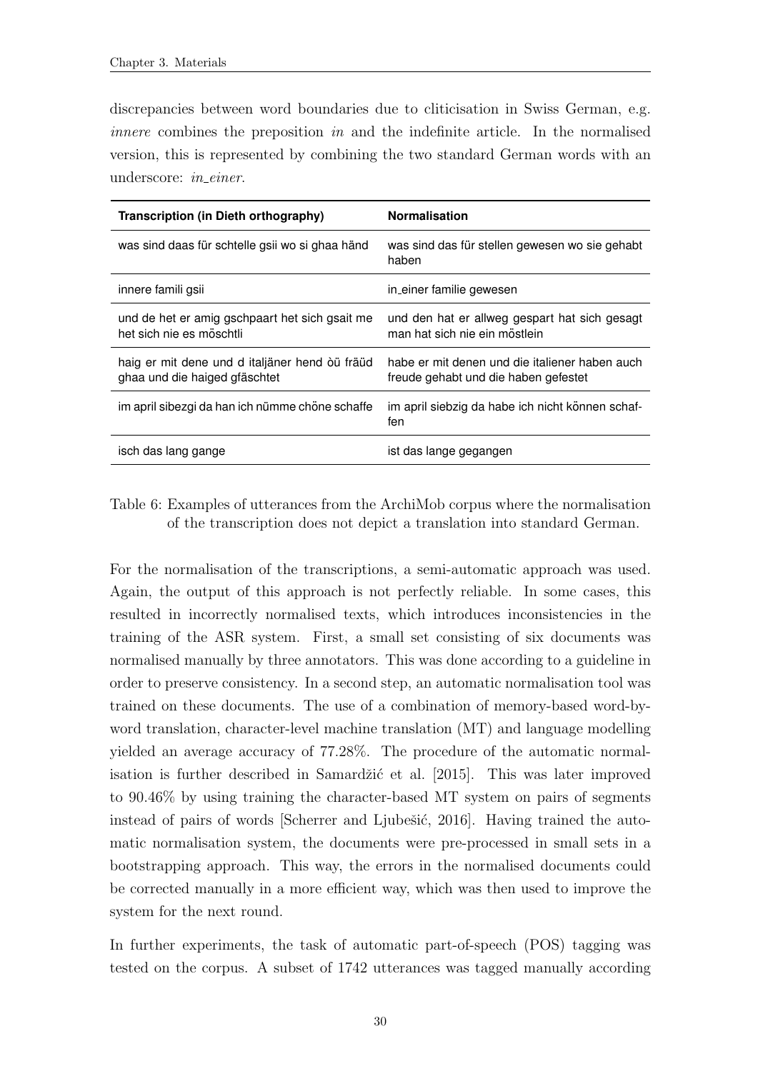discrepancies between word boundaries due to cliticisation in Swiss German, e.g. *innere* combines the preposition *in* and the indefinite article. In the normalised version, this is represented by combining the two standard German words with an underscore: *in_einer*.

| Transcription (in Dieth orthography) | Normalisation |
|---|---|
| was sind daas für schtelle gsii wo si ghaa händ | was sind das für stellen gewesen wo sie gehabt haben |
| innere famili gsii | in_einer familie gewesen |
| und de het er amig gschpaart het sich gsait me het sich nie es möschtli | und den hat er allweg gespart hat sich gesagt man hat sich nie ein möstlein |
| haig er mit dene und d italjäner hend òü fräüd ghaa und die haiged gfäschtet | habe er mit denen und die italiener haben auch freude gehabt und die haben gefestet |
| im april sibezgi da han ich nümme chöne schaffe | im april siebzig da habe ich nicht können schaffen |
| isch das lang gange | ist das lange gegangen |

Table 6: Examples of utterances from the ArchiMob corpus where the normalisation of the transcription does not depict a translation into standard German.

For the normalisation of the transcriptions, a semi-automatic approach was used. Again, the output of this approach is not perfectly reliable. In some cases, this resulted in incorrectly normalised texts, which introduces inconsistencies in the training of the ASR system. First, a small set consisting of six documents was normalised manually by three annotators. This was done according to a guideline in order to preserve consistency. In a second step, an automatic normalisation tool was trained on these documents. The use of a combination of memory-based word-by-word translation, character-level machine translation (MT) and language modelling yielded an average accuracy of 77.28%. The procedure of the automatic normalisation is further described in Samardžić et al. [2015]. This was later improved to 90.46% by using training the character-based MT system on pairs of segments instead of pairs of words [Scherrer and Ljubešić, 2016]. Having trained the automatic normalisation system, the documents were pre-processed in small sets in a bootstrapping approach. This way, the errors in the normalised documents could be corrected manually in a more efficient way, which was then used to improve the system for the next round.

In further experiments, the task of automatic part-of-speech (POS) tagging was tested on the corpus. A subset of 1742 utterances was tagged manually according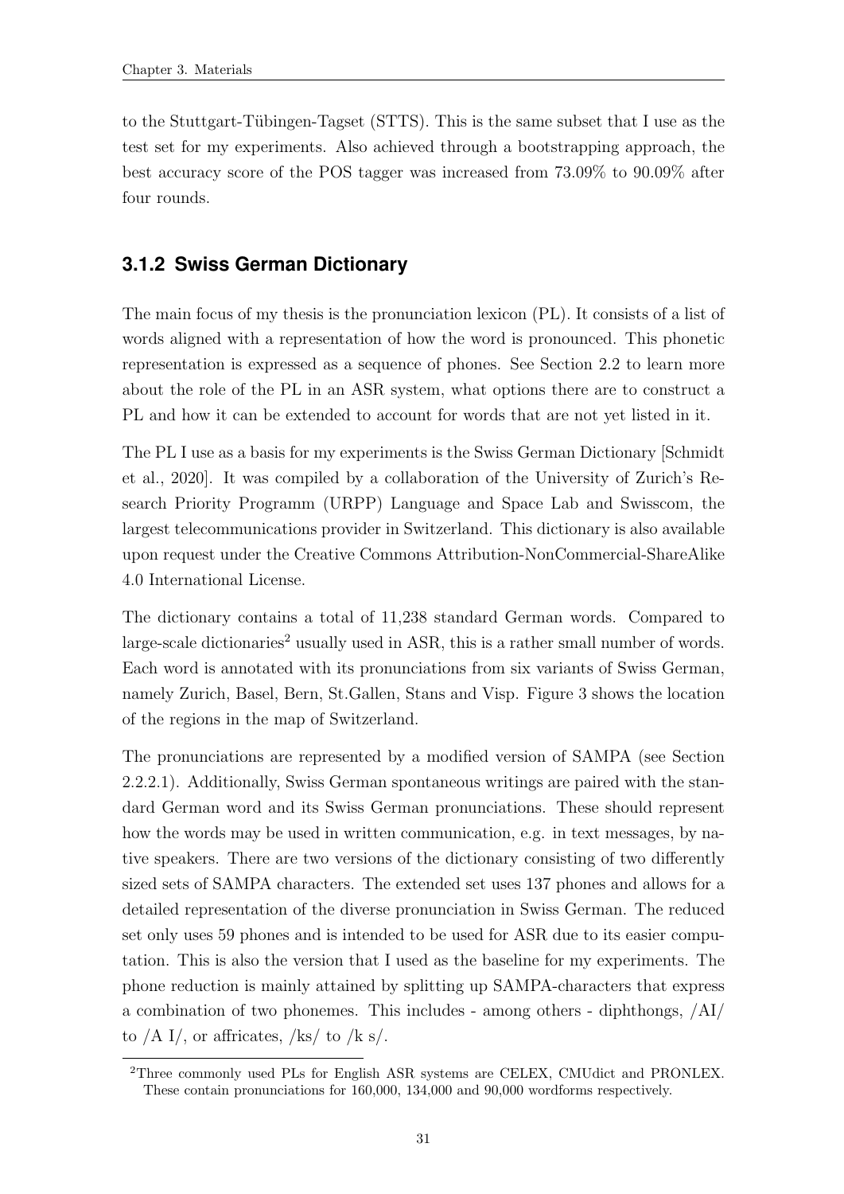to the Stuttgart-Tübingen-Tagset (STTS). This is the same subset that I use as the test set for my experiments. Also achieved through a bootstrapping approach, the best accuracy score of the POS tagger was increased from 73.09% to 90.09% after four rounds.

### 3.1.2 Swiss German Dictionary

The main focus of my thesis is the pronunciation lexicon (PL). It consists of a list of words aligned with a representation of how the word is pronounced. This phonetic representation is expressed as a sequence of phones. See Section 2.2 to learn more about the role of the PL in an ASR system, what options there are to construct a PL and how it can be extended to account for words that are not yet listed in it.

The PL I use as a basis for my experiments is the Swiss German Dictionary [Schmidt et al., 2020]. It was compiled by a collaboration of the University of Zurich's Research Priority Programm (URPP) Language and Space Lab and Swisscom, the largest telecommunications provider in Switzerland. This dictionary is also available upon request under the Creative Commons Attribution-NonCommercial-ShareAlike 4.0 International License.

The dictionary contains a total of 11,238 standard German words. Compared to large-scale dictionaries[2] usually used in ASR, this is a rather small number of words. Each word is annotated with its pronunciations from six variants of Swiss German, namely Zurich, Basel, Bern, St.Gallen, Stans and Visp. Figure 3 shows the location of the regions in the map of Switzerland.

The pronunciations are represented by a modified version of SAMPA (see Section 2.2.2.1). Additionally, Swiss German spontaneous writings are paired with the standard German word and its Swiss German pronunciations. These should represent how the words may be used in written communication, e.g. in text messages, by native speakers. There are two versions of the dictionary consisting of two differently sized sets of SAMPA characters. The extended set uses 137 phones and allows for a detailed representation of the diverse pronunciation in Swiss German. The reduced set only uses 59 phones and is intended to be used for ASR due to its easier computation. This is also the version that I used as the baseline for my experiments. The phone reduction is mainly attained by splitting up SAMPA-characters that express a combination of two phonemes. This includes - among others - diphthongs, /AI/ to /A I/, or affricates, /ks/ to /k s/.

[2] Three commonly used PLs for English ASR systems are CELEX, CMUdict and PRONLEX. These contain pronunciations for 160,000, 134,000 and 90,000 wordforms respectively.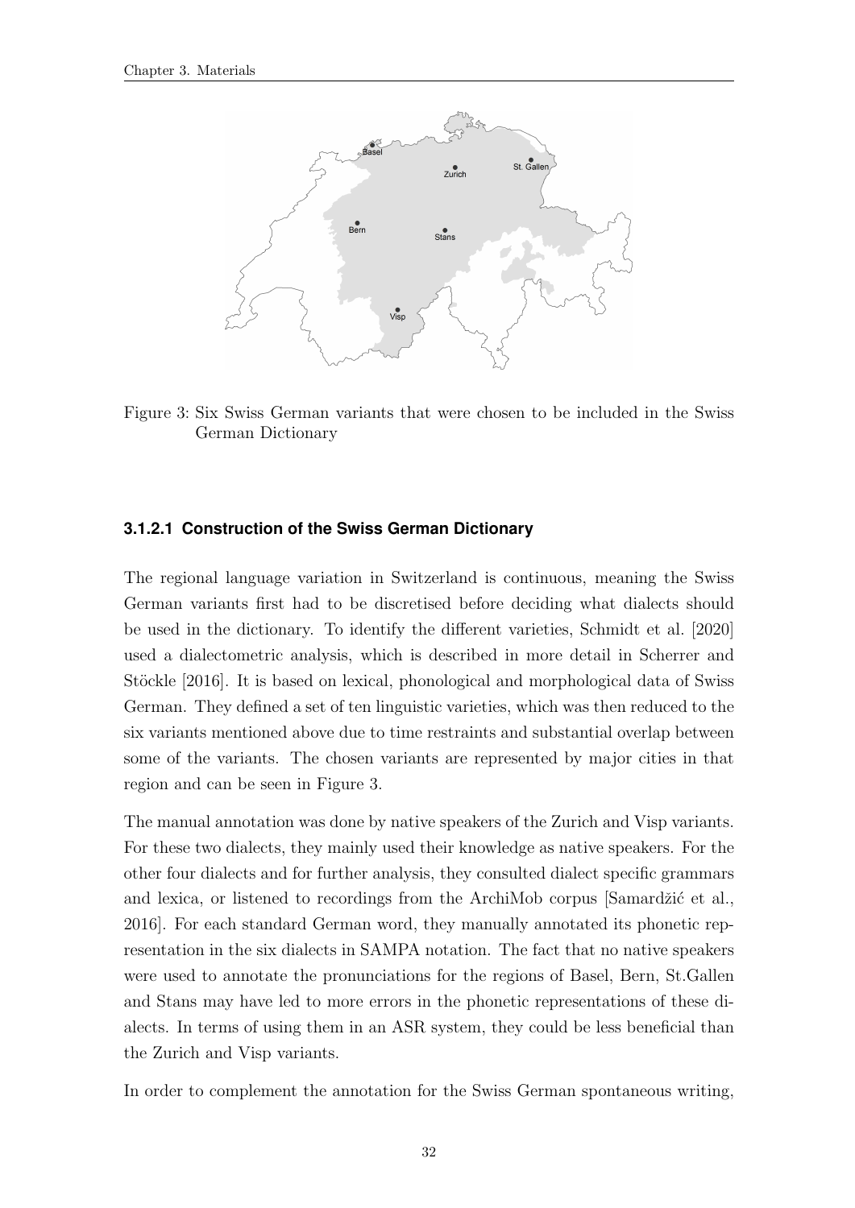Figure 3: Six Swiss German variants that were chosen to be included in the Swiss German Dictionary

#### 3.1.2.1 Construction of the Swiss German Dictionary

The regional language variation in Switzerland is continuous, meaning the Swiss German variants first had to be discretised before deciding what dialects should be used in the dictionary. To identify the different varieties, Schmidt et al. [2020] used a dialectometric analysis, which is described in more detail in Scherrer and Stöckle [2016]. It is based on lexical, phonological and morphological data of Swiss German. They defined a set of ten linguistic varieties, which was then reduced to the six variants mentioned above due to time restraints and substantial overlap between some of the variants. The chosen variants are represented by major cities in that region and can be seen in Figure 3.

The manual annotation was done by native speakers of the Zurich and Visp variants. For these two dialects, they mainly used their knowledge as native speakers. For the other four dialects and for further analysis, they consulted dialect specific grammars and lexica, or listened to recordings from the ArchiMob corpus [Samardžić et al., 2016]. For each standard German word, they manually annotated its phonetic representation in the six dialects in SAMPA notation. The fact that no native speakers were used to annotate the pronunciations for the regions of Basel, Bern, St.Gallen and Stans may have led to more errors in the phonetic representations of these dialects. In terms of using them in an ASR system, they could be less beneficial than the Zurich and Visp variants.

In order to complement the annotation for the Swiss German spontaneous writing,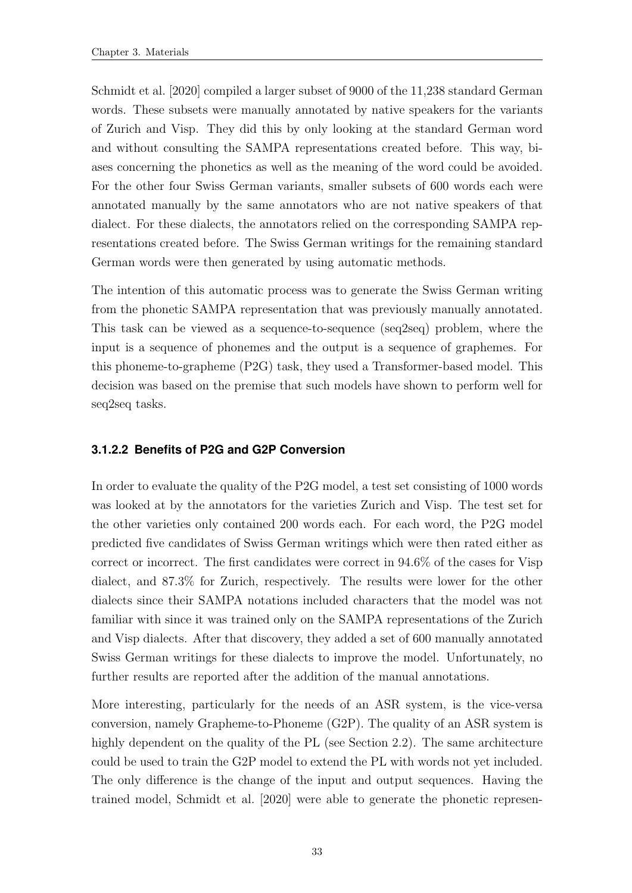Schmidt et al. [2020] compiled a larger subset of 9000 of the 11,238 standard German words. These subsets were manually annotated by native speakers for the variants of Zurich and Visp. They did this by only looking at the standard German word and without consulting the SAMPA representations created before. This way, biases concerning the phonetics as well as the meaning of the word could be avoided. For the other four Swiss German variants, smaller subsets of 600 words each were annotated manually by the same annotators who are not native speakers of that dialect. For these dialects, the annotators relied on the corresponding SAMPA representations created before. The Swiss German writings for the remaining standard German words were then generated by using automatic methods.

The intention of this automatic process was to generate the Swiss German writing from the phonetic SAMPA representation that was previously manually annotated. This task can be viewed as a sequence-to-sequence (seq2seq) problem, where the input is a sequence of phonemes and the output is a sequence of graphemes. For this phoneme-to-grapheme (P2G) task, they used a Transformer-based model. This decision was based on the premise that such models have shown to perform well for seq2seq tasks.

#### 3.1.2.2 Benefits of P2G and G2P Conversion

In order to evaluate the quality of the P2G model, a test set consisting of 1000 words was looked at by the annotators for the varieties Zurich and Visp. The test set for the other varieties only contained 200 words each. For each word, the P2G model predicted five candidates of Swiss German writings which were then rated either as correct or incorrect. The first candidates were correct in 94.6% of the cases for Visp dialect, and 87.3% for Zurich, respectively. The results were lower for the other dialects since their SAMPA notations included characters that the model was not familiar with since it was trained only on the SAMPA representations of the Zurich and Visp dialects. After that discovery, they added a set of 600 manually annotated Swiss German writings for these dialects to improve the model. Unfortunately, no further results are reported after the addition of the manual annotations.

More interesting, particularly for the needs of an ASR system, is the vice-versa conversion, namely Grapheme-to-Phoneme (G2P). The quality of an ASR system is highly dependent on the quality of the PL (see Section 2.2). The same architecture could be used to train the G2P model to extend the PL with words not yet included. The only difference is the change of the input and output sequences. Having the trained model, Schmidt et al. [2020] were able to generate the phonetic represen-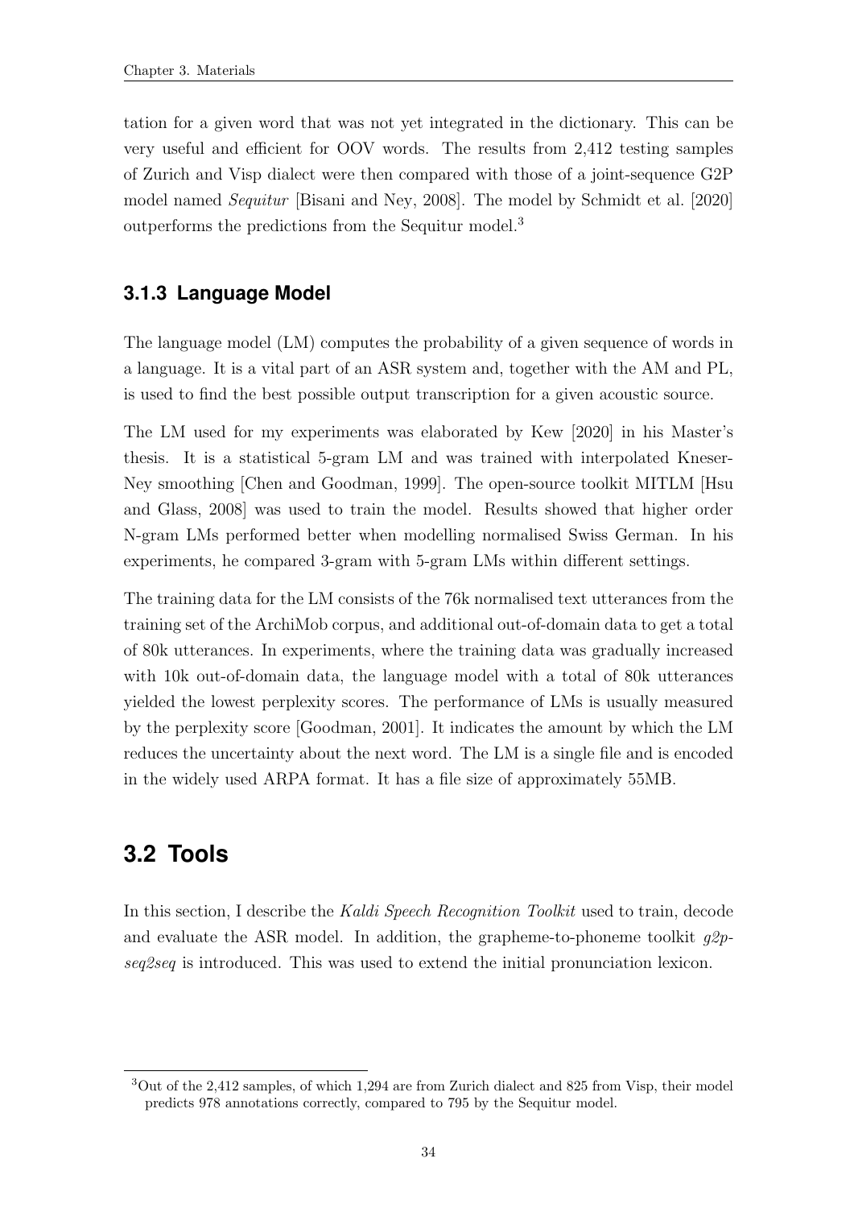tation for a given word that was not yet integrated in the dictionary. This can be very useful and efficient for OOV words. The results from 2,412 testing samples of Zurich and Visp dialect were then compared with those of a joint-sequence G2P model named *Sequitur* [Bisani and Ney, 2008]. The model by Schmidt et al. [2020] outperforms the predictions from the Sequitur model.[3]

### 3.1.3 Language Model

The language model (LM) computes the probability of a given sequence of words in a language. It is a vital part of an ASR system and, together with the AM and PL, is used to find the best possible output transcription for a given acoustic source.

The LM used for my experiments was elaborated by Kew [2020] in his Master's thesis. It is a statistical 5-gram LM and was trained with interpolated Kneser-Ney smoothing [Chen and Goodman, 1999]. The open-source toolkit MITLM [Hsu and Glass, 2008] was used to train the model. Results showed that higher order N-gram LMs performed better when modelling normalised Swiss German. In his experiments, he compared 3-gram with 5-gram LMs within different settings.

The training data for the LM consists of the 76k normalised text utterances from the training set of the ArchiMob corpus, and additional out-of-domain data to get a total of 80k utterances. In experiments, where the training data was gradually increased with 10k out-of-domain data, the language model with a total of 80k utterances yielded the lowest perplexity scores. The performance of LMs is usually measured by the perplexity score [Goodman, 2001]. It indicates the amount by which the LM reduces the uncertainty about the next word. The LM is a single file and is encoded in the widely used ARPA format. It has a file size of approximately 55MB.

## 3.2 Tools

In this section, I describe the *Kaldi Speech Recognition Toolkit* used to train, decode and evaluate the ASR model. In addition, the grapheme-to-phoneme toolkit *g2p-seq2seq* is introduced. This was used to extend the initial pronunciation lexicon.

[3] Out of the 2,412 samples, of which 1,294 are from Zurich dialect and 825 from Visp, their model predicts 978 annotations correctly, compared to 795 by the Sequitur model.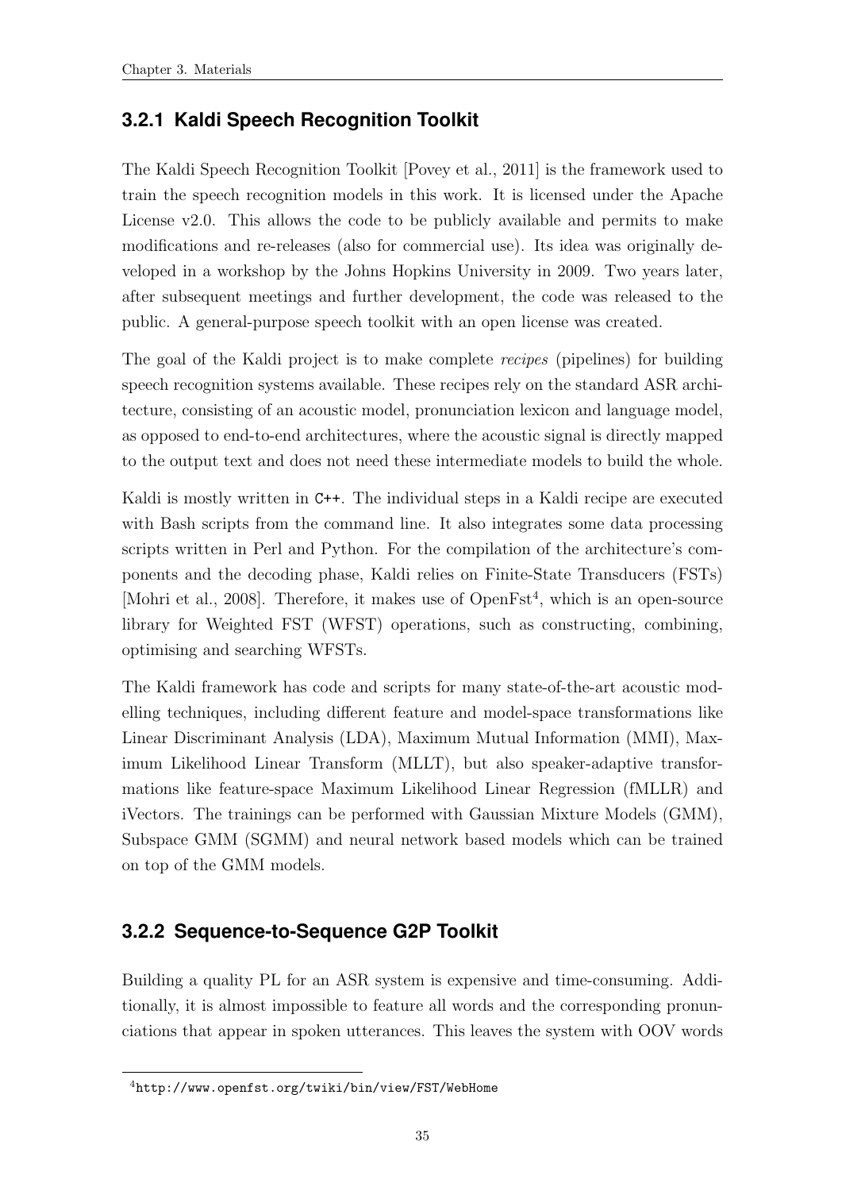### 3.2.1 Kaldi Speech Recognition Toolkit

The Kaldi Speech Recognition Toolkit [Povey et al., 2011] is the framework used to train the speech recognition models in this work. It is licensed under the Apache License v2.0. This allows the code to be publicly available and permits to make modifications and re-releases (also for commercial use). Its idea was originally developed in a workshop by the Johns Hopkins University in 2009. Two years later, after subsequent meetings and further development, the code was released to the public. A general-purpose speech toolkit with an open license was created.

The goal of the Kaldi project is to make complete *recipes* (pipelines) for building speech recognition systems available. These recipes rely on the standard ASR architecture, consisting of an acoustic model, pronunciation lexicon and language model, as opposed to end-to-end architectures, where the acoustic signal is directly mapped to the output text and does not need these intermediate models to build the whole.

Kaldi is mostly written in `C++`. The individual steps in a Kaldi recipe are executed with Bash scripts from the command line. It also integrates some data processing scripts written in Perl and Python. For the compilation of the architecture's components and the decoding phase, Kaldi relies on Finite-State Transducers (FSTs) [Mohri et al., 2008]. Therefore, it makes use of OpenFst[4], which is an open-source library for Weighted FST (WFST) operations, such as constructing, combining, optimising and searching WFSTs.

The Kaldi framework has code and scripts for many state-of-the-art acoustic modelling techniques, including different feature and model-space transformations like Linear Discriminant Analysis (LDA), Maximum Mutual Information (MMI), Maximum Likelihood Linear Transform (MLLT), but also speaker-adaptive transformations like feature-space Maximum Likelihood Linear Regression (fMLLR) and iVectors. The trainings can be performed with Gaussian Mixture Models (GMM), Subspace GMM (SGMM) and neural network based models which can be trained on top of the GMM models.

### 3.2.2 Sequence-to-Sequence G2P Toolkit

Building a quality PL for an ASR system is expensive and time-consuming. Additionally, it is almost impossible to feature all words and the corresponding pronunciations that appear in spoken utterances. This leaves the system with OOV words

[4] `http://www.openfst.org/twiki/bin/view/FST/WebHome`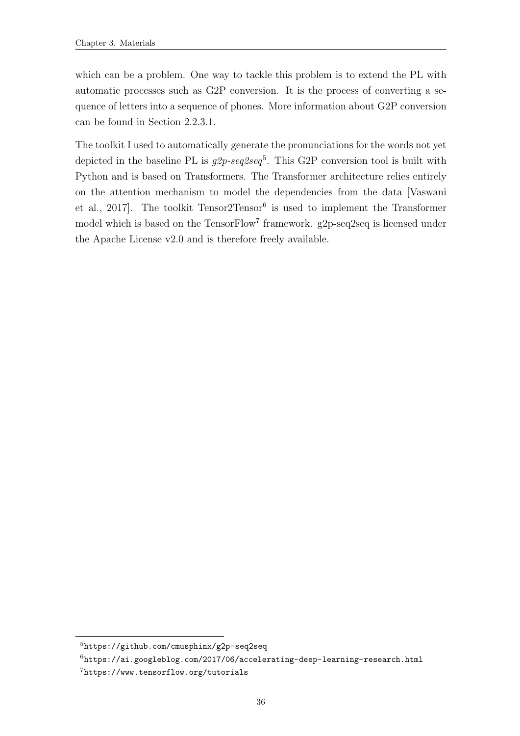which can be a problem. One way to tackle this problem is to extend the PL with automatic processes such as G2P conversion. It is the process of converting a sequence of letters into a sequence of phones. More information about G2P conversion can be found in Section 2.2.3.1.

The toolkit I used to automatically generate the pronunciations for the words not yet depicted in the baseline PL is *g2p-seq2seq*[5]. This G2P conversion tool is built with Python and is based on Transformers. The Transformer architecture relies entirely on the attention mechanism to model the dependencies from the data [Vaswani et al., 2017]. The toolkit Tensor2Tensor[6] is used to implement the Transformer model which is based on the TensorFlow[7] framework. g2p-seq2seq is licensed under the Apache License v2.0 and is therefore freely available.

---

[5] `https://github.com/cmusphinx/g2p-seq2seq`

[6] `https://ai.googleblog.com/2017/06/accelerating-deep-learning-research.html`

[7] `https://www.tensorflow.org/tutorials`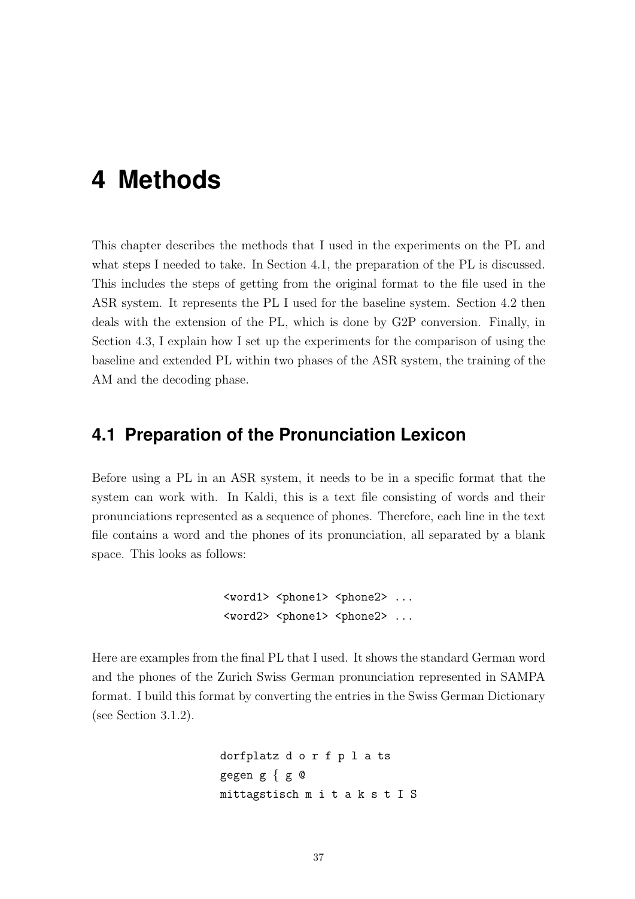# 4 Methods

This chapter describes the methods that I used in the experiments on the PL and what steps I needed to take. In Section 4.1, the preparation of the PL is discussed. This includes the steps of getting from the original format to the file used in the ASR system. It represents the PL I used for the baseline system. Section 4.2 then deals with the extension of the PL, which is done by G2P conversion. Finally, in Section 4.3, I explain how I set up the experiments for the comparison of using the baseline and extended PL within two phases of the ASR system, the training of the AM and the decoding phase.

## 4.1 Preparation of the Pronunciation Lexicon

Before using a PL in an ASR system, it needs to be in a specific format that the system can work with. In Kaldi, this is a text file consisting of words and their pronunciations represented as a sequence of phones. Therefore, each line in the text file contains a word and the phones of its pronunciation, all separated by a blank space. This looks as follows:

```
<word1> <phone1> <phone2> ...
<word2> <phone1> <phone2> ...
```

Here are examples from the final PL that I used. It shows the standard German word and the phones of the Zurich Swiss German pronunciation represented in SAMPA format. I build this format by converting the entries in the Swiss German Dictionary (see Section 3.1.2).

```
dorfplatz d o r f p l a ts
gegen g { g @
mittagstisch m i t a k s t I S
```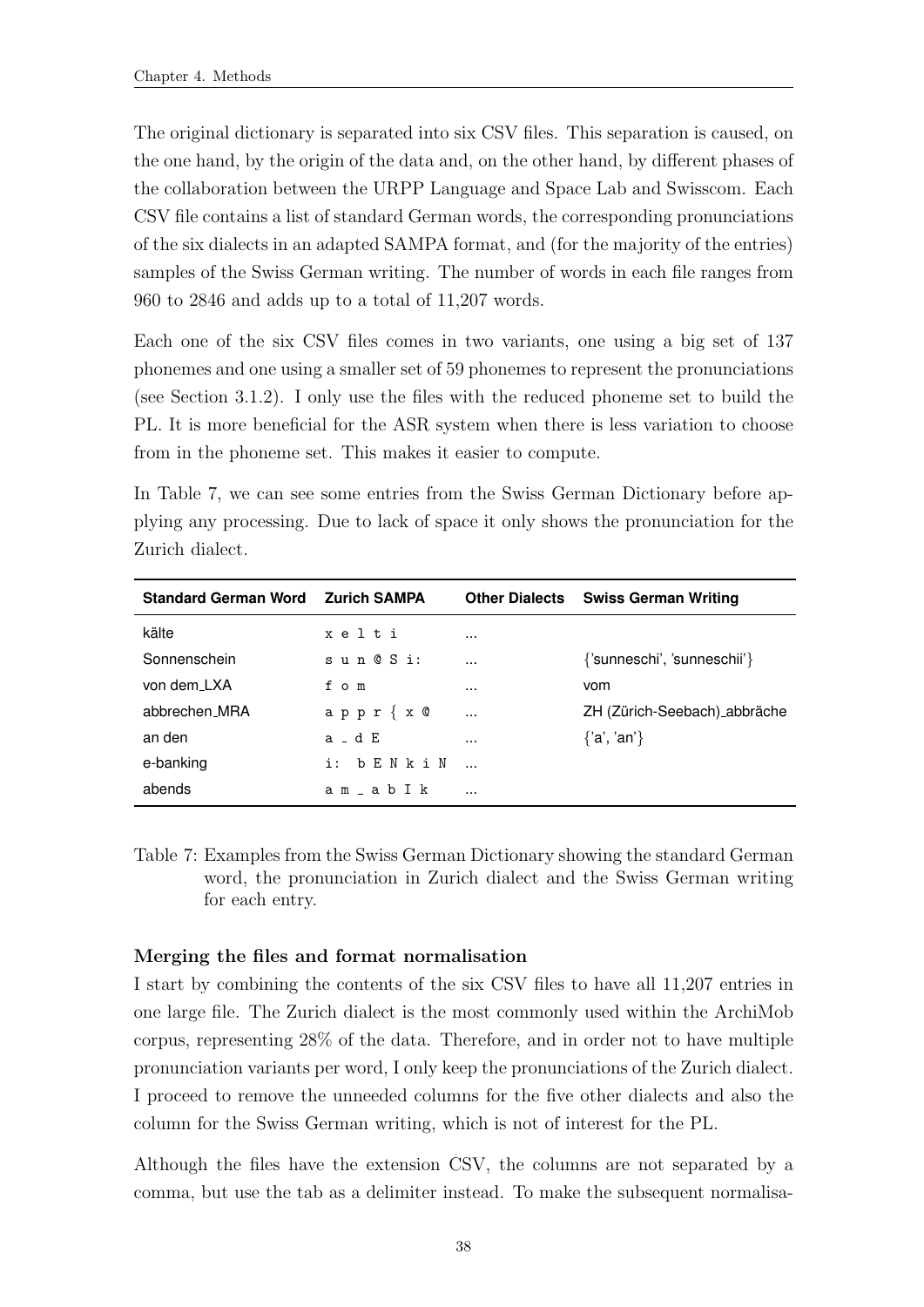The original dictionary is separated into six CSV files. This separation is caused, on the one hand, by the origin of the data and, on the other hand, by different phases of the collaboration between the URPP Language and Space Lab and Swisscom. Each CSV file contains a list of standard German words, the corresponding pronunciations of the six dialects in an adapted SAMPA format, and (for the majority of the entries) samples of the Swiss German writing. The number of words in each file ranges from 960 to 2846 and adds up to a total of 11,207 words.

Each one of the six CSV files comes in two variants, one using a big set of 137 phonemes and one using a smaller set of 59 phonemes to represent the pronunciations (see Section 3.1.2). I only use the files with the reduced phoneme set to build the PL. It is more beneficial for the ASR system when there is less variation to choose from in the phoneme set. This makes it easier to compute.

In Table 7, we can see some entries from the Swiss German Dictionary before applying any processing. Due to lack of space it only shows the pronunciation for the Zurich dialect.

| Standard German Word | Zurich SAMPA | Other Dialects | Swiss German Writing |
|---|---|---|---|
| kälte | x e l t i | ... | |
| Sonnenschein | s u n @ S i: | ... | {'sunneschi', 'sunneschii'} |
| von dem_LXA | f o m | ... | vom |
| abbrechen_MRA | a p p r { x @ | ... | ZH (Zürich-Seebach)_abbräche |
| an den | a _ d E | ... | {'a', 'an'} |
| e-banking | i: b E N k i N | ... | |
| abends | a m _ a b I k | ... | |

Table 7: Examples from the Swiss German Dictionary showing the standard German word, the pronunciation in Zurich dialect and the Swiss German writing for each entry.

**Merging the files and format normalisation**

I start by combining the contents of the six CSV files to have all 11,207 entries in one large file. The Zurich dialect is the most commonly used within the ArchiMob corpus, representing 28% of the data. Therefore, and in order not to have multiple pronunciation variants per word, I only keep the pronunciations of the Zurich dialect. I proceed to remove the unneeded columns for the five other dialects and also the column for the Swiss German writing, which is not of interest for the PL.

Although the files have the extension CSV, the columns are not separated by a comma, but use the tab as a delimiter instead. To make the subsequent normalisa-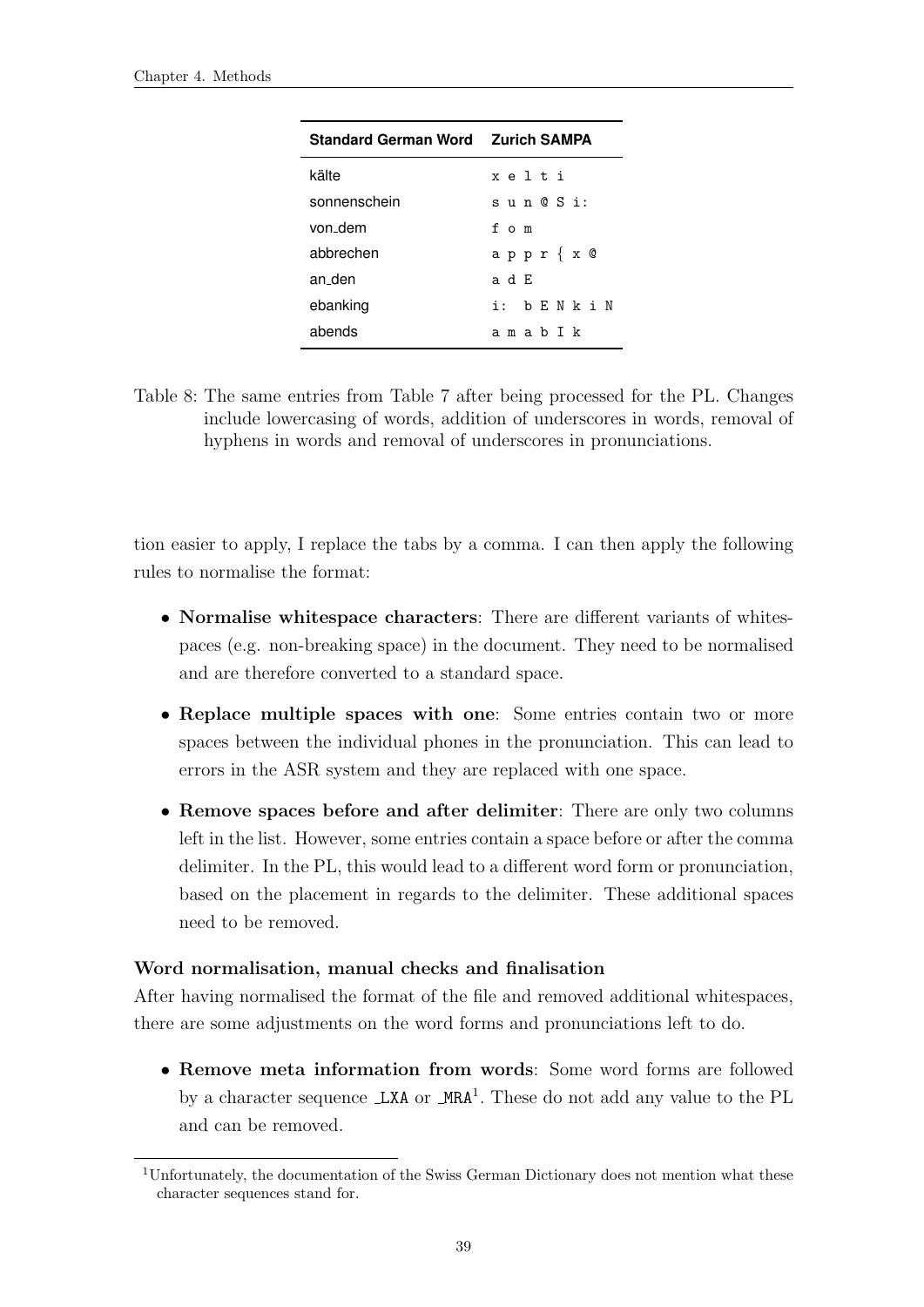| Standard German Word | Zurich SAMPA |
| --- | --- |
| kälte | x e l t i |
| sonnenschein | s u n @ S i: |
| von_dem | f o m |
| abbrechen | a p p r { x @ |
| an_den | a d E |
| ebanking | i: b E N k i N |
| abends | a m a b I k |

Table 8: The same entries from Table 7 after being processed for the PL. Changes include lowercasing of words, addition of underscores in words, removal of hyphens in words and removal of underscores in pronunciations.

tion easier to apply, I replace the tabs by a comma. I can then apply the following rules to normalise the format:

- **Normalise whitespace characters**: There are different variants of whitespaces (e.g. non-breaking space) in the document. They need to be normalised and are therefore converted to a standard space.
- **Replace multiple spaces with one**: Some entries contain two or more spaces between the individual phones in the pronunciation. This can lead to errors in the ASR system and they are replaced with one space.
- **Remove spaces before and after delimiter**: There are only two columns left in the list. However, some entries contain a space before or after the comma delimiter. In the PL, this would lead to a different word form or pronunciation, based on the placement in regards to the delimiter. These additional spaces need to be removed.

**Word normalisation, manual checks and finalisation**

After having normalised the format of the file and removed additional whitespaces, there are some adjustments on the word forms and pronunciations left to do.

- **Remove meta information from words**: Some word forms are followed by a character sequence `_LXA` or `_MRA`[1]. These do not add any value to the PL and can be removed.

[1] Unfortunately, the documentation of the Swiss German Dictionary does not mention what these character sequences stand for.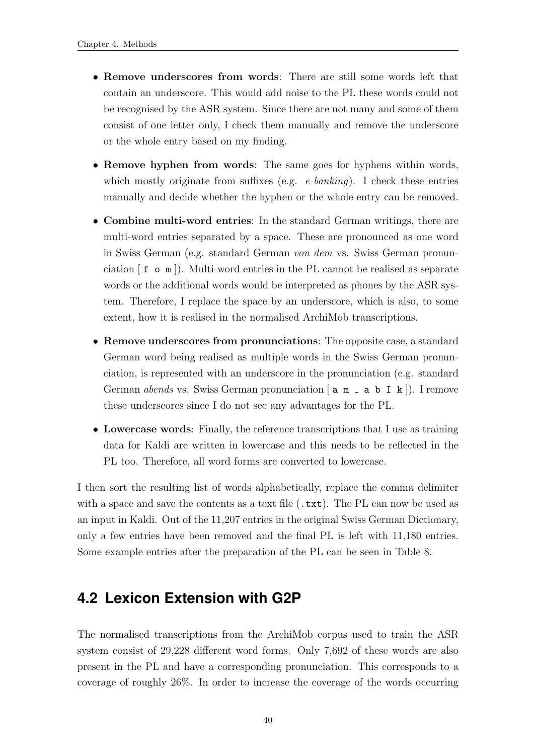- **Remove underscores from words**: There are still some words left that contain an underscore. This would add noise to the PL these words could not be recognised by the ASR system. Since there are not many and some of them consist of one letter only, I check them manually and remove the underscore or the whole entry based on my finding.
- **Remove hyphen from words**: The same goes for hyphens within words, which mostly originate from suffixes (e.g. *e-banking*). I check these entries manually and decide whether the hyphen or the whole entry can be removed.
- **Combine multi-word entries**: In the standard German writings, there are multi-word entries separated by a space. These are pronounced as one word in Swiss German (e.g. standard German *von dem* vs. Swiss German pronunciation [ `f o m` ]). Multi-word entries in the PL cannot be realised as separate words or the additional words would be interpreted as phones by the ASR system. Therefore, I replace the space by an underscore, which is also, to some extent, how it is realised in the normalised ArchiMob transcriptions.
- **Remove underscores from pronunciations**: The opposite case, a standard German word being realised as multiple words in the Swiss German pronunciation, is represented with an underscore in the pronunciation (e.g. standard German *abends* vs. Swiss German pronunciation [ `a m _ a b I k` ]). I remove these underscores since I do not see any advantages for the PL.
- **Lowercase words**: Finally, the reference transcriptions that I use as training data for Kaldi are written in lowercase and this needs to be reflected in the PL too. Therefore, all word forms are converted to lowercase.

I then sort the resulting list of words alphabetically, replace the comma delimiter with a space and save the contents as a text file (`.txt`). The PL can now be used as an input in Kaldi. Out of the 11,207 entries in the original Swiss German Dictionary, only a few entries have been removed and the final PL is left with 11,180 entries. Some example entries after the preparation of the PL can be seen in Table 8.

## 4.2 Lexicon Extension with G2P

The normalised transcriptions from the ArchiMob corpus used to train the ASR system consist of 29,228 different word forms. Only 7,692 of these words are also present in the PL and have a corresponding pronunciation. This corresponds to a coverage of roughly 26%. In order to increase the coverage of the words occurring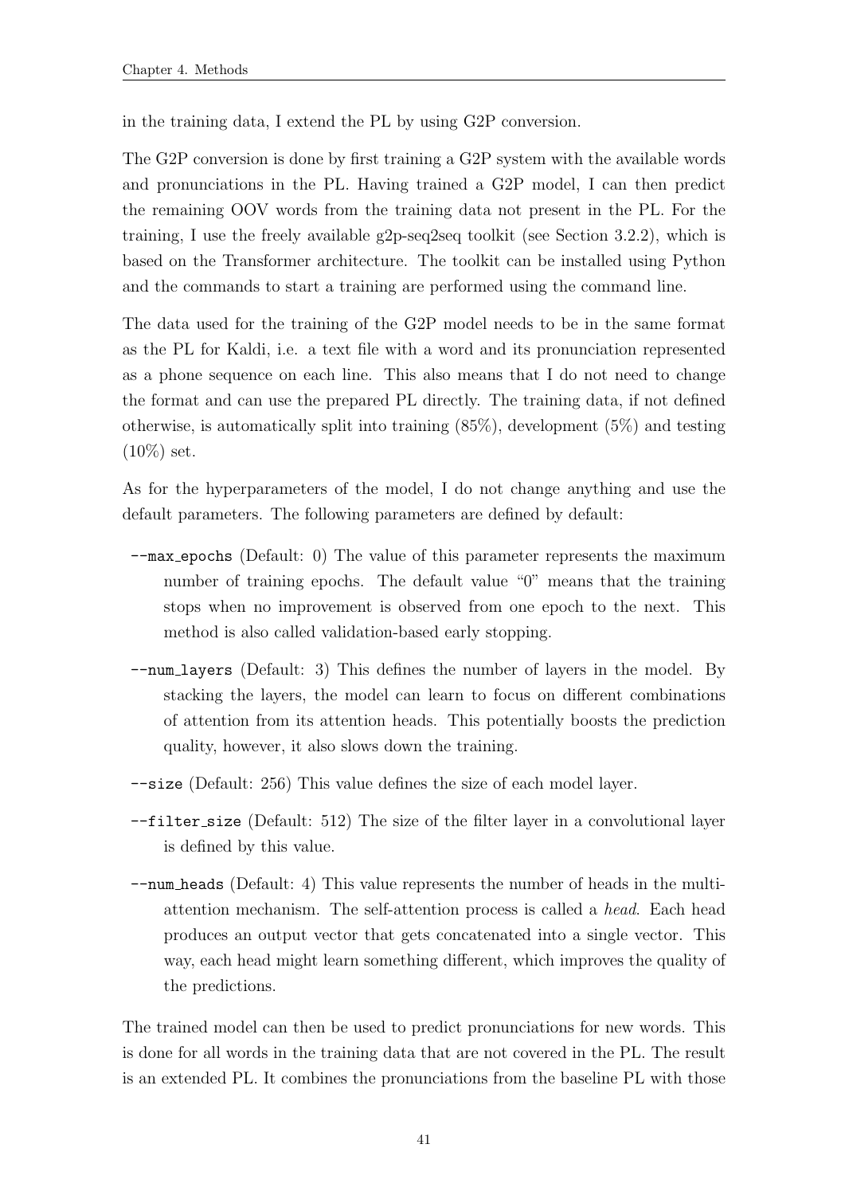in the training data, I extend the PL by using G2P conversion.

The G2P conversion is done by first training a G2P system with the available words and pronunciations in the PL. Having trained a G2P model, I can then predict the remaining OOV words from the training data not present in the PL. For the training, I use the freely available g2p-seq2seq toolkit (see Section 3.2.2), which is based on the Transformer architecture. The toolkit can be installed using Python and the commands to start a training are performed using the command line.

The data used for the training of the G2P model needs to be in the same format as the PL for Kaldi, i.e. a text file with a word and its pronunciation represented as a phone sequence on each line. This also means that I do not need to change the format and can use the prepared PL directly. The training data, if not defined otherwise, is automatically split into training (85%), development (5%) and testing (10%) set.

As for the hyperparameters of the model, I do not change anything and use the default parameters. The following parameters are defined by default:

`--max_epochs` (Default: 0) The value of this parameter represents the maximum number of training epochs. The default value "0" means that the training stops when no improvement is observed from one epoch to the next. This method is also called validation-based early stopping.

`--num_layers` (Default: 3) This defines the number of layers in the model. By stacking the layers, the model can learn to focus on different combinations of attention from its attention heads. This potentially boosts the prediction quality, however, it also slows down the training.

`--size` (Default: 256) This value defines the size of each model layer.

`--filter_size` (Default: 512) The size of the filter layer in a convolutional layer is defined by this value.

`--num_heads` (Default: 4) This value represents the number of heads in the multi-attention mechanism. The self-attention process is called a *head*. Each head produces an output vector that gets concatenated into a single vector. This way, each head might learn something different, which improves the quality of the predictions.

The trained model can then be used to predict pronunciations for new words. This is done for all words in the training data that are not covered in the PL. The result is an extended PL. It combines the pronunciations from the baseline PL with those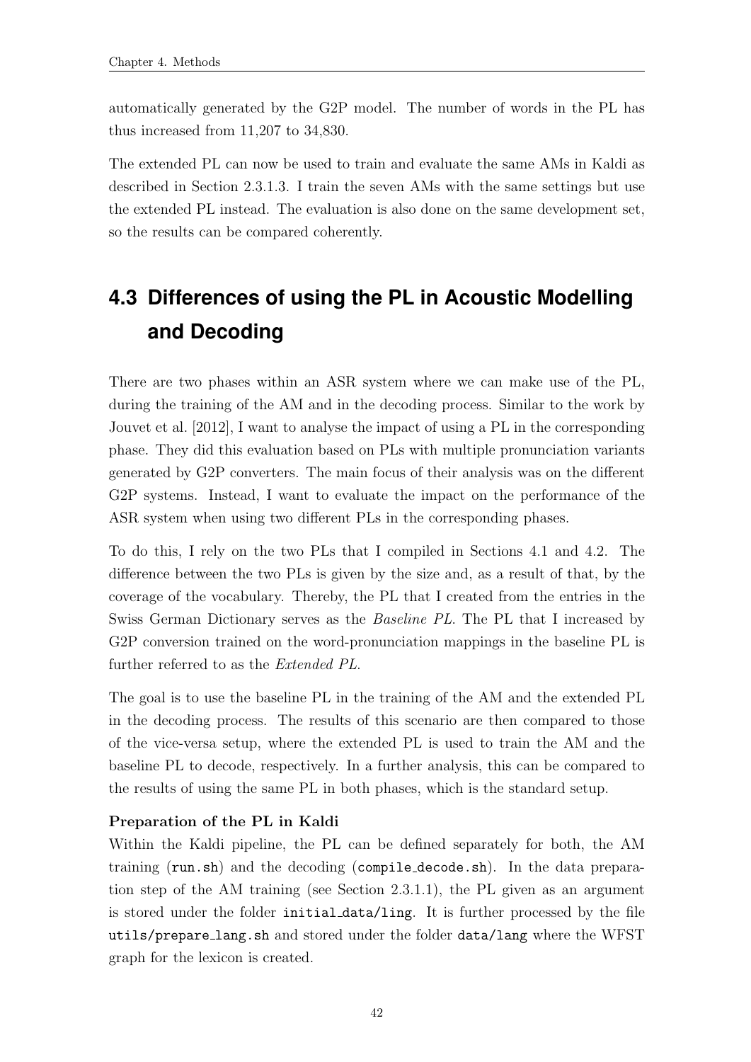automatically generated by the G2P model. The number of words in the PL has thus increased from 11,207 to 34,830.

The extended PL can now be used to train and evaluate the same AMs in Kaldi as described in Section 2.3.1.3. I train the seven AMs with the same settings but use the extended PL instead. The evaluation is also done on the same development set, so the results can be compared coherently.

## 4.3 Differences of using the PL in Acoustic Modelling and Decoding

There are two phases within an ASR system where we can make use of the PL, during the training of the AM and in the decoding process. Similar to the work by Jouvet et al. [2012], I want to analyse the impact of using a PL in the corresponding phase. They did this evaluation based on PLs with multiple pronunciation variants generated by G2P converters. The main focus of their analysis was on the different G2P systems. Instead, I want to evaluate the impact on the performance of the ASR system when using two different PLs in the corresponding phases.

To do this, I rely on the two PLs that I compiled in Sections 4.1 and 4.2. The difference between the two PLs is given by the size and, as a result of that, by the coverage of the vocabulary. Thereby, the PL that I created from the entries in the Swiss German Dictionary serves as the *Baseline PL*. The PL that I increased by G2P conversion trained on the word-pronunciation mappings in the baseline PL is further referred to as the *Extended PL*.

The goal is to use the baseline PL in the training of the AM and the extended PL in the decoding process. The results of this scenario are then compared to those of the vice-versa setup, where the extended PL is used to train the AM and the baseline PL to decode, respectively. In a further analysis, this can be compared to the results of using the same PL in both phases, which is the standard setup.

**Preparation of the PL in Kaldi**

Within the Kaldi pipeline, the PL can be defined separately for both, the AM training (`run.sh`) and the decoding (`compile_decode.sh`). In the data preparation step of the AM training (see Section 2.3.1.1), the PL given as an argument is stored under the folder `initial_data/ling`. It is further processed by the file `utils/prepare_lang.sh` and stored under the folder `data/lang` where the WFST graph for the lexicon is created.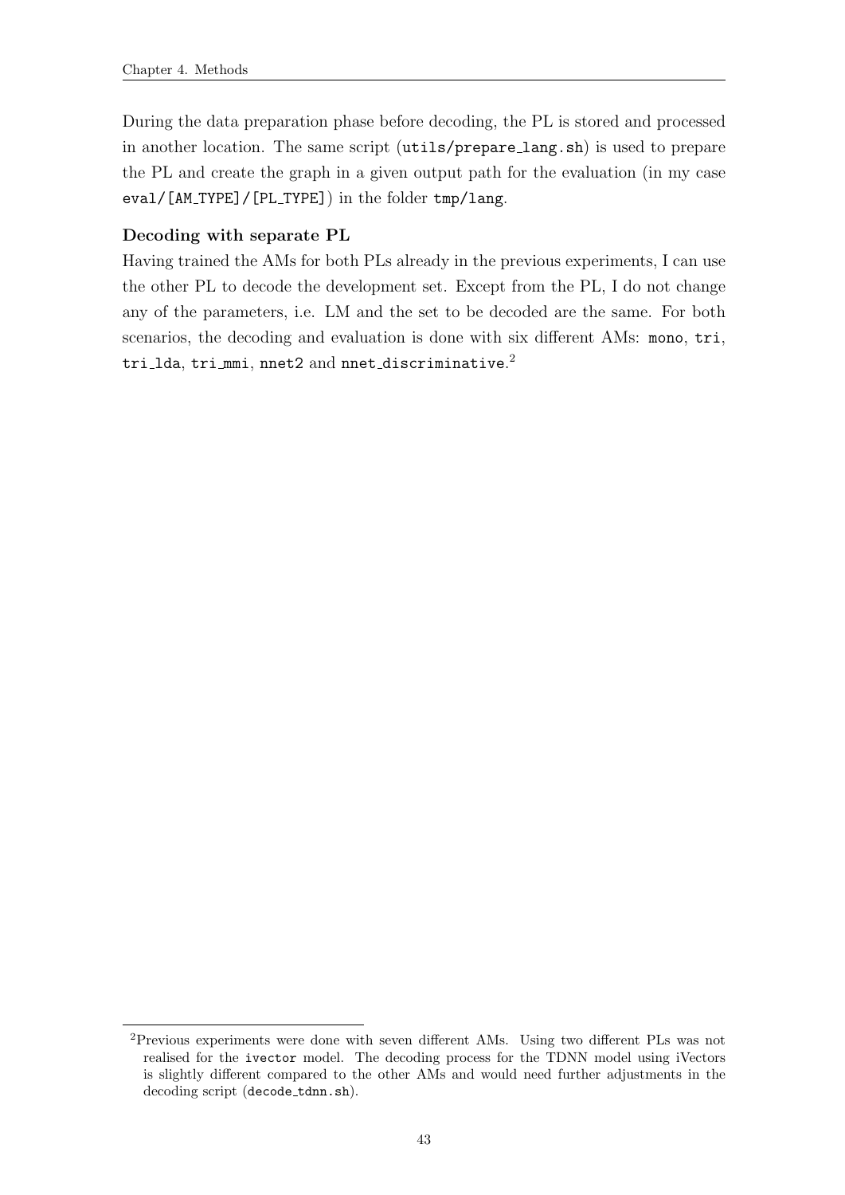During the data preparation phase before decoding, the PL is stored and processed in another location. The same script (`utils/prepare_lang.sh`) is used to prepare the PL and create the graph in a given output path for the evaluation (in my case `eval/[AM_TYPE]/[PL_TYPE]`) in the folder `tmp/lang`.

### Decoding with separate PL

Having trained the AMs for both PLs already in the previous experiments, I can use the other PL to decode the development set. Except from the PL, I do not change any of the parameters, i.e. LM and the set to be decoded are the same. For both scenarios, the decoding and evaluation is done with six different AMs: `mono`, `tri`, `tri_lda`, `tri_mmi`, `nnet2` and `nnet_discriminative`.[2]

[2]Previous experiments were done with seven different AMs. Using two different PLs was not realised for the `ivector` model. The decoding process for the TDNN model using iVectors is slightly different compared to the other AMs and would need further adjustments in the decoding script (`decode_tdnn.sh`).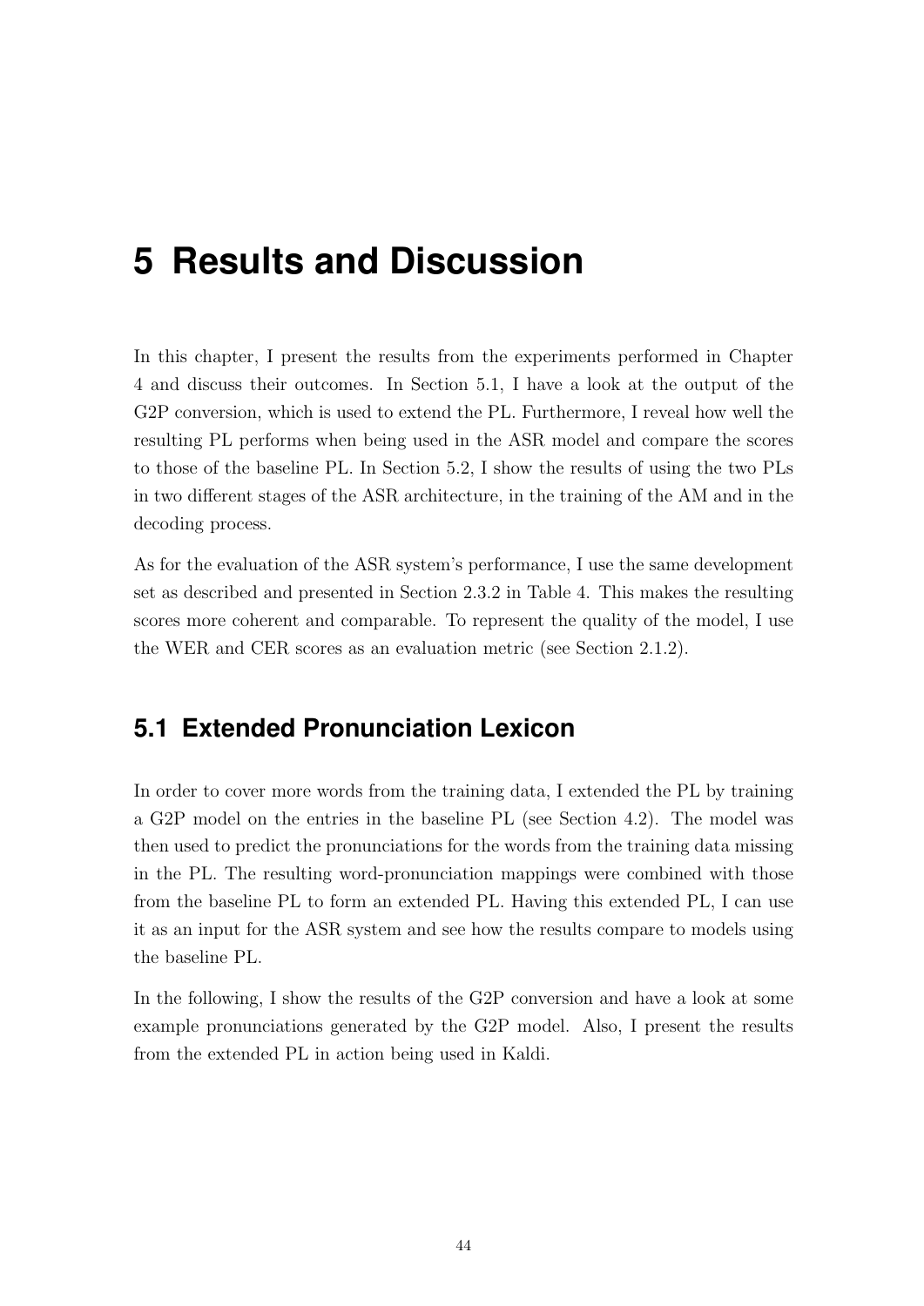# 5 Results and Discussion

In this chapter, I present the results from the experiments performed in Chapter 4 and discuss their outcomes. In Section 5.1, I have a look at the output of the G2P conversion, which is used to extend the PL. Furthermore, I reveal how well the resulting PL performs when being used in the ASR model and compare the scores to those of the baseline PL. In Section 5.2, I show the results of using the two PLs in two different stages of the ASR architecture, in the training of the AM and in the decoding process.

As for the evaluation of the ASR system's performance, I use the same development set as described and presented in Section 2.3.2 in Table 4. This makes the resulting scores more coherent and comparable. To represent the quality of the model, I use the WER and CER scores as an evaluation metric (see Section 2.1.2).

## 5.1 Extended Pronunciation Lexicon

In order to cover more words from the training data, I extended the PL by training a G2P model on the entries in the baseline PL (see Section 4.2). The model was then used to predict the pronunciations for the words from the training data missing in the PL. The resulting word-pronunciation mappings were combined with those from the baseline PL to form an extended PL. Having this extended PL, I can use it as an input for the ASR system and see how the results compare to models using the baseline PL.

In the following, I show the results of the G2P conversion and have a look at some example pronunciations generated by the G2P model. Also, I present the results from the extended PL in action being used in Kaldi.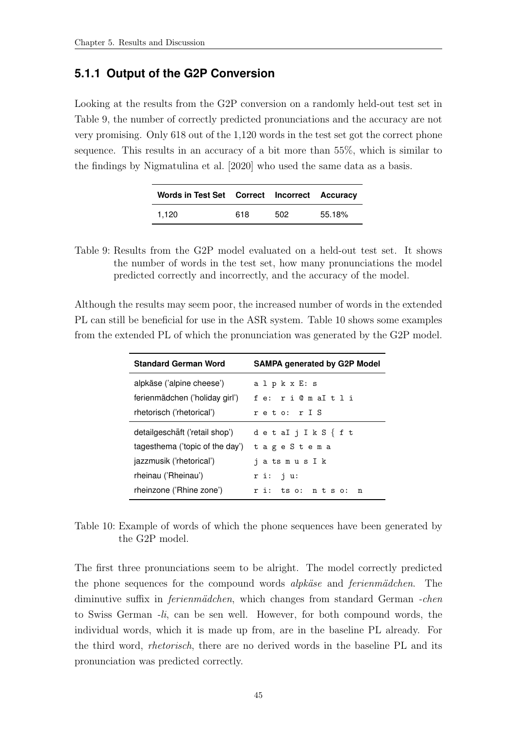### 5.1.1 Output of the G2P Conversion

Looking at the results from the G2P conversion on a randomly held-out test set in Table 9, the number of correctly predicted pronunciations and the accuracy are not very promising. Only 618 out of the 1,120 words in the test set got the correct phone sequence. This results in an accuracy of a bit more than 55%, which is similar to the findings by Nigmatulina et al. [2020] who used the same data as a basis.

| Words in Test Set | Correct | Incorrect | Accuracy |
|---|---|---|---|
| 1,120 | 618 | 502 | 55.18% |

Table 9: Results from the G2P model evaluated on a held-out test set. It shows the number of words in the test set, how many pronunciations the model predicted correctly and incorrectly, and the accuracy of the model.

Although the results may seem poor, the increased number of words in the extended PL can still be beneficial for use in the ASR system. Table 10 shows some examples from the extended PL of which the pronunciation was generated by the G2P model.

| Standard German Word | SAMPA generated by G2P Model |
|---|---|
| alpkäse ('alpine cheese') | a l p k x E: s |
| ferienmädchen ('holiday girl') | f e: r i @ m aI t l i |
| rhetorisch ('rhetorical') | r e t o: r I S |
| detailgeschäft ('retail shop') | d e t aI j I k S { f t |
| tagesthema ('topic of the day') | t a g e S t e m a |
| jazzmusik ('rhetorical') | j a ts m u s I k |
| rheinau ('Rheinau') | r i: j u: |
| rheinzone ('Rhine zone') | r i: ts o: n t s o: n |

Table 10: Example of words of which the phone sequences have been generated by the G2P model.

The first three pronunciations seem to be alright. The model correctly predicted the phone sequences for the compound words *alpkäse* and *ferienmädchen*. The diminutive suffix in *ferienmädchen*, which changes from standard German *-chen* to Swiss German *-li*, can be sen well. However, for both compound words, the individual words, which it is made up from, are in the baseline PL already. For the third word, *rhetorisch*, there are no derived words in the baseline PL and its pronunciation was predicted correctly.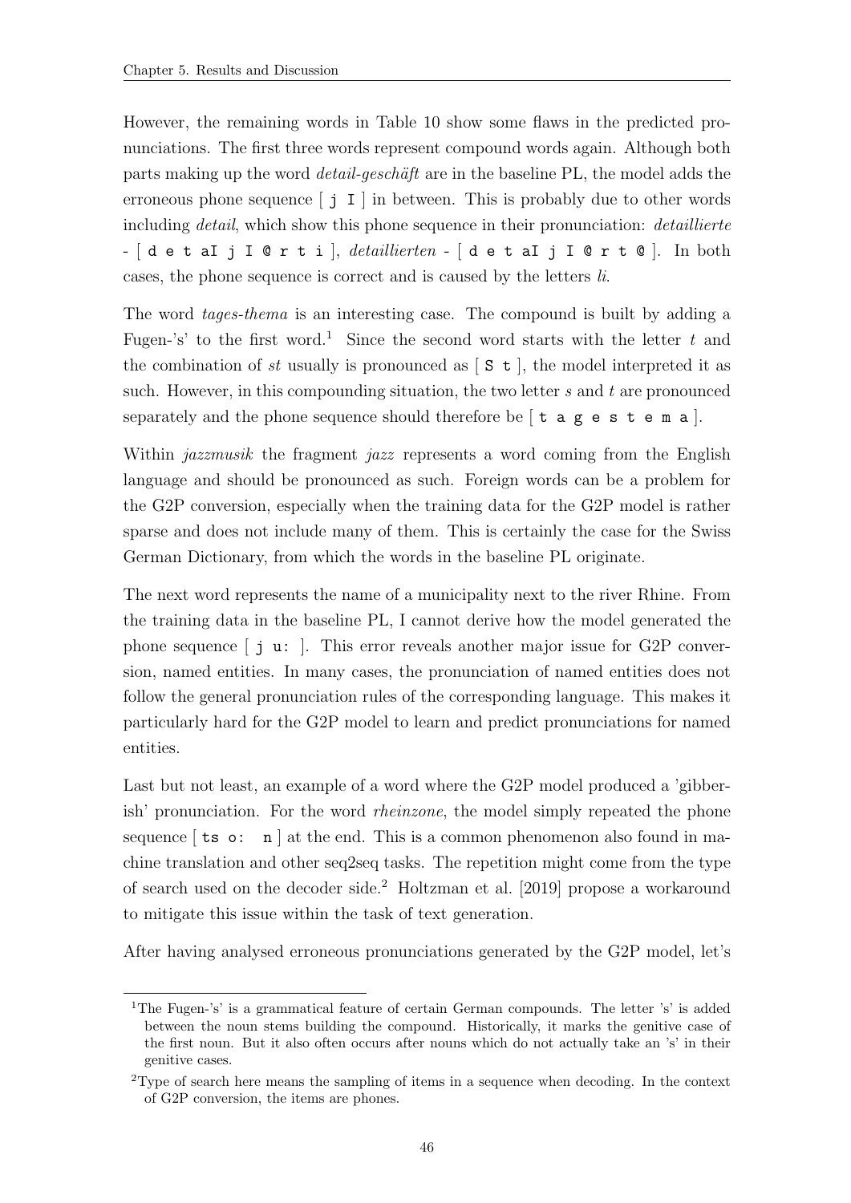However, the remaining words in Table 10 show some flaws in the predicted pronunciations. The first three words represent compound words again. Although both parts making up the word *detail-geschäft* are in the baseline PL, the model adds the erroneous phone sequence [ `j I` ] in between. This is probably due to other words including *detail*, which show this phone sequence in their pronunciation: *detaillierte* - [ `d e t aI j I @ r t i` ], *detaillierten* - [ `d e t aI j I @ r t @` ]. In both cases, the phone sequence is correct and is caused by the letters *li*.

The word *tages-thema* is an interesting case. The compound is built by adding a Fugen-'s' to the first word.[1] Since the second word starts with the letter *t* and the combination of *st* usually is pronounced as [ `S t` ], the model interpreted it as such. However, in this compounding situation, the two letter *s* and *t* are pronounced separately and the phone sequence should therefore be [ `t a g e s t e m a` ].

Within *jazzmusik* the fragment *jazz* represents a word coming from the English language and should be pronounced as such. Foreign words can be a problem for the G2P conversion, especially when the training data for the G2P model is rather sparse and does not include many of them. This is certainly the case for the Swiss German Dictionary, from which the words in the baseline PL originate.

The next word represents the name of a municipality next to the river Rhine. From the training data in the baseline PL, I cannot derive how the model generated the phone sequence [ `j u:` ]. This error reveals another major issue for G2P conversion, named entities. In many cases, the pronunciation of named entities does not follow the general pronunciation rules of the corresponding language. This makes it particularly hard for the G2P model to learn and predict pronunciations for named entities.

Last but not least, an example of a word where the G2P model produced a 'gibberish' pronunciation. For the word *rheinzone*, the model simply repeated the phone sequence [ `ts o: n` ] at the end. This is a common phenomenon also found in machine translation and other seq2seq tasks. The repetition might come from the type of search used on the decoder side.[2] Holtzman et al. [2019] propose a workaround to mitigate this issue within the task of text generation.

After having analysed erroneous pronunciations generated by the G2P model, let's

---

[1] The Fugen-'s' is a grammatical feature of certain German compounds. The letter 's' is added between the noun stems building the compound. Historically, it marks the genitive case of the first noun. But it also often occurs after nouns which do not actually take an 's' in their genitive cases.

[2] Type of search here means the sampling of items in a sequence when decoding. In the context of G2P conversion, the items are phones.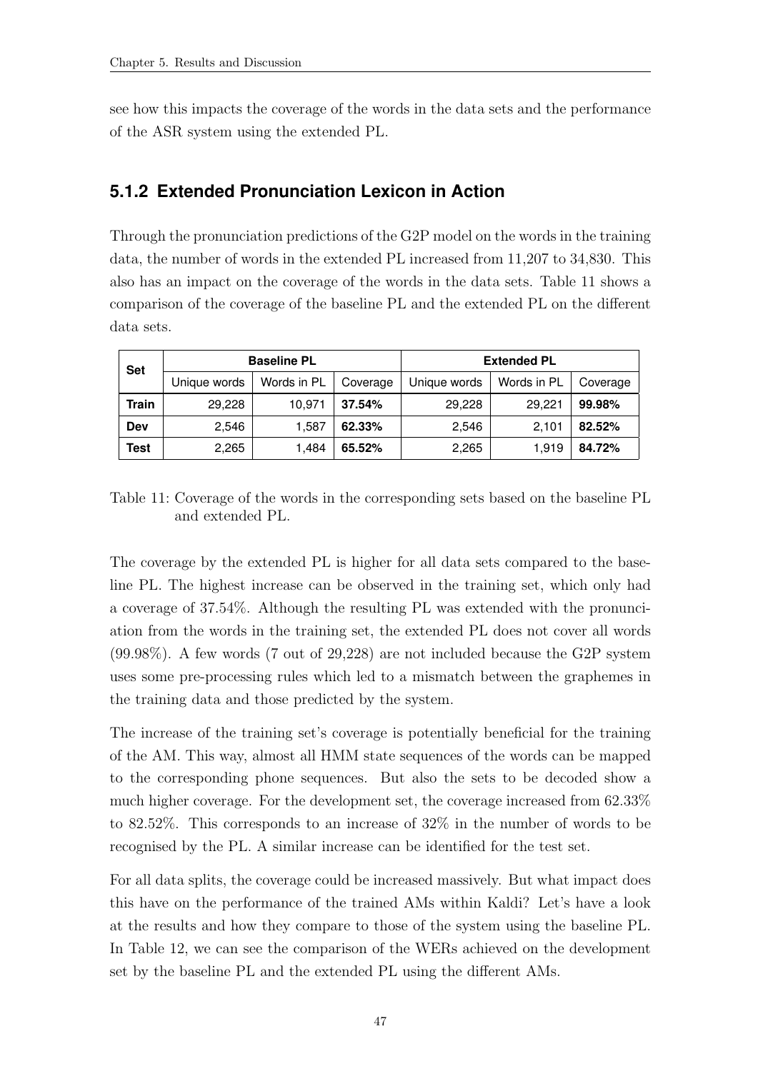see how this impacts the coverage of the words in the data sets and the performance of the ASR system using the extended PL.

### 5.1.2 Extended Pronunciation Lexicon in Action

Through the pronunciation predictions of the G2P model on the words in the training data, the number of words in the extended PL increased from 11,207 to 34,830. This also has an impact on the coverage of the words in the data sets. Table 11 shows a comparison of the coverage of the baseline PL and the extended PL on the different data sets.

| Set | Baseline PL | | | Extended PL | | |
|---|---|---|---|---|---|---|
| | Unique words | Words in PL | Coverage | Unique words | Words in PL | Coverage |
| **Train** | 29,228 | 10,971 | **37.54%** | 29,228 | 29,221 | **99.98%** |
| **Dev** | 2,546 | 1,587 | **62.33%** | 2,546 | 2,101 | **82.52%** |
| **Test** | 2,265 | 1,484 | **65.52%** | 2,265 | 1,919 | **84.72%** |

Table 11: Coverage of the words in the corresponding sets based on the baseline PL and extended PL.

The coverage by the extended PL is higher for all data sets compared to the baseline PL. The highest increase can be observed in the training set, which only had a coverage of 37.54%. Although the resulting PL was extended with the pronunciation from the words in the training set, the extended PL does not cover all words (99.98%). A few words (7 out of 29,228) are not included because the G2P system uses some pre-processing rules which led to a mismatch between the graphemes in the training data and those predicted by the system.

The increase of the training set's coverage is potentially beneficial for the training of the AM. This way, almost all HMM state sequences of the words can be mapped to the corresponding phone sequences. But also the sets to be decoded show a much higher coverage. For the development set, the coverage increased from 62.33% to 82.52%. This corresponds to an increase of 32% in the number of words to be recognised by the PL. A similar increase can be identified for the test set.

For all data splits, the coverage could be increased massively. But what impact does this have on the performance of the trained AMs within Kaldi? Let's have a look at the results and how they compare to those of the system using the baseline PL. In Table 12, we can see the comparison of the WERs achieved on the development set by the baseline PL and the extended PL using the different AMs.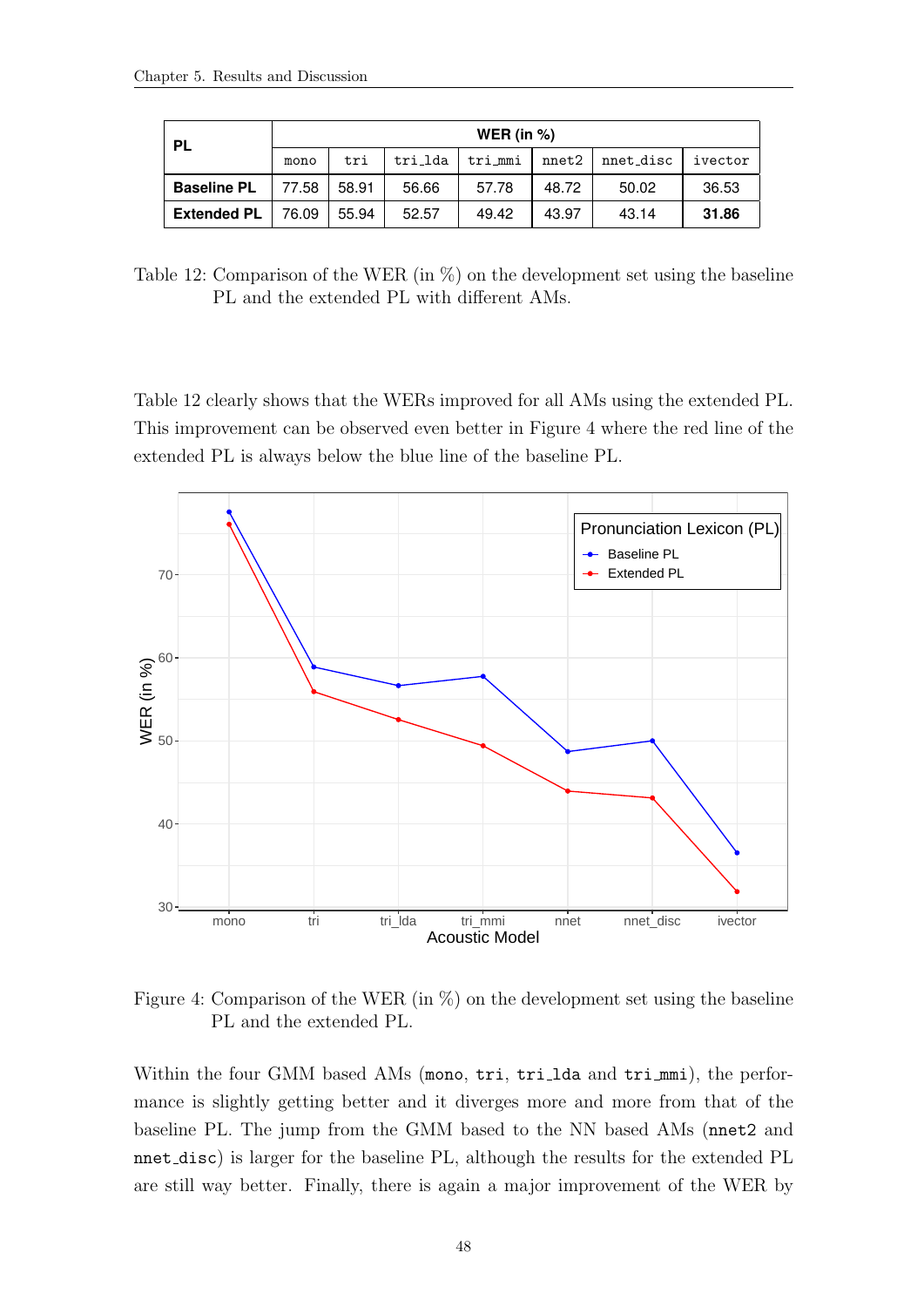| PL | WER (in %) | | | | | | |
|---|---|---|---|---|---|---|---|
| | mono | tri | tri_lda | tri_mmi | nnet2 | nnet_disc | ivector |
| **Baseline PL** | 77.58 | 58.91 | 56.66 | 57.78 | 48.72 | 50.02 | 36.53 |
| **Extended PL** | 76.09 | 55.94 | 52.57 | 49.42 | 43.97 | 43.14 | **31.86** |

Table 12: Comparison of the WER (in %) on the development set using the baseline PL and the extended PL with different AMs.

Table 12 clearly shows that the WERs improved for all AMs using the extended PL. This improvement can be observed even better in Figure 4 where the red line of the extended PL is always below the blue line of the baseline PL.

Figure 4: Comparison of the WER (in %) on the development set using the baseline PL and the extended PL.

Within the four GMM based AMs (`mono`, `tri`, `tri_lda` and `tri_mmi`), the performance is slightly getting better and it diverges more and more from that of the baseline PL. The jump from the GMM based to the NN based AMs (`nnet2` and `nnet_disc`) is larger for the baseline PL, although the results for the extended PL are still way better. Finally, there is again a major improvement of the WER by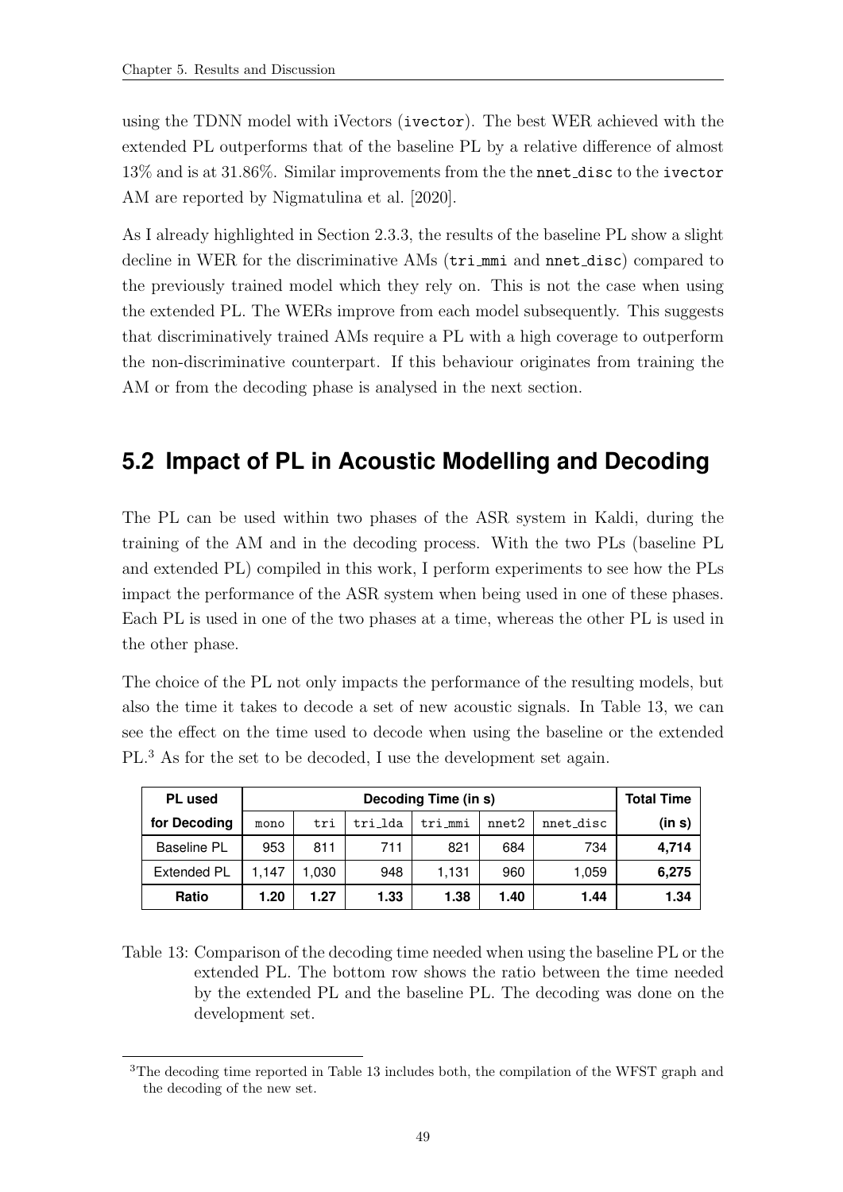using the TDNN model with iVectors (ivector). The best WER achieved with the extended PL outperforms that of the baseline PL by a relative difference of almost 13% and is at 31.86%. Similar improvements from the the nnet_disc to the ivector AM are reported by Nigmatulina et al. [2020].

As I already highlighted in Section 2.3.3, the results of the baseline PL show a slight decline in WER for the discriminative AMs (tri_mmi and nnet_disc) compared to the previously trained model which they rely on. This is not the case when using the extended PL. The WERs improve from each model subsequently. This suggests that discriminatively trained AMs require a PL with a high coverage to outperform the non-discriminative counterpart. If this behaviour originates from training the AM or from the decoding phase is analysed in the next section.

## 5.2 Impact of PL in Acoustic Modelling and Decoding

The PL can be used within two phases of the ASR system in Kaldi, during the training of the AM and in the decoding process. With the two PLs (baseline PL and extended PL) compiled in this work, I perform experiments to see how the PLs impact the performance of the ASR system when being used in one of these phases. Each PL is used in one of the two phases at a time, whereas the other PL is used in the other phase.

The choice of the PL not only impacts the performance of the resulting models, but also the time it takes to decode a set of new acoustic signals. In Table 13, we can see the effect on the time used to decode when using the baseline or the extended PL.[3] As for the set to be decoded, I use the development set again.

| PL used for Decoding | Decoding Time (in s) | | | | | | Total Time (in s) |
|---|---|---|---|---|---|---|---|
| | mono | tri | tri_lda | tri_mmi | nnet2 | nnet_disc | |
| Baseline PL | 953 | 811 | 711 | 821 | 684 | 734 | **4,714** |
| Extended PL | 1,147 | 1,030 | 948 | 1,131 | 960 | 1,059 | **6,275** |
| **Ratio** | **1.20** | **1.27** | **1.33** | **1.38** | **1.40** | **1.44** | **1.34** |

Table 13: Comparison of the decoding time needed when using the baseline PL or the extended PL. The bottom row shows the ratio between the time needed by the extended PL and the baseline PL. The decoding was done on the development set.

[3]The decoding time reported in Table 13 includes both, the compilation of the WFST graph and the decoding of the new set.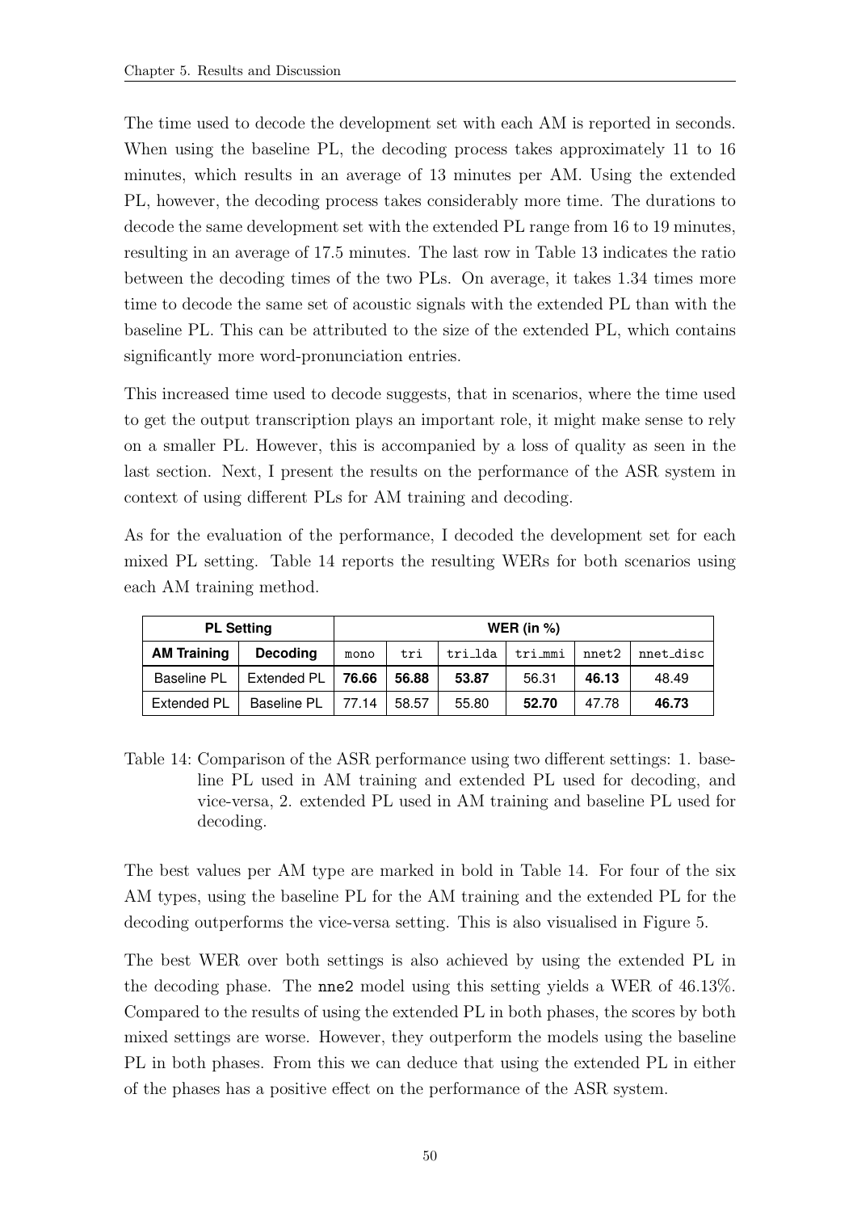The time used to decode the development set with each AM is reported in seconds. When using the baseline PL, the decoding process takes approximately 11 to 16 minutes, which results in an average of 13 minutes per AM. Using the extended PL, however, the decoding process takes considerably more time. The durations to decode the same development set with the extended PL range from 16 to 19 minutes, resulting in an average of 17.5 minutes. The last row in Table 13 indicates the ratio between the decoding times of the two PLs. On average, it takes 1.34 times more time to decode the same set of acoustic signals with the extended PL than with the baseline PL. This can be attributed to the size of the extended PL, which contains significantly more word-pronunciation entries.

This increased time used to decode suggests, that in scenarios, where the time used to get the output transcription plays an important role, it might make sense to rely on a smaller PL. However, this is accompanied by a loss of quality as seen in the last section. Next, I present the results on the performance of the ASR system in context of using different PLs for AM training and decoding.

As for the evaluation of the performance, I decoded the development set for each mixed PL setting. Table 14 reports the resulting WERs for both scenarios using each AM training method.

| **PL Setting** | | **WER (in %)** | | | | | |
|---|---|---|---|---|---|---|---|
| **AM Training** | **Decoding** | `mono` | `tri` | `tri_lda` | `tri_mmi` | `nnet2` | `nnet_disc` |
| Baseline PL | Extended PL | **76.66** | **56.88** | **53.87** | 56.31 | **46.13** | 48.49 |
| Extended PL | Baseline PL | 77.14 | 58.57 | 55.80 | **52.70** | 47.78 | **46.73** |

Table 14: Comparison of the ASR performance using two different settings: 1. baseline PL used in AM training and extended PL used for decoding, and vice-versa, 2. extended PL used in AM training and baseline PL used for decoding.

The best values per AM type are marked in bold in Table 14. For four of the six AM types, using the baseline PL for the AM training and the extended PL for the decoding outperforms the vice-versa setting. This is also visualised in Figure 5.

The best WER over both settings is also achieved by using the extended PL in the decoding phase. The `nne2` model using this setting yields a WER of 46.13%. Compared to the results of using the extended PL in both phases, the scores by both mixed settings are worse. However, they outperform the models using the baseline PL in both phases. From this we can deduce that using the extended PL in either of the phases has a positive effect on the performance of the ASR system.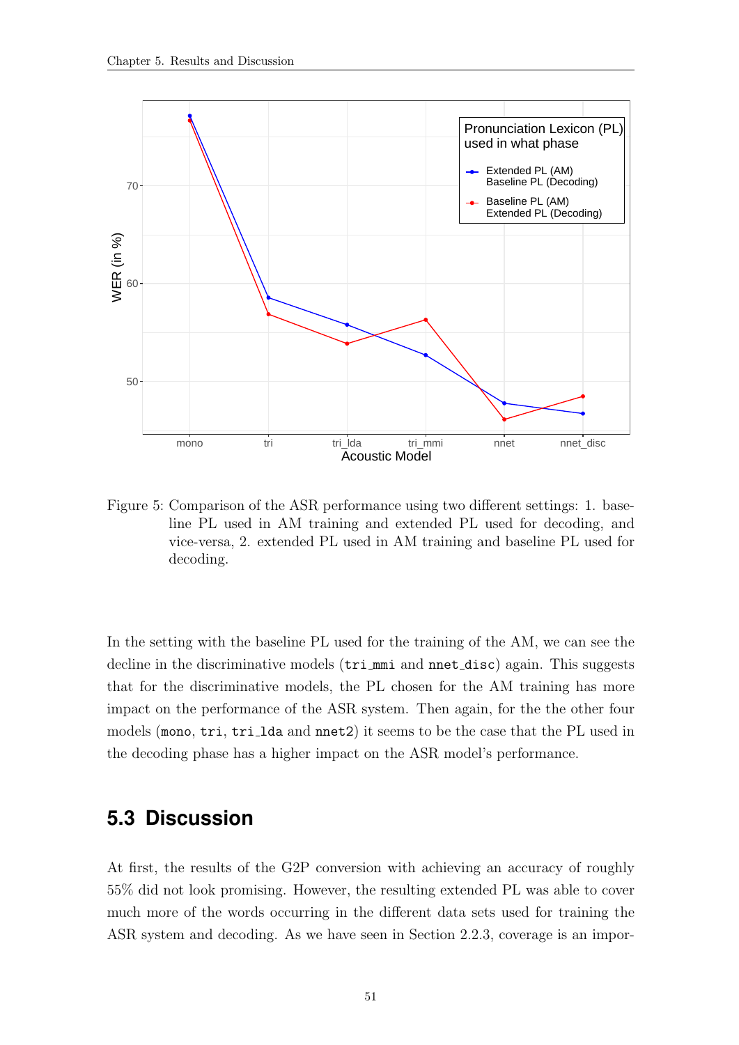Figure 5: Comparison of the ASR performance using two different settings: 1. baseline PL used in AM training and extended PL used for decoding, and vice-versa, 2. extended PL used in AM training and baseline PL used for decoding.

In the setting with the baseline PL used for the training of the AM, we can see the decline in the discriminative models (`tri_mmi` and `nnet_disc`) again. This suggests that for the discriminative models, the PL chosen for the AM training has more impact on the performance of the ASR system. Then again, for the the other four models (`mono`, `tri`, `tri_lda` and `nnet2`) it seems to be the case that the PL used in the decoding phase has a higher impact on the ASR model's performance.

## 5.3 Discussion

At first, the results of the G2P conversion with achieving an accuracy of roughly 55% did not look promising. However, the resulting extended PL was able to cover much more of the words occurring in the different data sets used for training the ASR system and decoding. As we have seen in Section 2.2.3, coverage is an impor-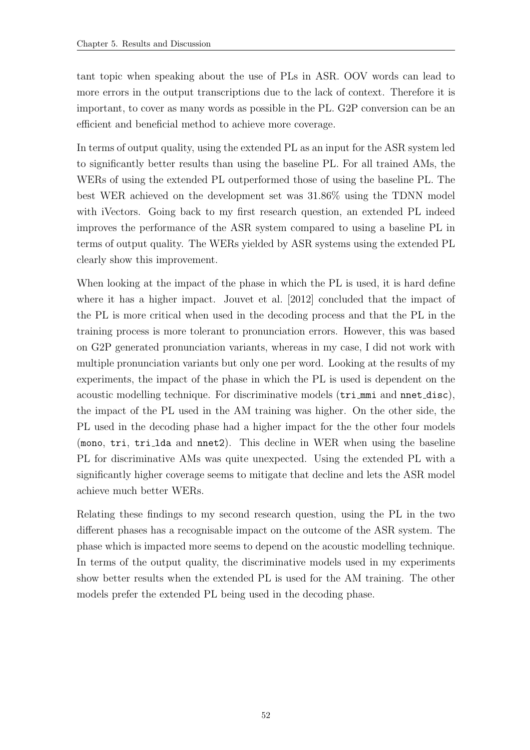tant topic when speaking about the use of PLs in ASR. OOV words can lead to more errors in the output transcriptions due to the lack of context. Therefore it is important, to cover as many words as possible in the PL. G2P conversion can be an efficient and beneficial method to achieve more coverage.

In terms of output quality, using the extended PL as an input for the ASR system led to significantly better results than using the baseline PL. For all trained AMs, the WERs of using the extended PL outperformed those of using the baseline PL. The best WER achieved on the development set was 31.86% using the TDNN model with iVectors. Going back to my first research question, an extended PL indeed improves the performance of the ASR system compared to using a baseline PL in terms of output quality. The WERs yielded by ASR systems using the extended PL clearly show this improvement.

When looking at the impact of the phase in which the PL is used, it is hard define where it has a higher impact. Jouvet et al. [2012] concluded that the impact of the PL is more critical when used in the decoding process and that the PL in the training process is more tolerant to pronunciation errors. However, this was based on G2P generated pronunciation variants, whereas in my case, I did not work with multiple pronunciation variants but only one per word. Looking at the results of my experiments, the impact of the phase in which the PL is used is dependent on the acoustic modelling technique. For discriminative models (`tri_mmi` and `nnet_disc`), the impact of the PL used in the AM training was higher. On the other side, the PL used in the decoding phase had a higher impact for the the other four models (`mono`, `tri`, `tri_lda` and `nnet2`). This decline in WER when using the baseline PL for discriminative AMs was quite unexpected. Using the extended PL with a significantly higher coverage seems to mitigate that decline and lets the ASR model achieve much better WERs.

Relating these findings to my second research question, using the PL in the two different phases has a recognisable impact on the outcome of the ASR system. The phase which is impacted more seems to depend on the acoustic modelling technique. In terms of the output quality, the discriminative models used in my experiments show better results when the extended PL is used for the AM training. The other models prefer the extended PL being used in the decoding phase.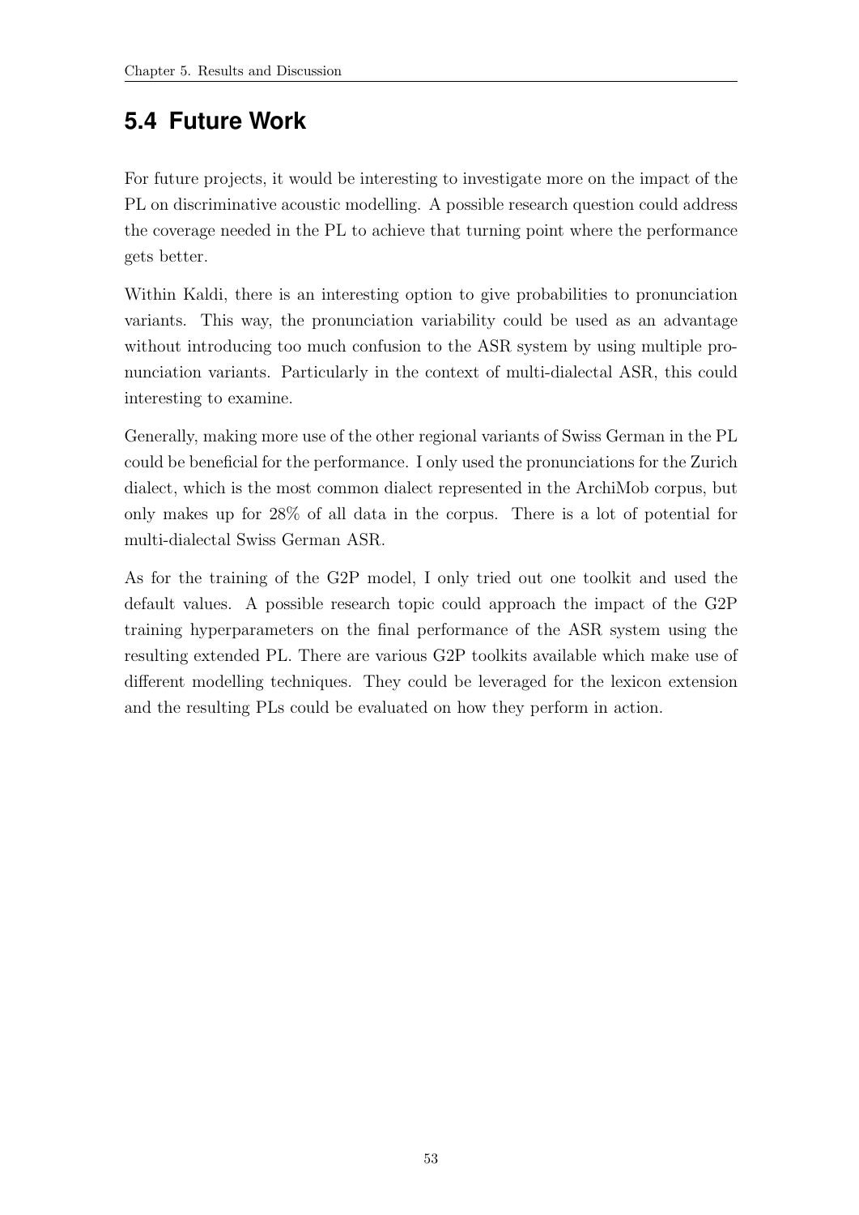## 5.4 Future Work

For future projects, it would be interesting to investigate more on the impact of the PL on discriminative acoustic modelling. A possible research question could address the coverage needed in the PL to achieve that turning point where the performance gets better.

Within Kaldi, there is an interesting option to give probabilities to pronunciation variants. This way, the pronunciation variability could be used as an advantage without introducing too much confusion to the ASR system by using multiple pronunciation variants. Particularly in the context of multi-dialectal ASR, this could interesting to examine.

Generally, making more use of the other regional variants of Swiss German in the PL could be beneficial for the performance. I only used the pronunciations for the Zurich dialect, which is the most common dialect represented in the ArchiMob corpus, but only makes up for 28% of all data in the corpus. There is a lot of potential for multi-dialectal Swiss German ASR.

As for the training of the G2P model, I only tried out one toolkit and used the default values. A possible research topic could approach the impact of the G2P training hyperparameters on the final performance of the ASR system using the resulting extended PL. There are various G2P toolkits available which make use of different modelling techniques. They could be leveraged for the lexicon extension and the resulting PLs could be evaluated on how they perform in action.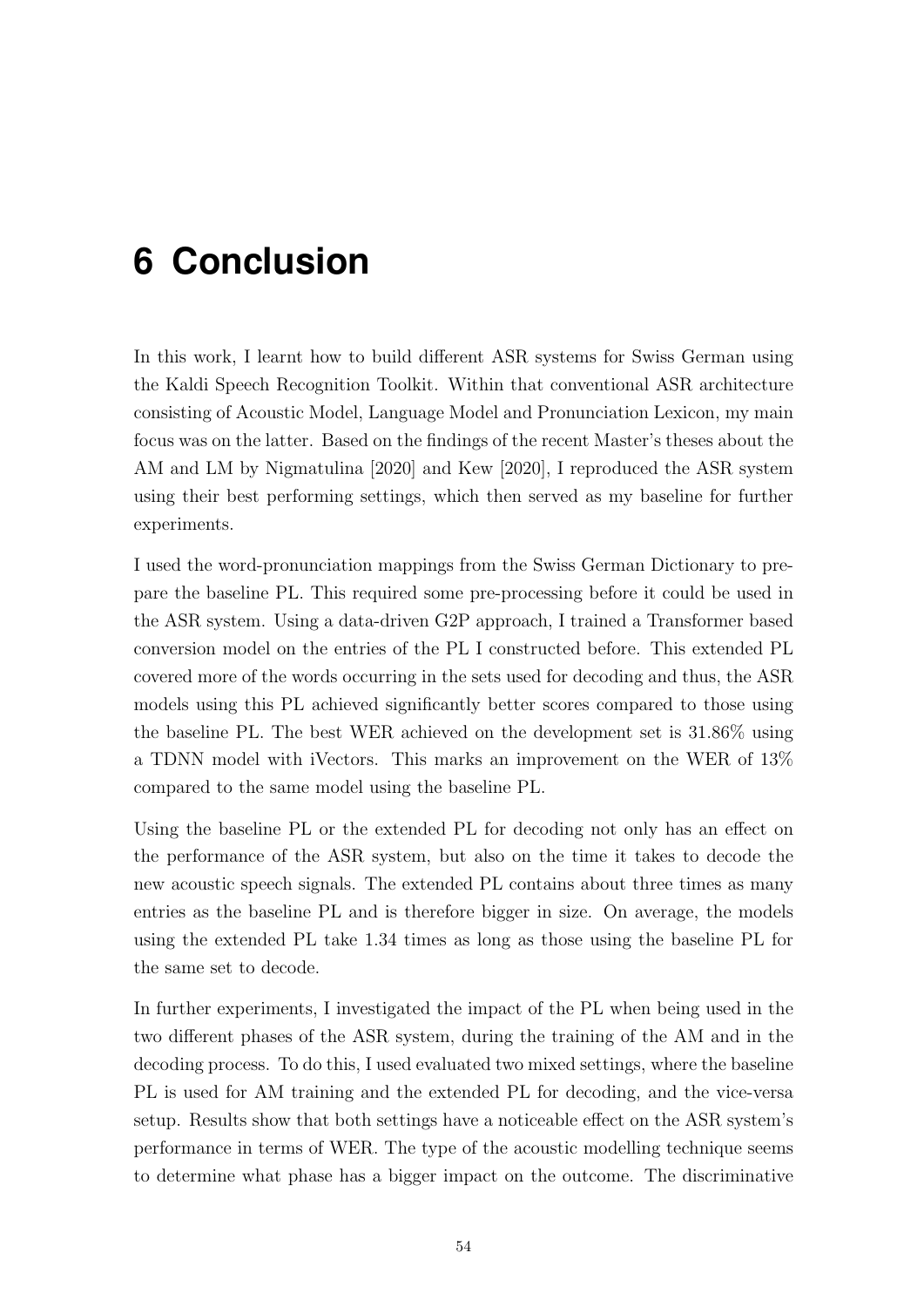# 6 Conclusion

In this work, I learnt how to build different ASR systems for Swiss German using the Kaldi Speech Recognition Toolkit. Within that conventional ASR architecture consisting of Acoustic Model, Language Model and Pronunciation Lexicon, my main focus was on the latter. Based on the findings of the recent Master's theses about the AM and LM by Nigmatulina [2020] and Kew [2020], I reproduced the ASR system using their best performing settings, which then served as my baseline for further experiments.

I used the word-pronunciation mappings from the Swiss German Dictionary to prepare the baseline PL. This required some pre-processing before it could be used in the ASR system. Using a data-driven G2P approach, I trained a Transformer based conversion model on the entries of the PL I constructed before. This extended PL covered more of the words occurring in the sets used for decoding and thus, the ASR models using this PL achieved significantly better scores compared to those using the baseline PL. The best WER achieved on the development set is 31.86% using a TDNN model with iVectors. This marks an improvement on the WER of 13% compared to the same model using the baseline PL.

Using the baseline PL or the extended PL for decoding not only has an effect on the performance of the ASR system, but also on the time it takes to decode the new acoustic speech signals. The extended PL contains about three times as many entries as the baseline PL and is therefore bigger in size. On average, the models using the extended PL take 1.34 times as long as those using the baseline PL for the same set to decode.

In further experiments, I investigated the impact of the PL when being used in the two different phases of the ASR system, during the training of the AM and in the decoding process. To do this, I used evaluated two mixed settings, where the baseline PL is used for AM training and the extended PL for decoding, and the vice-versa setup. Results show that both settings have a noticeable effect on the ASR system's performance in terms of WER. The type of the acoustic modelling technique seems to determine what phase has a bigger impact on the outcome. The discriminative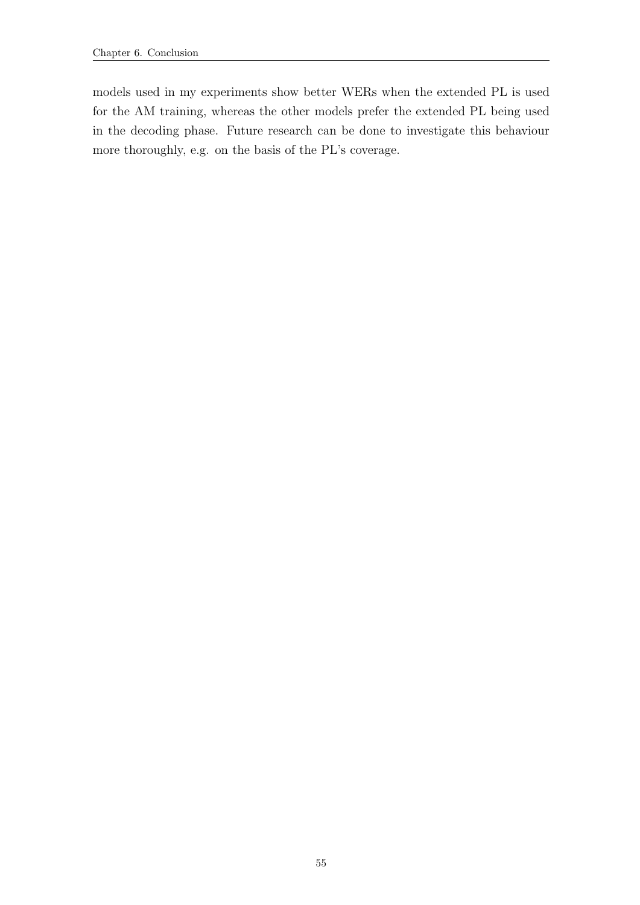models used in my experiments show better WERs when the extended PL is used for the AM training, whereas the other models prefer the extended PL being used in the decoding phase. Future research can be done to investigate this behaviour more thoroughly, e.g. on the basis of the PL's coverage.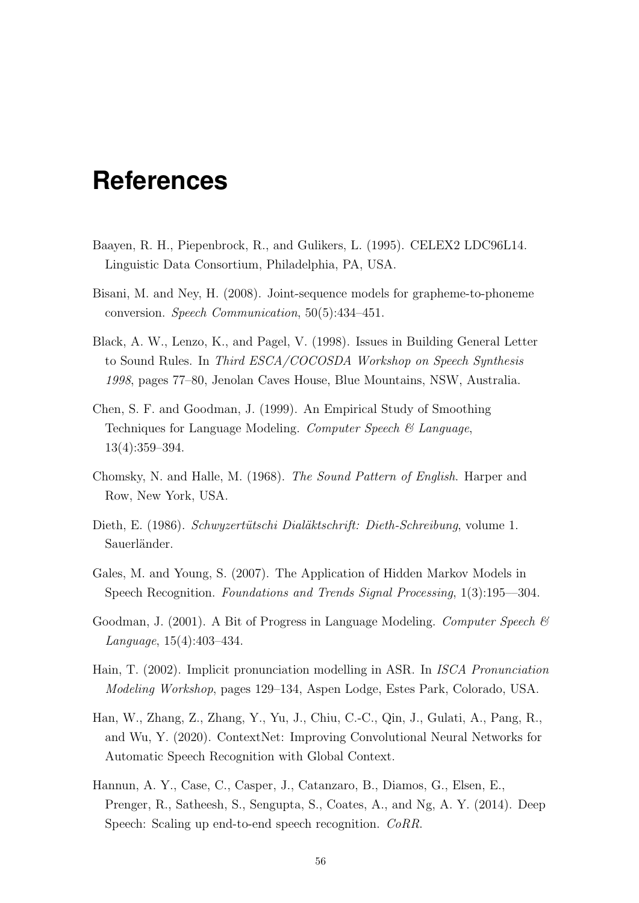# References

Baayen, R. H., Piepenbrock, R., and Gulikers, L. (1995). CELEX2 LDC96L14. Linguistic Data Consortium, Philadelphia, PA, USA.

Bisani, M. and Ney, H. (2008). Joint-sequence models for grapheme-to-phoneme conversion. *Speech Communication*, 50(5):434–451.

Black, A. W., Lenzo, K., and Pagel, V. (1998). Issues in Building General Letter to Sound Rules. In *Third ESCA/COCOSDA Workshop on Speech Synthesis 1998*, pages 77–80, Jenolan Caves House, Blue Mountains, NSW, Australia.

Chen, S. F. and Goodman, J. (1999). An Empirical Study of Smoothing Techniques for Language Modeling. *Computer Speech & Language*, 13(4):359–394.

Chomsky, N. and Halle, M. (1968). *The Sound Pattern of English*. Harper and Row, New York, USA.

Dieth, E. (1986). *Schwyzertütschi Dialäktschrift: Dieth-Schreibung*, volume 1. Sauerländer.

Gales, M. and Young, S. (2007). The Application of Hidden Markov Models in Speech Recognition. *Foundations and Trends Signal Processing*, 1(3):195—304.

Goodman, J. (2001). A Bit of Progress in Language Modeling. *Computer Speech & Language*, 15(4):403–434.

Hain, T. (2002). Implicit pronunciation modelling in ASR. In *ISCA Pronunciation Modeling Workshop*, pages 129–134, Aspen Lodge, Estes Park, Colorado, USA.

Han, W., Zhang, Z., Zhang, Y., Yu, J., Chiu, C.-C., Qin, J., Gulati, A., Pang, R., and Wu, Y. (2020). ContextNet: Improving Convolutional Neural Networks for Automatic Speech Recognition with Global Context.

Hannun, A. Y., Case, C., Casper, J., Catanzaro, B., Diamos, G., Elsen, E., Prenger, R., Satheesh, S., Sengupta, S., Coates, A., and Ng, A. Y. (2014). Deep Speech: Scaling up end-to-end speech recognition. *CoRR*.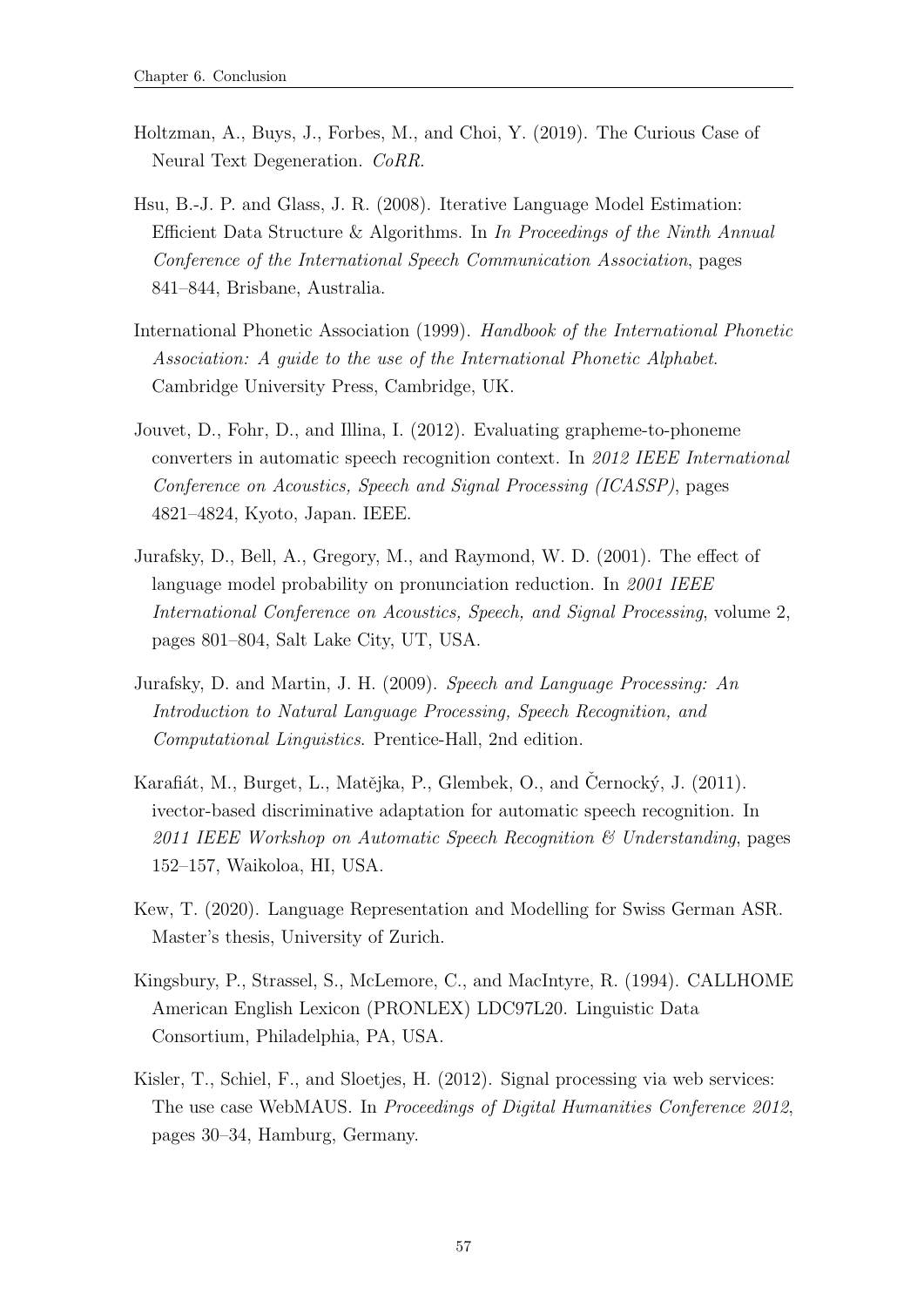Holtzman, A., Buys, J., Forbes, M., and Choi, Y. (2019). The Curious Case of Neural Text Degeneration. *CoRR*.

Hsu, B.-J. P. and Glass, J. R. (2008). Iterative Language Model Estimation: Efficient Data Structure & Algorithms. In *In Proceedings of the Ninth Annual Conference of the International Speech Communication Association*, pages 841–844, Brisbane, Australia.

International Phonetic Association (1999). *Handbook of the International Phonetic Association: A guide to the use of the International Phonetic Alphabet*. Cambridge University Press, Cambridge, UK.

Jouvet, D., Fohr, D., and Illina, I. (2012). Evaluating grapheme-to-phoneme converters in automatic speech recognition context. In *2012 IEEE International Conference on Acoustics, Speech and Signal Processing (ICASSP)*, pages 4821–4824, Kyoto, Japan. IEEE.

Jurafsky, D., Bell, A., Gregory, M., and Raymond, W. D. (2001). The effect of language model probability on pronunciation reduction. In *2001 IEEE International Conference on Acoustics, Speech, and Signal Processing*, volume 2, pages 801–804, Salt Lake City, UT, USA.

Jurafsky, D. and Martin, J. H. (2009). *Speech and Language Processing: An Introduction to Natural Language Processing, Speech Recognition, and Computational Linguistics*. Prentice-Hall, 2nd edition.

Karafiát, M., Burget, L., Matějka, P., Glembek, O., and Černocký, J. (2011). ivector-based discriminative adaptation for automatic speech recognition. In *2011 IEEE Workshop on Automatic Speech Recognition & Understanding*, pages 152–157, Waikoloa, HI, USA.

Kew, T. (2020). Language Representation and Modelling for Swiss German ASR. Master's thesis, University of Zurich.

Kingsbury, P., Strassel, S., McLemore, C., and MacIntyre, R. (1994). CALLHOME American English Lexicon (PRONLEX) LDC97L20. Linguistic Data Consortium, Philadelphia, PA, USA.

Kisler, T., Schiel, F., and Sloetjes, H. (2012). Signal processing via web services: The use case WebMAUS. In *Proceedings of Digital Humanities Conference 2012*, pages 30–34, Hamburg, Germany.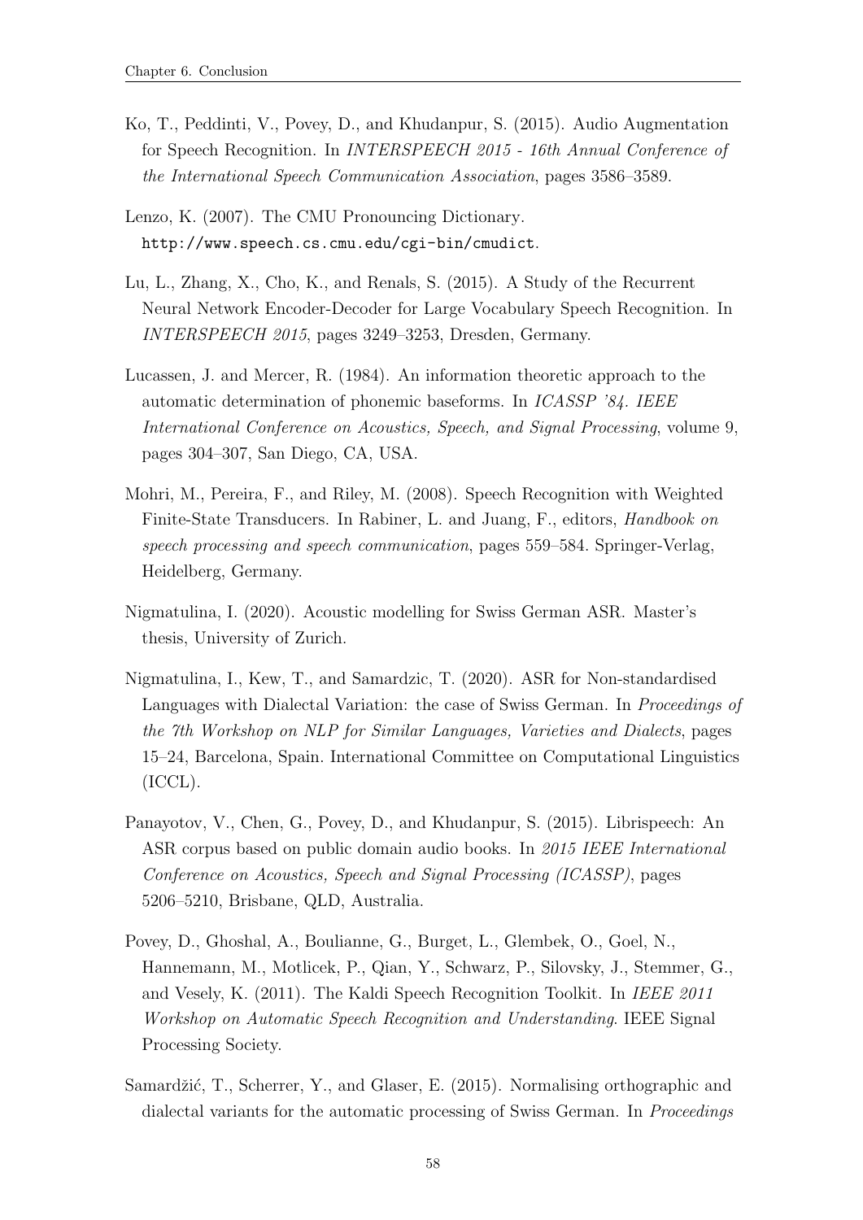Ko, T., Peddinti, V., Povey, D., and Khudanpur, S. (2015). Audio Augmentation for Speech Recognition. In *INTERSPEECH 2015 - 16th Annual Conference of the International Speech Communication Association*, pages 3586–3589.

Lenzo, K. (2007). The CMU Pronouncing Dictionary. `http://www.speech.cs.cmu.edu/cgi-bin/cmudict`.

Lu, L., Zhang, X., Cho, K., and Renals, S. (2015). A Study of the Recurrent Neural Network Encoder-Decoder for Large Vocabulary Speech Recognition. In *INTERSPEECH 2015*, pages 3249–3253, Dresden, Germany.

Lucassen, J. and Mercer, R. (1984). An information theoretic approach to the automatic determination of phonemic baseforms. In *ICASSP '84. IEEE International Conference on Acoustics, Speech, and Signal Processing*, volume 9, pages 304–307, San Diego, CA, USA.

Mohri, M., Pereira, F., and Riley, M. (2008). Speech Recognition with Weighted Finite-State Transducers. In Rabiner, L. and Juang, F., editors, *Handbook on speech processing and speech communication*, pages 559–584. Springer-Verlag, Heidelberg, Germany.

Nigmatulina, I. (2020). Acoustic modelling for Swiss German ASR. Master's thesis, University of Zurich.

Nigmatulina, I., Kew, T., and Samardzic, T. (2020). ASR for Non-standardised Languages with Dialectal Variation: the case of Swiss German. In *Proceedings of the 7th Workshop on NLP for Similar Languages, Varieties and Dialects*, pages 15–24, Barcelona, Spain. International Committee on Computational Linguistics (ICCL).

Panayotov, V., Chen, G., Povey, D., and Khudanpur, S. (2015). Librispeech: An ASR corpus based on public domain audio books. In *2015 IEEE International Conference on Acoustics, Speech and Signal Processing (ICASSP)*, pages 5206–5210, Brisbane, QLD, Australia.

Povey, D., Ghoshal, A., Boulianne, G., Burget, L., Glembek, O., Goel, N., Hannemann, M., Motlicek, P., Qian, Y., Schwarz, P., Silovsky, J., Stemmer, G., and Vesely, K. (2011). The Kaldi Speech Recognition Toolkit. In *IEEE 2011 Workshop on Automatic Speech Recognition and Understanding*. IEEE Signal Processing Society.

Samardžić, T., Scherrer, Y., and Glaser, E. (2015). Normalising orthographic and dialectal variants for the automatic processing of Swiss German. In *Proceedings*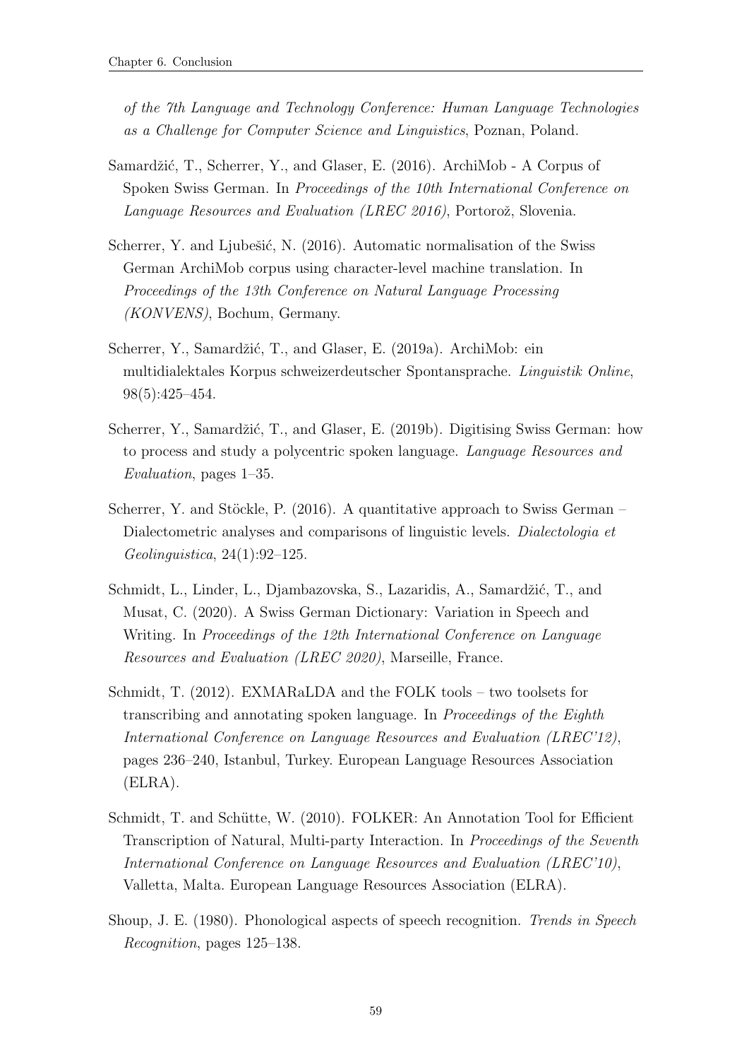*of the 7th Language and Technology Conference: Human Language Technologies as a Challenge for Computer Science and Linguistics*, Poznan, Poland.

Samardžić, T., Scherrer, Y., and Glaser, E. (2016). ArchiMob - A Corpus of Spoken Swiss German. In *Proceedings of the 10th International Conference on Language Resources and Evaluation (LREC 2016)*, Portorož, Slovenia.

Scherrer, Y. and Ljubešić, N. (2016). Automatic normalisation of the Swiss German ArchiMob corpus using character-level machine translation. In *Proceedings of the 13th Conference on Natural Language Processing (KONVENS)*, Bochum, Germany.

Scherrer, Y., Samardžić, T., and Glaser, E. (2019a). ArchiMob: ein multidialektales Korpus schweizerdeutscher Spontansprache. *Linguistik Online*, 98(5):425–454.

Scherrer, Y., Samardžić, T., and Glaser, E. (2019b). Digitising Swiss German: how to process and study a polycentric spoken language. *Language Resources and Evaluation*, pages 1–35.

Scherrer, Y. and Stöckle, P. (2016). A quantitative approach to Swiss German – Dialectometric analyses and comparisons of linguistic levels. *Dialectologia et Geolinguistica*, 24(1):92–125.

Schmidt, L., Linder, L., Djambazovska, S., Lazaridis, A., Samardžić, T., and Musat, C. (2020). A Swiss German Dictionary: Variation in Speech and Writing. In *Proceedings of the 12th International Conference on Language Resources and Evaluation (LREC 2020)*, Marseille, France.

Schmidt, T. (2012). EXMARaLDA and the FOLK tools – two toolsets for transcribing and annotating spoken language. In *Proceedings of the Eighth International Conference on Language Resources and Evaluation (LREC'12)*, pages 236–240, Istanbul, Turkey. European Language Resources Association (ELRA).

Schmidt, T. and Schütte, W. (2010). FOLKER: An Annotation Tool for Efficient Transcription of Natural, Multi-party Interaction. In *Proceedings of the Seventh International Conference on Language Resources and Evaluation (LREC'10)*, Valletta, Malta. European Language Resources Association (ELRA).

Shoup, J. E. (1980). Phonological aspects of speech recognition. *Trends in Speech Recognition*, pages 125–138.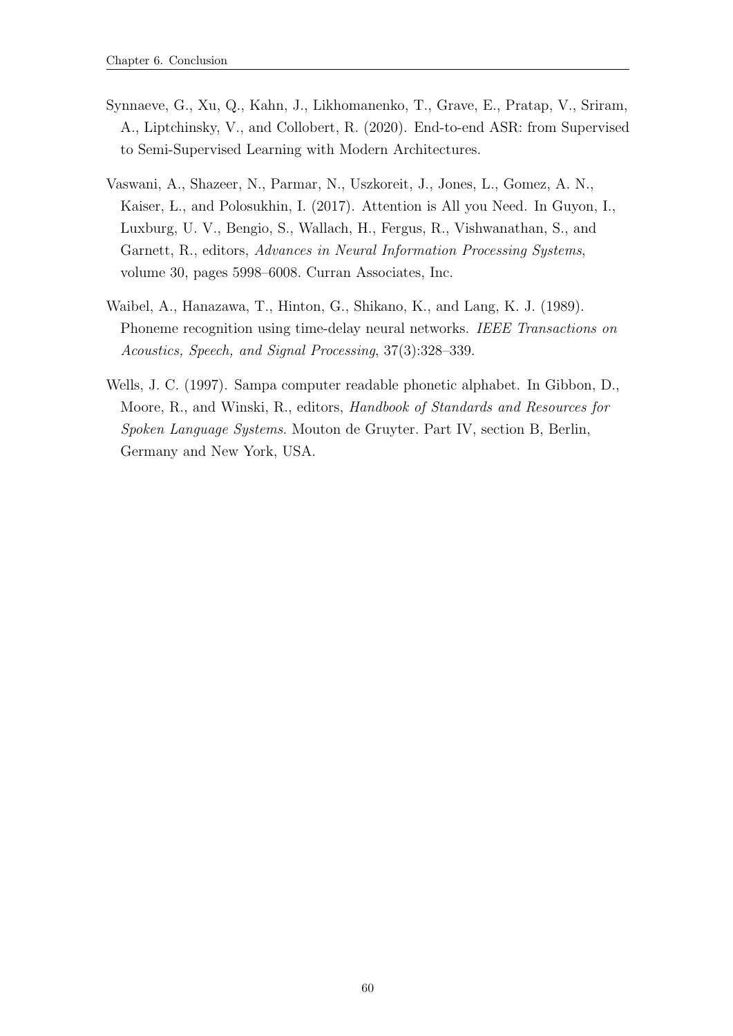Synnaeve, G., Xu, Q., Kahn, J., Likhomanenko, T., Grave, E., Pratap, V., Sriram, A., Liptchinsky, V., and Collobert, R. (2020). End-to-end ASR: from Supervised to Semi-Supervised Learning with Modern Architectures.

Vaswani, A., Shazeer, N., Parmar, N., Uszkoreit, J., Jones, L., Gomez, A. N., Kaiser, Ł., and Polosukhin, I. (2017). Attention is All you Need. In Guyon, I., Luxburg, U. V., Bengio, S., Wallach, H., Fergus, R., Vishwanathan, S., and Garnett, R., editors, *Advances in Neural Information Processing Systems*, volume 30, pages 5998–6008. Curran Associates, Inc.

Waibel, A., Hanazawa, T., Hinton, G., Shikano, K., and Lang, K. J. (1989). Phoneme recognition using time-delay neural networks. *IEEE Transactions on Acoustics, Speech, and Signal Processing*, 37(3):328–339.

Wells, J. C. (1997). Sampa computer readable phonetic alphabet. In Gibbon, D., Moore, R., and Winski, R., editors, *Handbook of Standards and Resources for Spoken Language Systems*. Mouton de Gruyter. Part IV, section B, Berlin, Germany and New York, USA.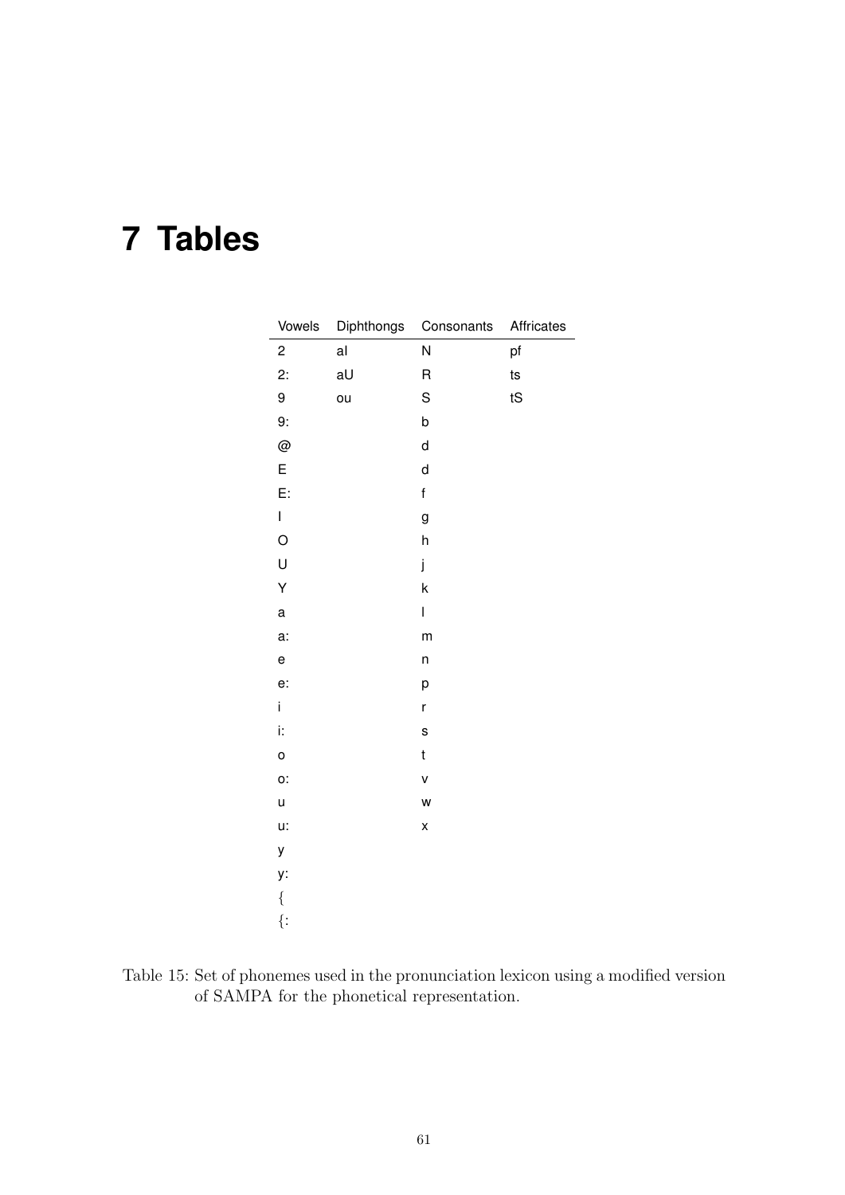# 7 Tables

| Vowels | Diphthongs | Consonants | Affricates |
|---|---|---|---|
| 2 | aI | N | pf |
| 2: | aU | R | ts |
| 9 | ou | S | tS |
| 9: | | b | |
| @ | | d | |
| E | | d | |
| E: | | f | |
| I | | g | |
| O | | h | |
| U | | j | |
| Y | | k | |
| a | | l | |
| a: | | m | |
| e | | n | |
| e: | | p | |
| i | | r | |
| i: | | s | |
| o | | t | |
| o: | | v | |
| u | | w | |
| u: | | x | |
| y | | | |
| y: | | | |
| { | | | |
| {: | | | |

Table 15: Set of phonemes used in the pronunciation lexicon using a modified version of SAMPA for the phonetical representation.